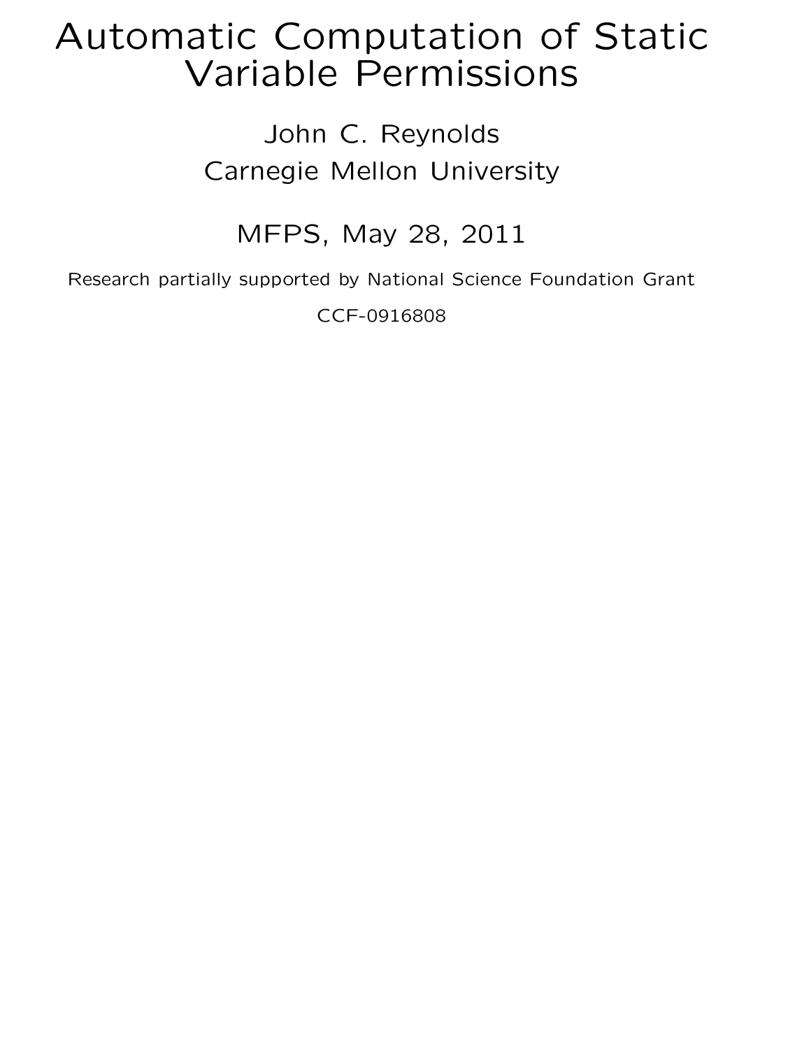# Automatic Computation of Static Variable Permissions

John C. Reynolds

Carnegie Mellon University

MFPS, May 28, 2011

Research partially supported by National Science Foundation Grant CCF-0916808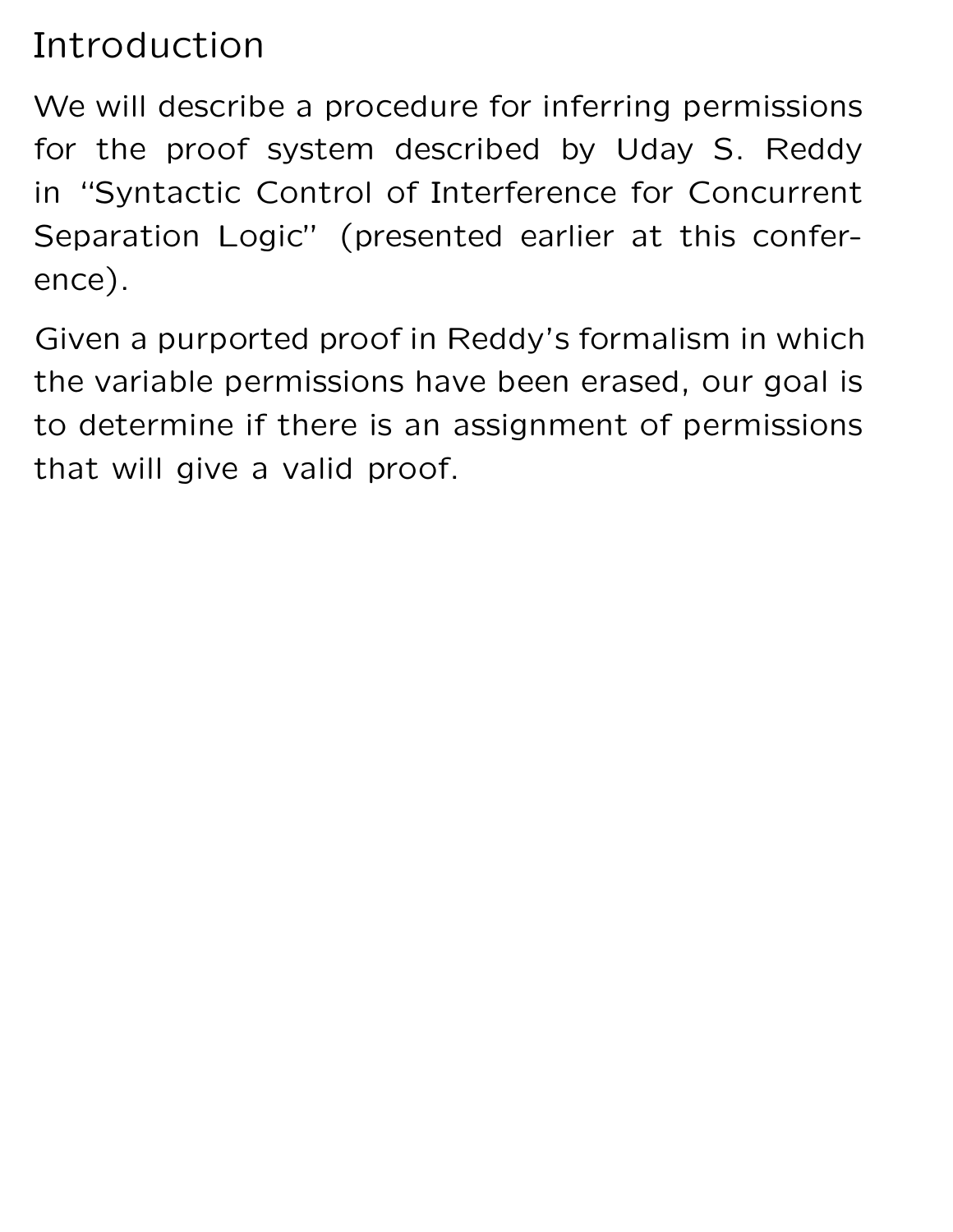# Introduction

We will describe a procedure for inferring permissions for the proof system described by Uday S. Reddy in "Syntactic Control of Interference for Concurrent Separation Logic" (presented earlier at this conference).

Given a purported proof in Reddy's formalism in which the variable permissions have been erased, our goal is to determine if there is an assignment of permissions that will give a valid proof.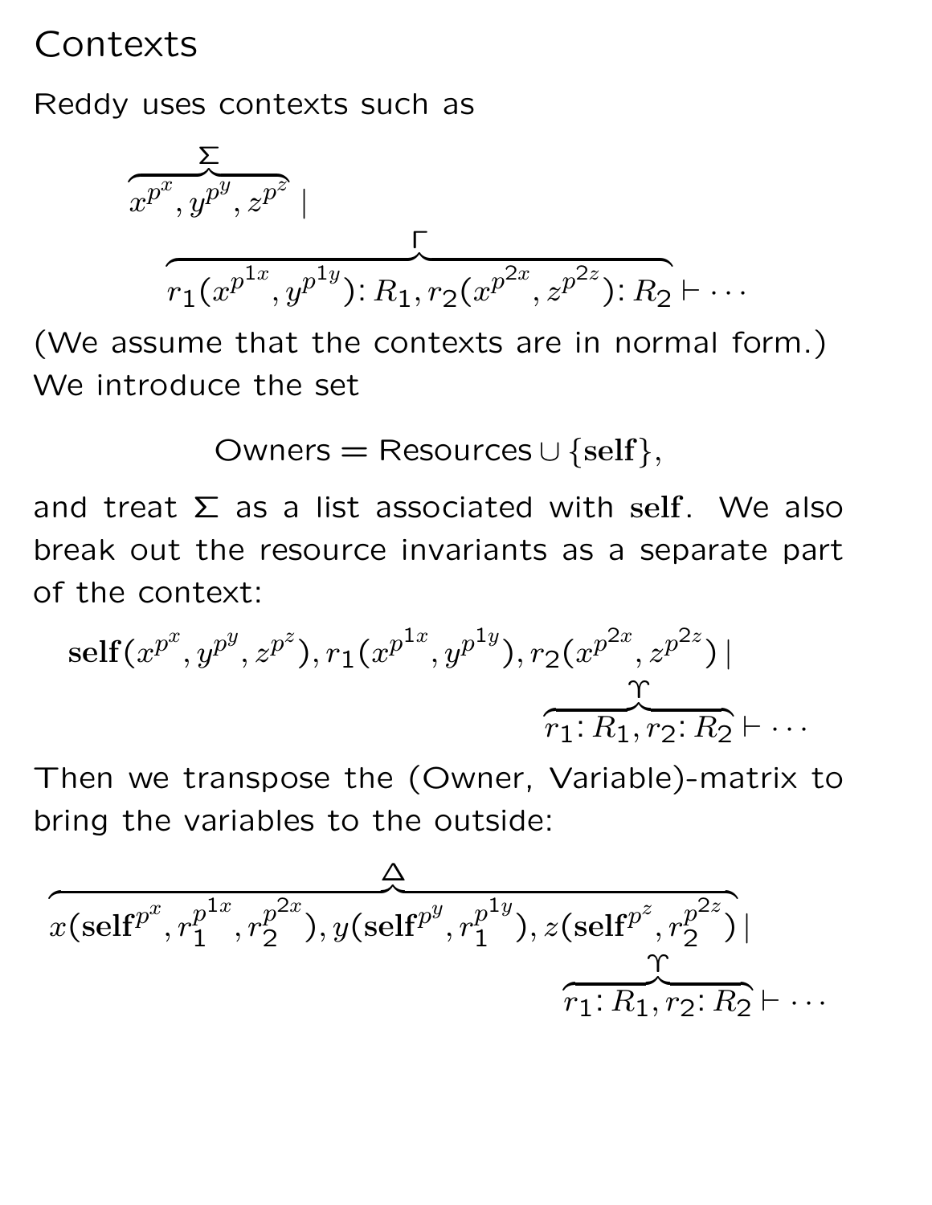# Contexts

Reddy uses contexts such as

$$\overbrace{x^{p^x}, y^{p^y}, z^{p^z}}^{\Sigma} \mid \overbrace{r_1(x^{p^{1x}}, y^{p^{1y}})\colon R_1, r_2(x^{p^{2x}}, z^{p^{2z}})\colon R_2}^{\Gamma} \vdash \cdots$$

(We assume that the contexts are in normal form.) We introduce the set

$$\text{Owners} = \text{Resources} \cup \{\mathbf{self}\},$$

and treat $\Sigma$ as a list associated with $\mathbf{self}$. We also break out the resource invariants as a separate part of the context:

$$\mathbf{self}(x^{p^x}, y^{p^y}, z^{p^z}), r_1(x^{p^{1x}}, y^{p^{1y}}), r_2(x^{p^{2x}}, z^{p^{2z}}) \mid \overbrace{r_1\colon R_1, r_2\colon R_2}^{\Upsilon} \vdash \cdots$$

Then we transpose the (Owner, Variable)-matrix to bring the variables to the outside:

$$\overbrace{x(\mathbf{self}^{p^x}, r_1^{p^{1x}}, r_2^{p^{2x}}), y(\mathbf{self}^{p^y}, r_1^{p^{1y}}), z(\mathbf{self}^{p^z}, r_2^{p^{2z}})}^{\Delta} \mid \overbrace{r_1\colon R_1, r_2\colon R_2}^{\Upsilon} \vdash \cdots$$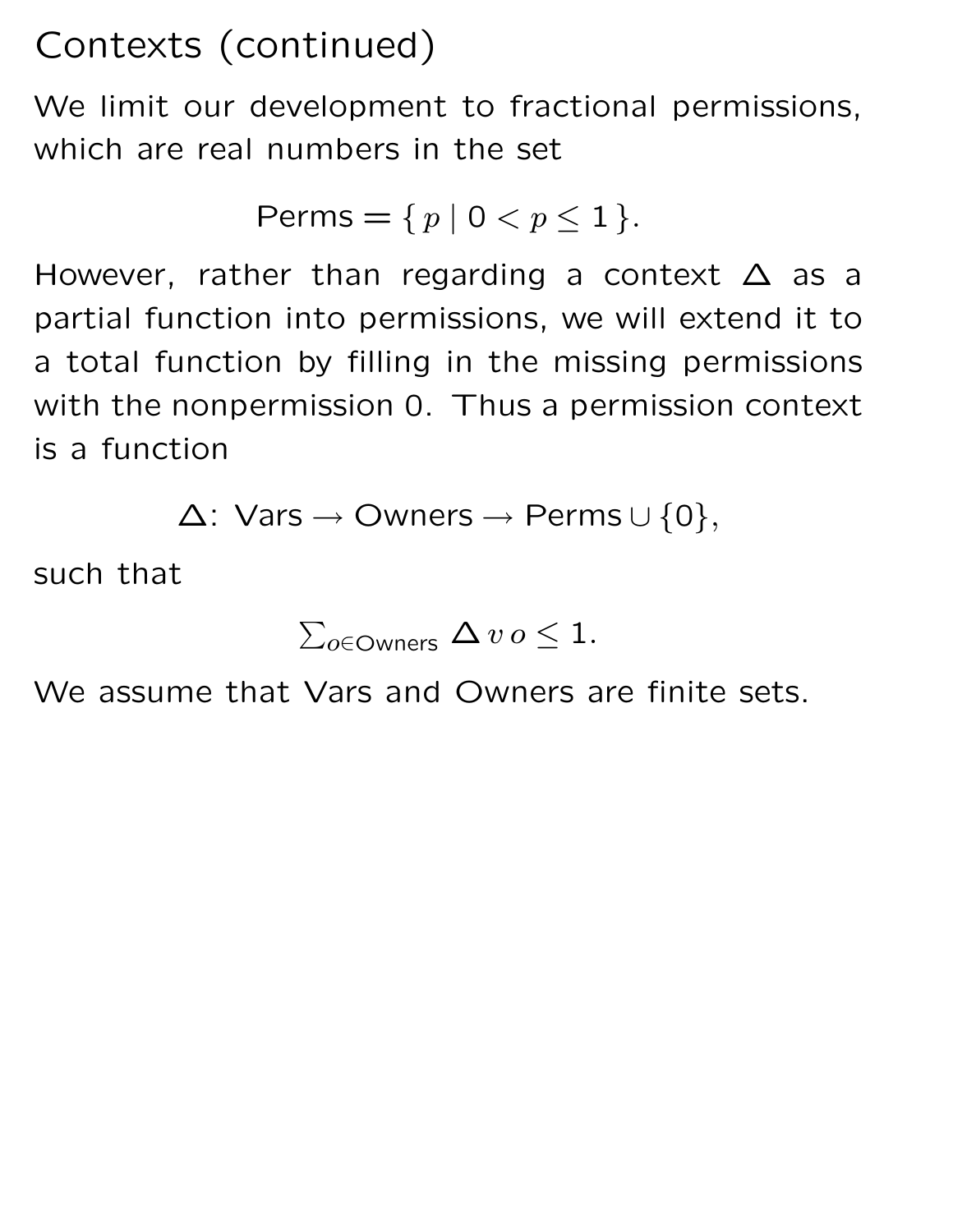# Contexts (continued)

We limit our development to fractional permissions, which are real numbers in the set

$$\mathsf{Perms} = \{\, p \mid 0 < p \leq 1 \,\}.$$

However, rather than regarding a context $\Delta$ as a partial function into permissions, we will extend it to a total function by filling in the missing permissions with the nonpermission 0. Thus a permission context is a function

$$\Delta \colon \mathsf{Vars} \to \mathsf{Owners} \to \mathsf{Perms} \cup \{0\},$$

such that

$$\textstyle\sum_{o \in \mathsf{Owners}} \Delta\, v\, o \leq 1.$$

We assume that Vars and Owners are finite sets.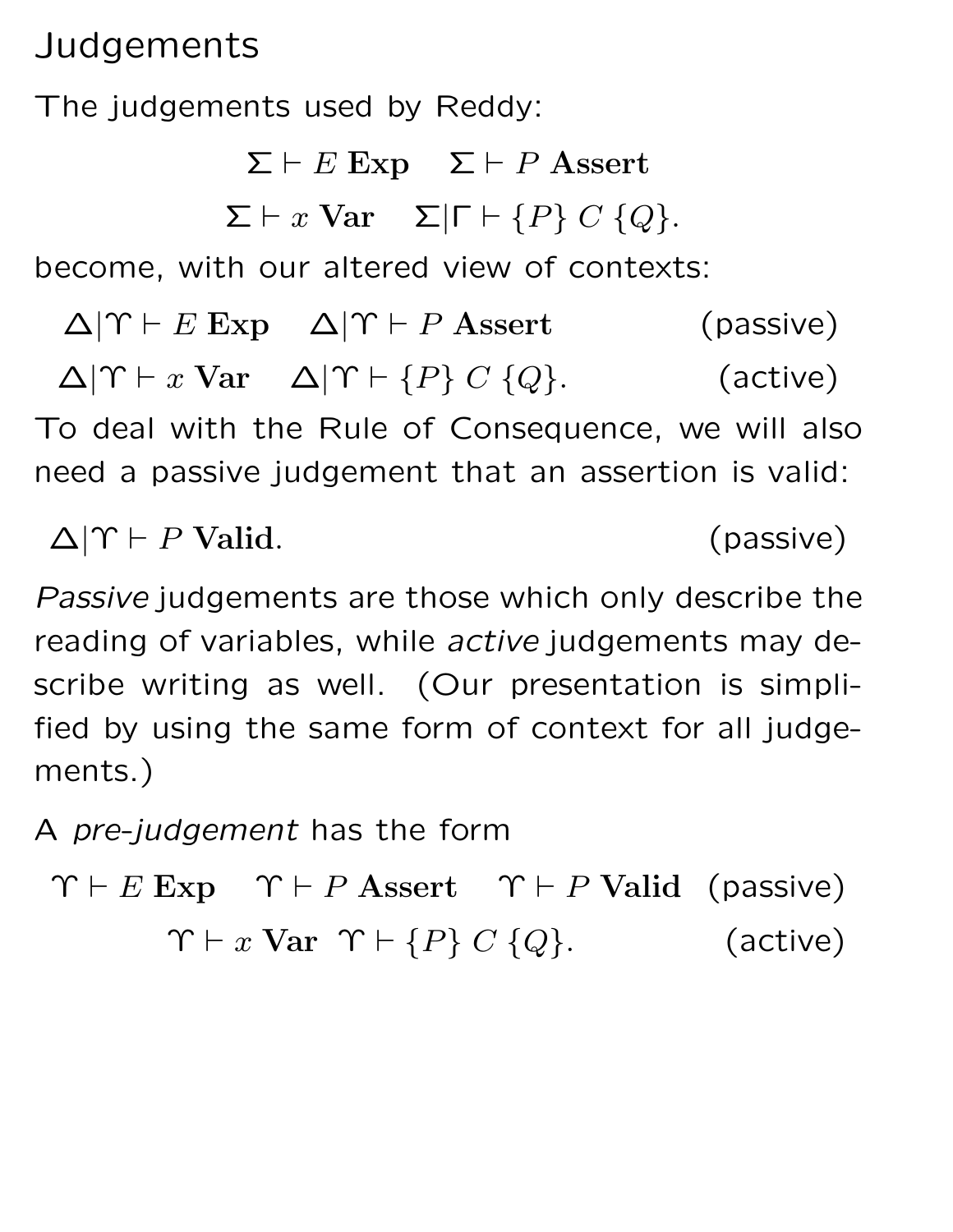# Judgements

The judgements used by Reddy:

$$\Sigma \vdash E \ \mathbf{Exp} \quad \Sigma \vdash P \ \mathbf{Assert}$$

$$\Sigma \vdash x \ \mathbf{Var} \quad \Sigma | \Gamma \vdash \{P\} \ C \ \{Q\}.$$

become, with our altered view of contexts:

$$\Delta | \Upsilon \vdash E \ \mathbf{Exp} \quad \Delta | \Upsilon \vdash P \ \mathbf{Assert} \qquad \text{(passive)}$$

$$\Delta | \Upsilon \vdash x \ \mathbf{Var} \quad \Delta | \Upsilon \vdash \{P\} \ C \ \{Q\}. \qquad \text{(active)}$$

To deal with the Rule of Consequence, we will also need a passive judgement that an assertion is valid:

$$\Delta | \Upsilon \vdash P \ \mathbf{Valid}. \qquad \text{(passive)}$$

*Passive* judgements are those which only describe the reading of variables, while *active* judgements may describe writing as well. (Our presentation is simplified by using the same form of context for all judgements.)

A *pre-judgement* has the form

$$\Upsilon \vdash E \ \mathbf{Exp} \quad \Upsilon \vdash P \ \mathbf{Assert} \quad \Upsilon \vdash P \ \mathbf{Valid} \quad \text{(passive)}$$

$$\Upsilon \vdash x \ \mathbf{Var} \quad \Upsilon \vdash \{P\} \ C \ \{Q\}. \qquad \text{(active)}$$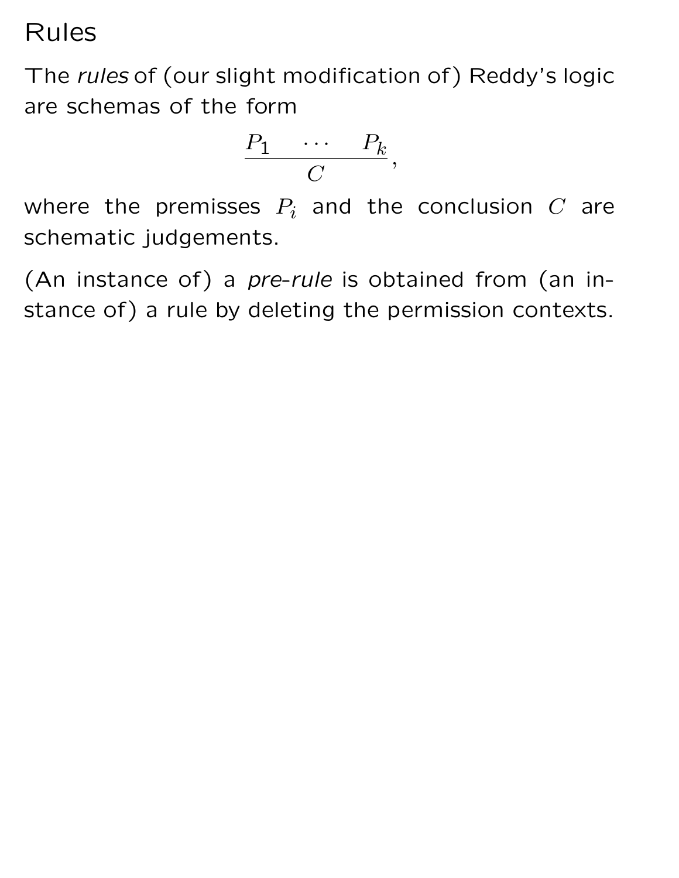# Rules

The *rules* of (our slight modification of) Reddy's logic are schemas of the form

$$\frac{P_1 \quad \cdots \quad P_k}{C},$$

where the premisses $P_i$ and the conclusion $C$ are schematic judgements.

(An instance of) a *pre-rule* is obtained from (an instance of) a rule by deleting the permission contexts.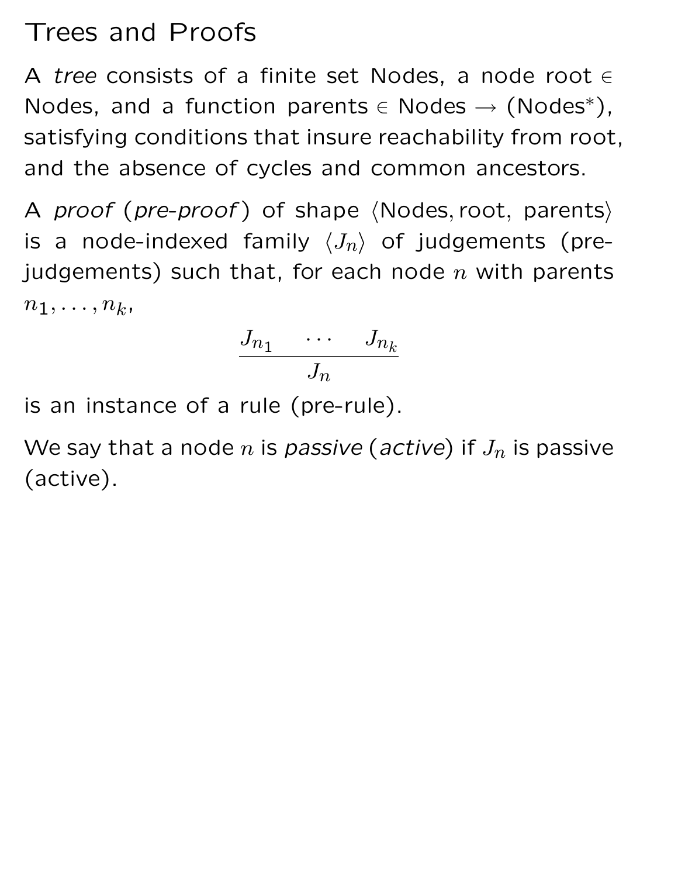# Trees and Proofs

A *tree* consists of a finite set Nodes, a node root $\in$ Nodes, and a function parents $\in$ Nodes $\rightarrow$ (Nodes$^*$), satisfying conditions that insure reachability from root, and the absence of cycles and common ancestors.

A *proof* (*pre-proof*) of shape $\langle$Nodes, root, parents$\rangle$ is a node-indexed family $\langle J_n \rangle$ of judgements (pre-judgements) such that, for each node $n$ with parents $n_1, \ldots, n_k$,

$$\frac{J_{n_1} \quad \cdots \quad J_{n_k}}{J_n}$$

is an instance of a rule (pre-rule).

We say that a node $n$ is *passive* (*active*) if $J_n$ is passive (active).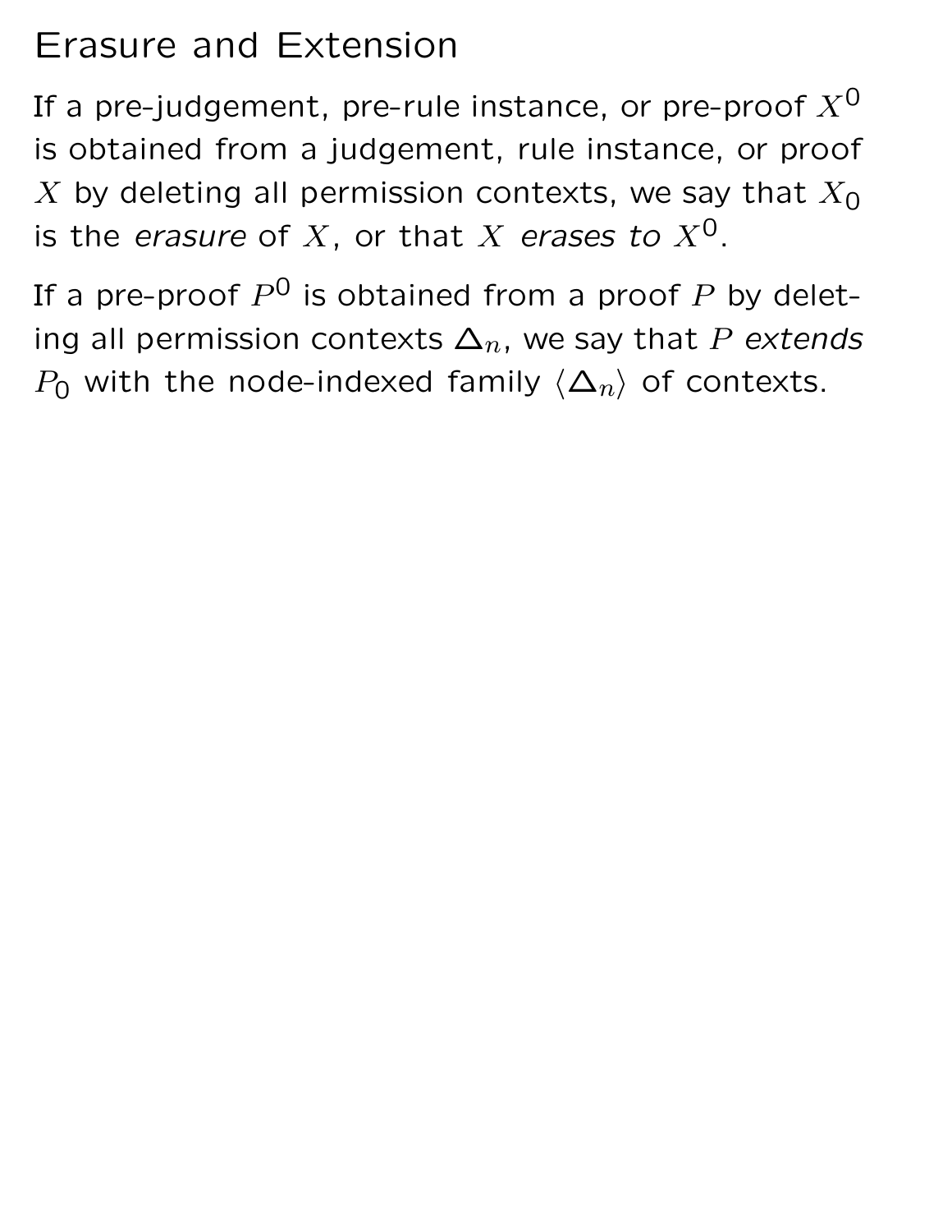# Erasure and Extension

If a pre-judgement, pre-rule instance, or pre-proof $X^0$ is obtained from a judgement, rule instance, or proof $X$ by deleting all permission contexts, we say that $X_0$ is the *erasure* of $X$, or that $X$ *erases to* $X^0$.

If a pre-proof $P^0$ is obtained from a proof $P$ by deleting all permission contexts $\Delta_n$, we say that $P$ *extends* $P_0$ with the node-indexed family $\langle \Delta_n \rangle$ of contexts.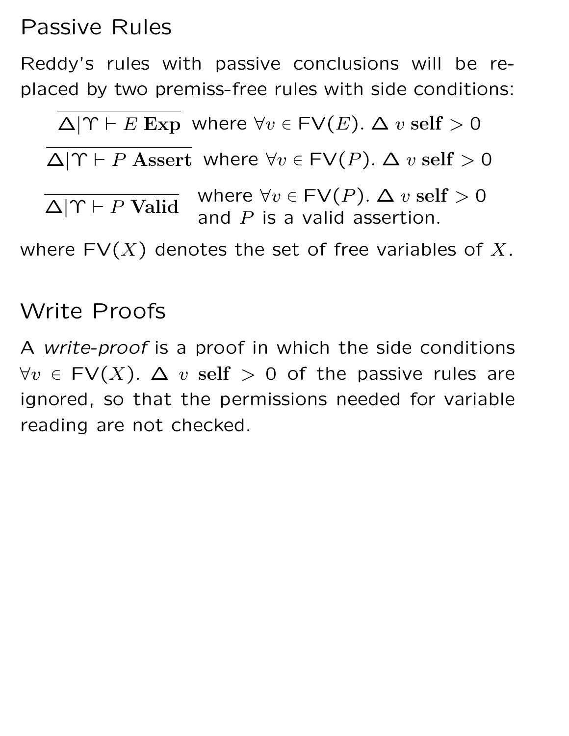## Passive Rules

Reddy's rules with passive conclusions will be replaced by two premiss-free rules with side conditions:

$$\frac{}{\Delta | \Upsilon \vdash E \ \mathbf{Exp}} \ \text{where } \forall v \in \mathsf{FV}(E).\ \Delta\ v\ \mathbf{self} > 0$$

$$\frac{}{\Delta | \Upsilon \vdash P \ \mathbf{Assert}} \ \text{where } \forall v \in \mathsf{FV}(P).\ \Delta\ v\ \mathbf{self} > 0$$

$$\frac{}{\Delta | \Upsilon \vdash P \ \mathbf{Valid}} \ \begin{array}{l}\text{where } \forall v \in \mathsf{FV}(P).\ \Delta\ v\ \mathbf{self} > 0 \\ \text{and } P \text{ is a valid assertion.}\end{array}$$

where $\mathsf{FV}(X)$ denotes the set of free variables of $X$.

## Write Proofs

A *write-proof* is a proof in which the side conditions $\forall v \in \mathsf{FV}(X).\ \Delta\ v\ \mathbf{self} > 0$ of the passive rules are ignored, so that the permissions needed for variable reading are not checked.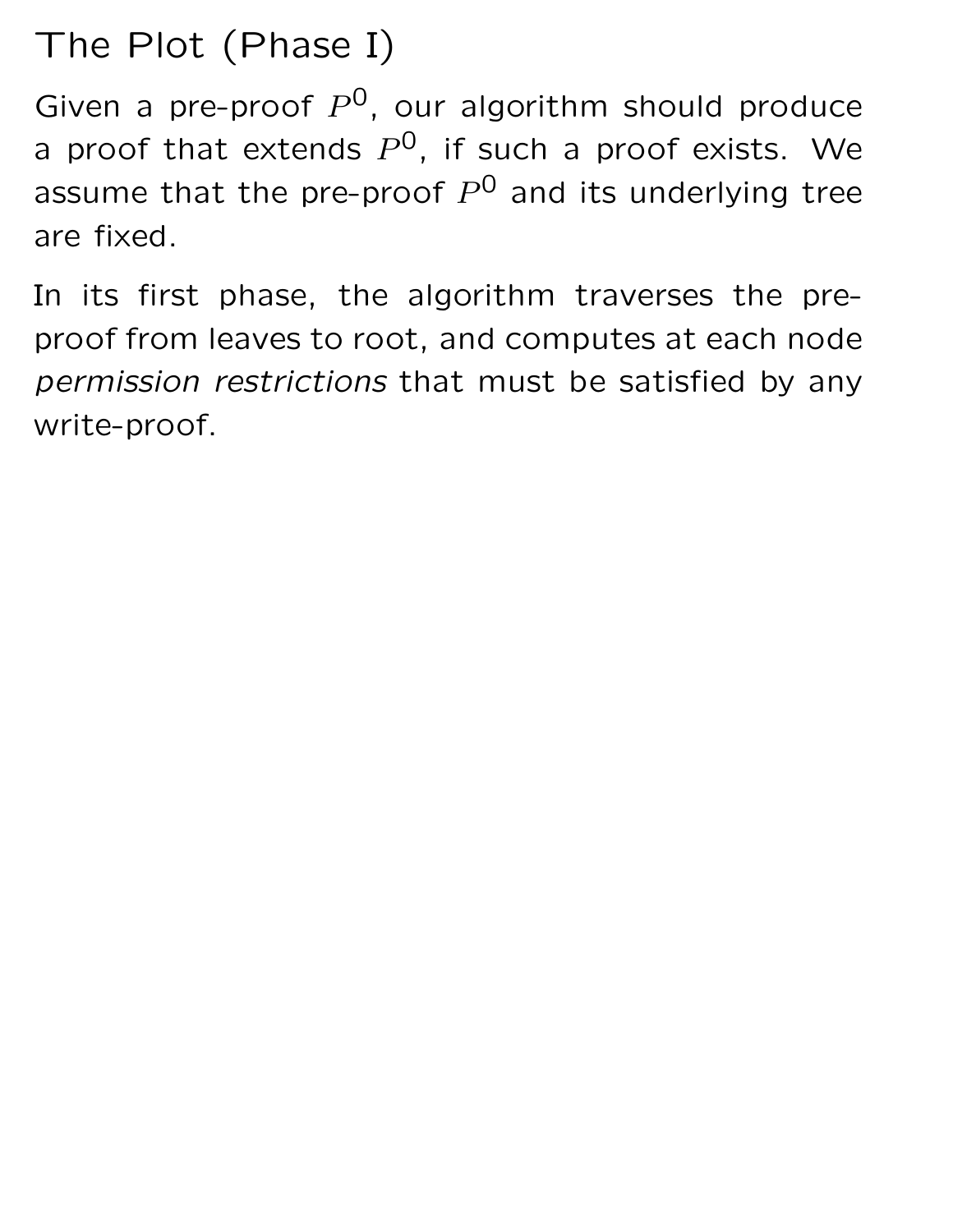# The Plot (Phase I)

Given a pre-proof $P^0$, our algorithm should produce a proof that extends $P^0$, if such a proof exists. We assume that the pre-proof $P^0$ and its underlying tree are fixed.

In its first phase, the algorithm traverses the pre-proof from leaves to root, and computes at each node *permission restrictions* that must be satisfied by any write-proof.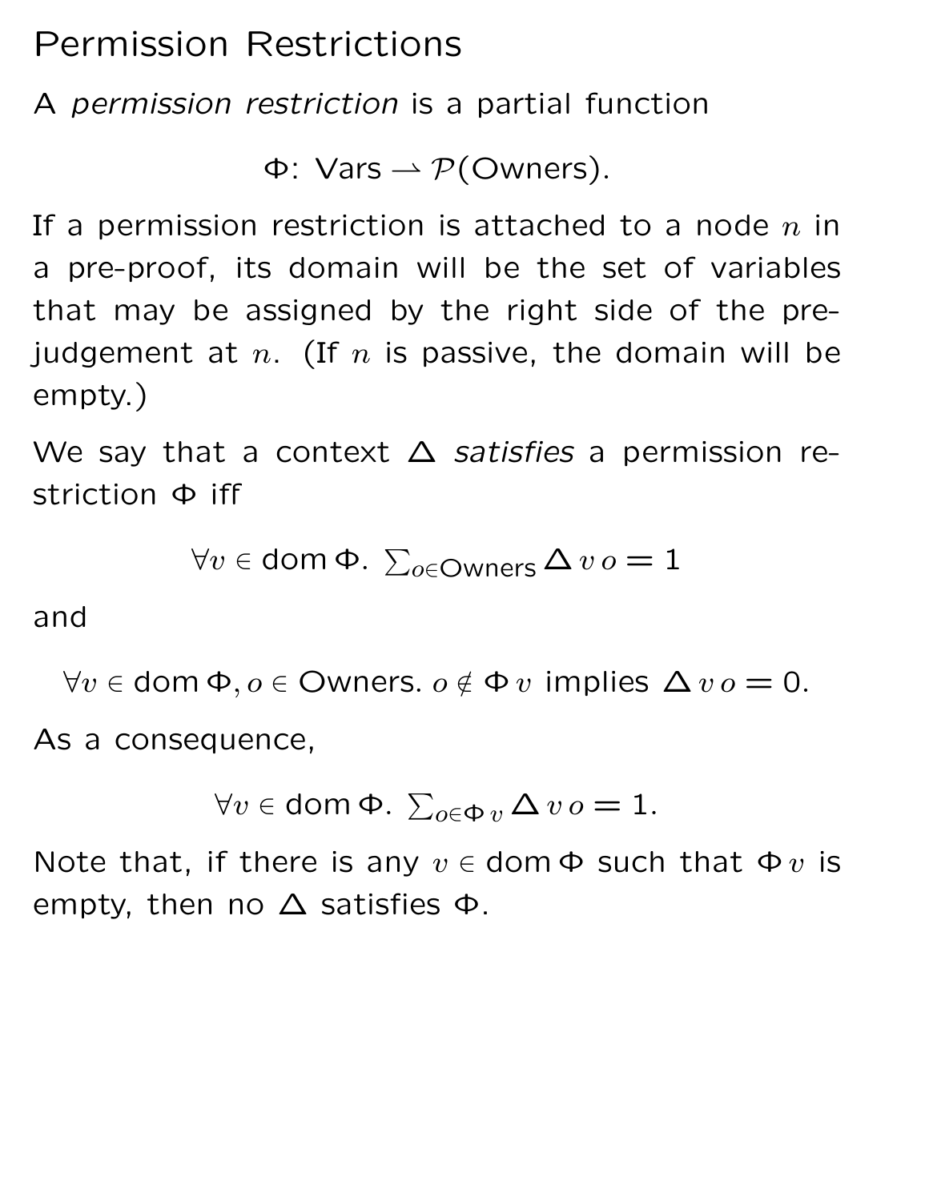# Permission Restrictions

A *permission restriction* is a partial function

$$\Phi\colon \text{Vars} \rightharpoonup \mathcal{P}(\text{Owners}).$$

If a permission restriction is attached to a node $n$ in a pre-proof, its domain will be the set of variables that may be assigned by the right side of the pre-judgement at $n$. (If $n$ is passive, the domain will be empty.)

We say that a context $\Delta$ *satisfies* a permission restriction $\Phi$ iff

$$\forall v \in \operatorname{dom} \Phi.\ \textstyle\sum_{o \in \text{Owners}} \Delta\, v\, o = 1$$

and

$$\forall v \in \operatorname{dom} \Phi, o \in \text{Owners}.\ o \notin \Phi\, v \text{ implies } \Delta\, v\, o = 0.$$

As a consequence,

$$\forall v \in \operatorname{dom} \Phi.\ \textstyle\sum_{o \in \Phi\, v} \Delta\, v\, o = 1.$$

Note that, if there is any $v \in \operatorname{dom} \Phi$ such that $\Phi\, v$ is empty, then no $\Delta$ satisfies $\Phi$.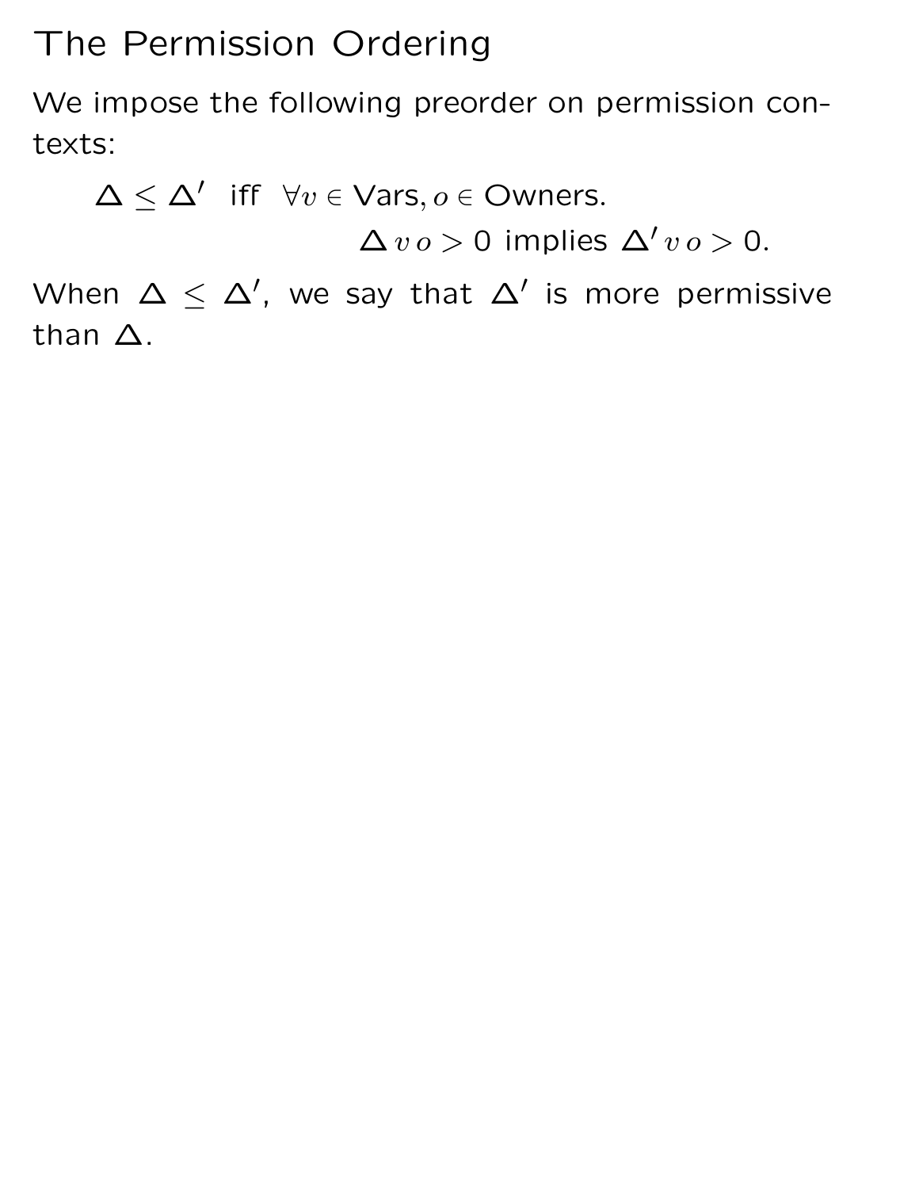# The Permission Ordering

We impose the following preorder on permission contexts:

$$\Delta \leq \Delta' \;\text{ iff }\; \forall v \in \mathsf{Vars}, o \in \mathsf{Owners}. \quad \Delta\, v\, o > 0 \text{ implies } \Delta'\, v\, o > 0.$$

When $\Delta \leq \Delta'$, we say that $\Delta'$ is more permissive than $\Delta$.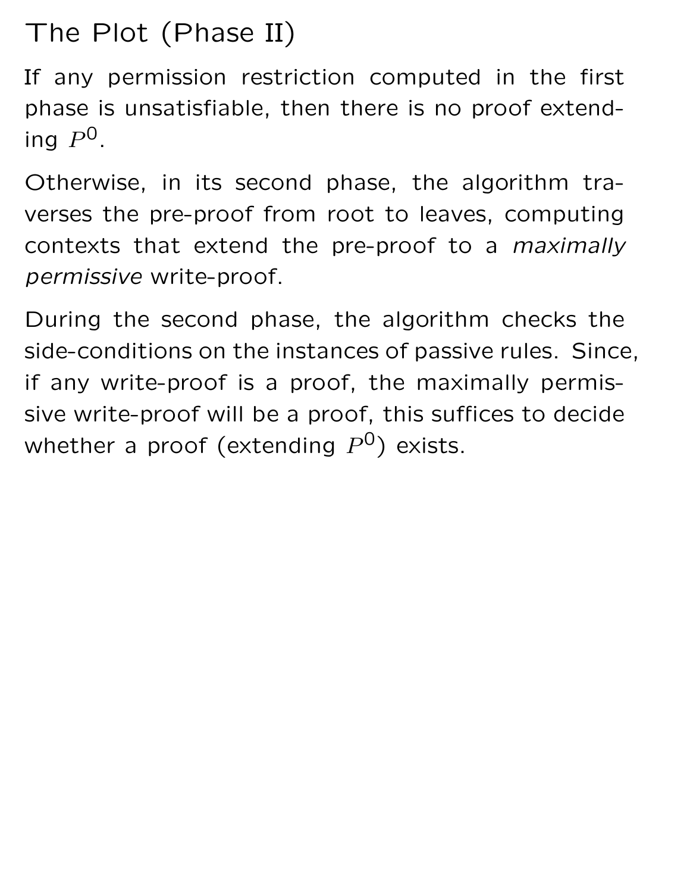# The Plot (Phase II)

If any permission restriction computed in the first phase is unsatisfiable, then there is no proof extending $P^0$.

Otherwise, in its second phase, the algorithm traverses the pre-proof from root to leaves, computing contexts that extend the pre-proof to a *maximally permissive* write-proof.

During the second phase, the algorithm checks the side-conditions on the instances of passive rules. Since, if any write-proof is a proof, the maximally permissive write-proof will be a proof, this suffices to decide whether a proof (extending $P^0$) exists.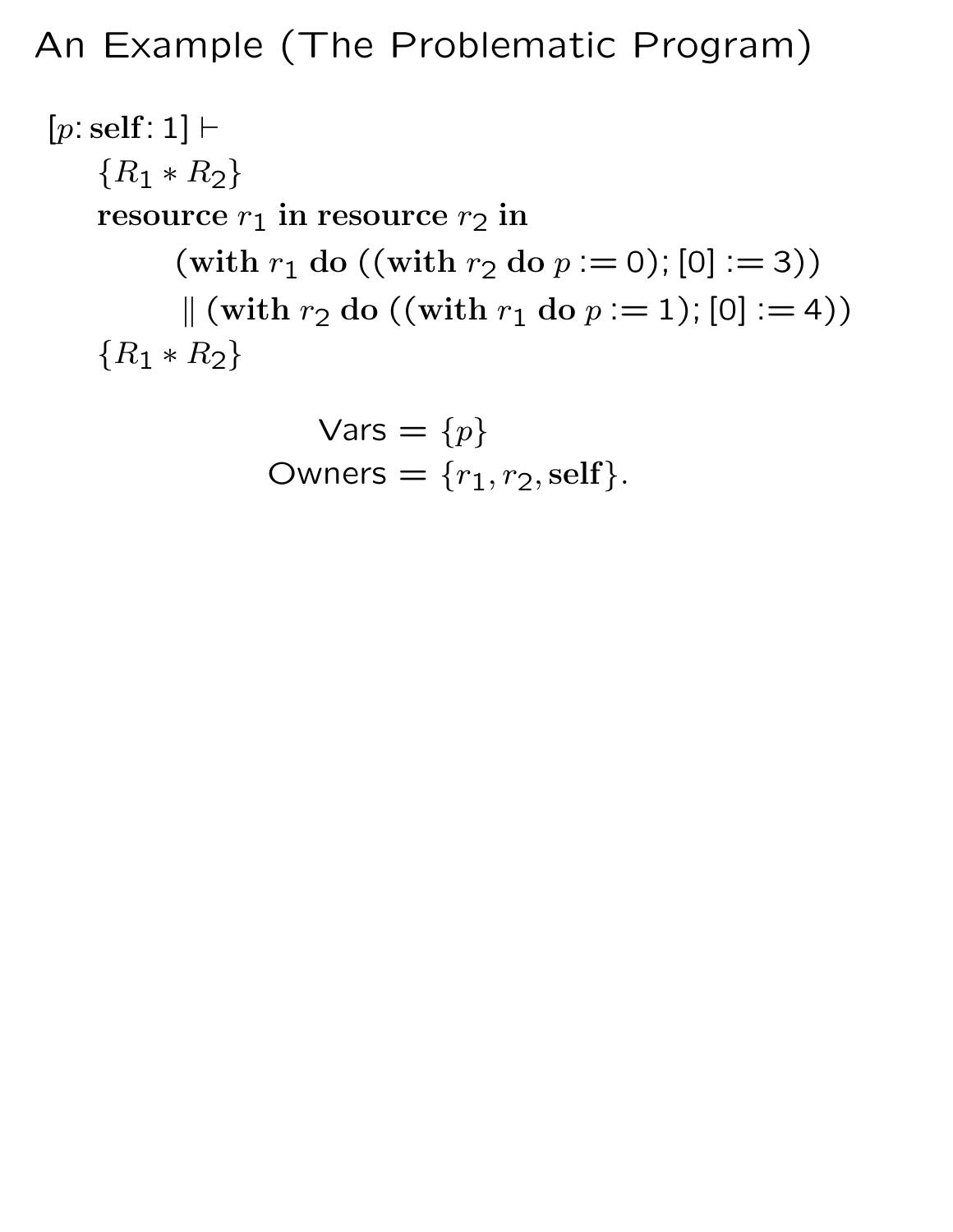# An Example (The Problematic Program)

$$
\begin{array}{l}
[p\colon \mathbf{self}\colon 1] \vdash \\
\quad \{R_1 * R_2\} \\
\quad \mathbf{resource}\ r_1\ \mathbf{in}\ \mathbf{resource}\ r_2\ \mathbf{in} \\
\qquad\quad (\mathbf{with}\ r_1\ \mathbf{do}\ ((\mathbf{with}\ r_2\ \mathbf{do}\ p := 0); [0] := 3)) \\
\qquad\quad \parallel (\mathbf{with}\ r_2\ \mathbf{do}\ ((\mathbf{with}\ r_1\ \mathbf{do}\ p := 1); [0] := 4)) \\
\quad \{R_1 * R_2\}
\end{array}
$$

$$
\begin{array}{c}
\mathsf{Vars} = \{p\} \\
\mathsf{Owners} = \{r_1, r_2, \mathbf{self}\}.
\end{array}
$$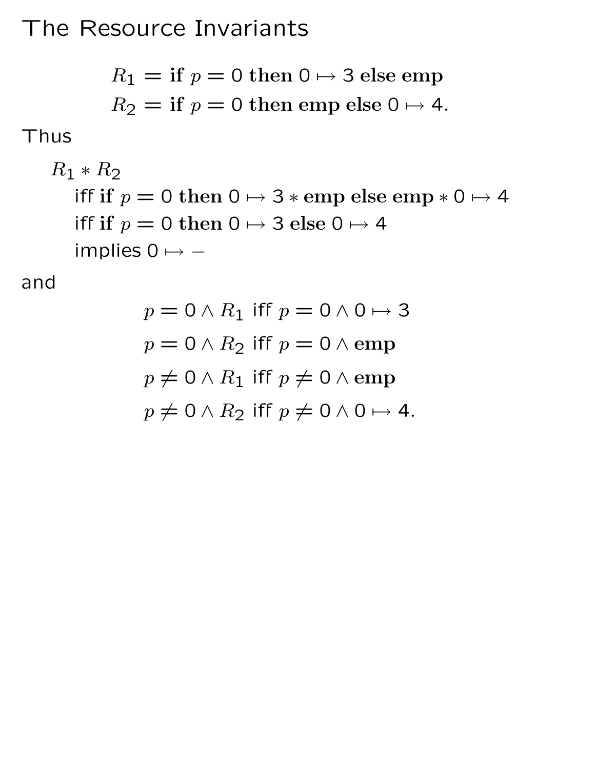# The Resource Invariants

$$R_1 = \textbf{if } p = 0 \textbf{ then } 0 \mapsto 3 \textbf{ else emp}$$
$$R_2 = \textbf{if } p = 0 \textbf{ then emp else } 0 \mapsto 4.$$

Thus

$R_1 * R_2$

iff $\textbf{if } p = 0 \textbf{ then } 0 \mapsto 3 * \textbf{emp else emp} * 0 \mapsto 4$

iff $\textbf{if } p = 0 \textbf{ then } 0 \mapsto 3 \textbf{ else } 0 \mapsto 4$

implies $0 \mapsto -$

and

$$p = 0 \wedge R_1 \text{ iff } p = 0 \wedge 0 \mapsto 3$$
$$p = 0 \wedge R_2 \text{ iff } p = 0 \wedge \textbf{emp}$$
$$p \neq 0 \wedge R_1 \text{ iff } p \neq 0 \wedge \textbf{emp}$$
$$p \neq 0 \wedge R_2 \text{ iff } p \neq 0 \wedge 0 \mapsto 4.$$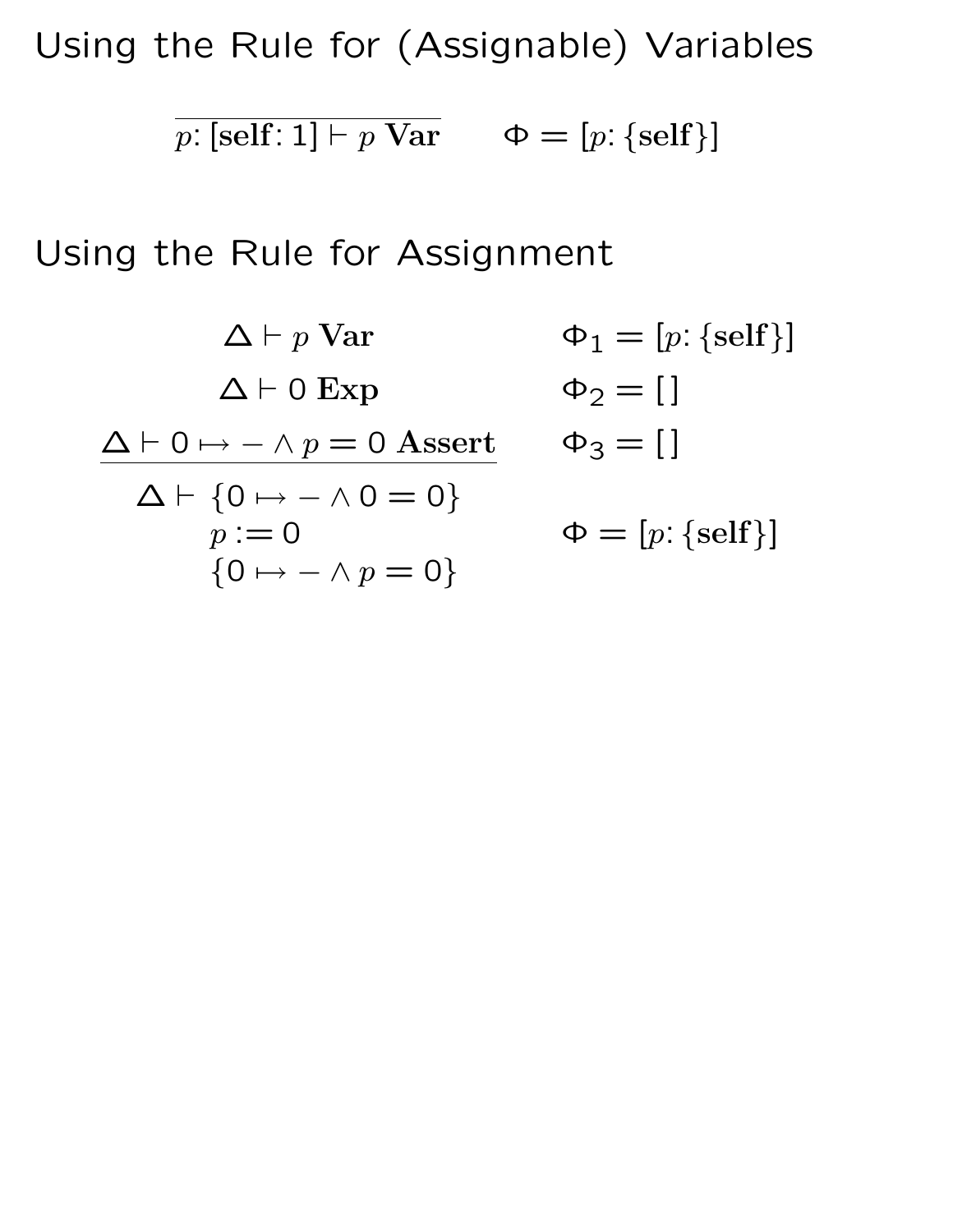# Using the Rule for (Assignable) Variables

$$\frac{}{p\colon [\mathbf{self}\colon 1] \vdash p \ \mathbf{Var}} \qquad \Phi = [p\colon \{\mathbf{self}\}]$$

# Using the Rule for Assignment

$$\begin{array}{ll}
\Delta \vdash p \ \mathbf{Var} & \Phi_1 = [p\colon \{\mathbf{self}\}] \\
\Delta \vdash 0 \ \mathbf{Exp} & \Phi_2 = [\,] \\
\Delta \vdash 0 \mapsto - \wedge p = 0 \ \mathbf{Assert} & \Phi_3 = [\,] \\
\hline
\Delta \vdash \{0 \mapsto - \wedge 0 = 0\} & \\
\quad p := 0 & \Phi = [p\colon \{\mathbf{self}\}] \\
\quad \{0 \mapsto - \wedge p = 0\} &
\end{array}$$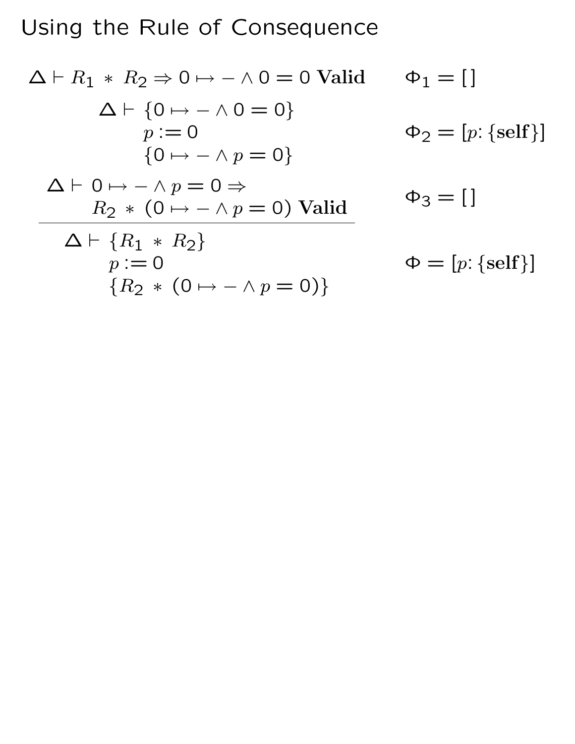# Using the Rule of Consequence

$$\Delta \vdash R_1 * R_2 \Rightarrow 0 \mapsto - \wedge 0 = 0 \ \textbf{Valid} \qquad \Phi_1 = [\,]$$

$$\Delta \vdash \{0 \mapsto - \wedge 0 = 0\} \; p := 0 \; \{0 \mapsto - \wedge p = 0\} \qquad \Phi_2 = [p\colon \{\textbf{self}\}]$$

$$\Delta \vdash 0 \mapsto - \wedge p = 0 \Rightarrow R_2 * (0 \mapsto - \wedge p = 0) \ \textbf{Valid} \qquad \Phi_3 = [\,]$$

$$\overline{\Delta \vdash \{R_1 * R_2\} \; p := 0 \; \{R_2 * (0 \mapsto - \wedge p = 0)\}} \qquad \Phi = [p\colon \{\textbf{self}\}]$$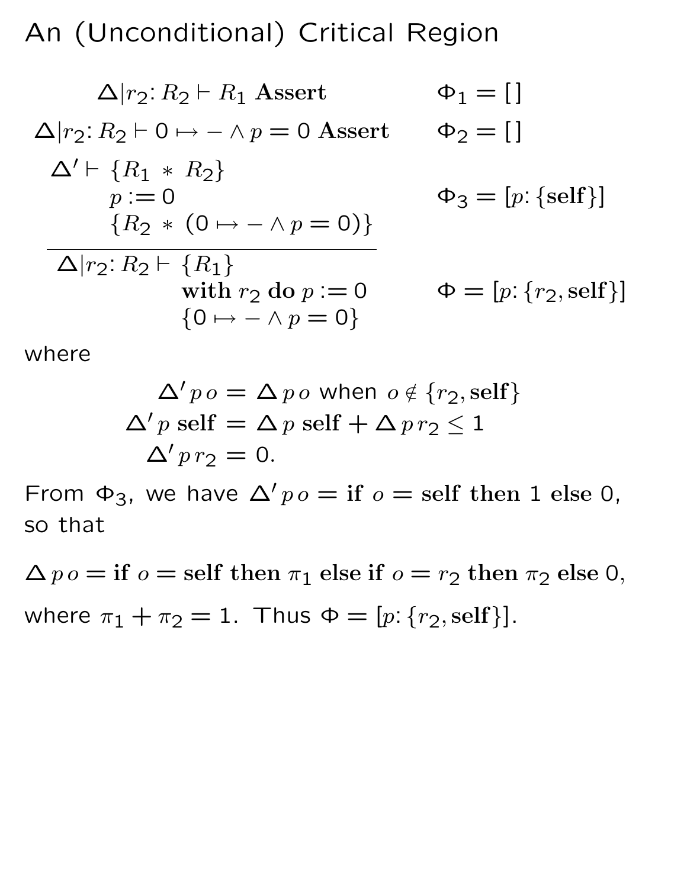# An (Unconditional) Critical Region

$$\Delta | r_2 \colon R_2 \vdash R_1 \ \textbf{Assert} \qquad \Phi_1 = [\,]$$

$$\Delta | r_2 \colon R_2 \vdash 0 \mapsto - \wedge p = 0 \ \textbf{Assert} \qquad \Phi_2 = [\,]$$

$$\Delta' \vdash \{R_1 \ * \ R_2\} \quad p := 0 \quad \{R_2 \ * \ (0 \mapsto - \wedge p = 0)\} \qquad \Phi_3 = [p \colon \{\textbf{self}\}]$$

$$\overline{\Delta | r_2 \colon R_2 \vdash \{R_1\} \quad \textbf{with } r_2 \textbf{ do } p := 0 \quad \{0 \mapsto - \wedge p = 0\}} \qquad \Phi = [p \colon \{r_2, \textbf{self}\}]$$

where

$$\Delta' \, p \, o = \Delta \, p \, o \text{ when } o \notin \{r_2, \textbf{self}\}$$

$$\Delta' \, p \ \textbf{self} = \Delta \, p \ \textbf{self} + \Delta \, p \, r_2 \leq 1$$

$$\Delta' \, p \, r_2 = 0.$$

From $\Phi_3$, we have $\Delta' \, p \, o = \textbf{if } o = \textbf{self} \textbf{ then } 1 \textbf{ else } 0$, so that

$$\Delta \, p \, o = \textbf{if } o = \textbf{self} \textbf{ then } \pi_1 \textbf{ else if } o = r_2 \textbf{ then } \pi_2 \textbf{ else } 0,$$

where $\pi_1 + \pi_2 = 1$. Thus $\Phi = [p \colon \{r_2, \textbf{self}\}]$.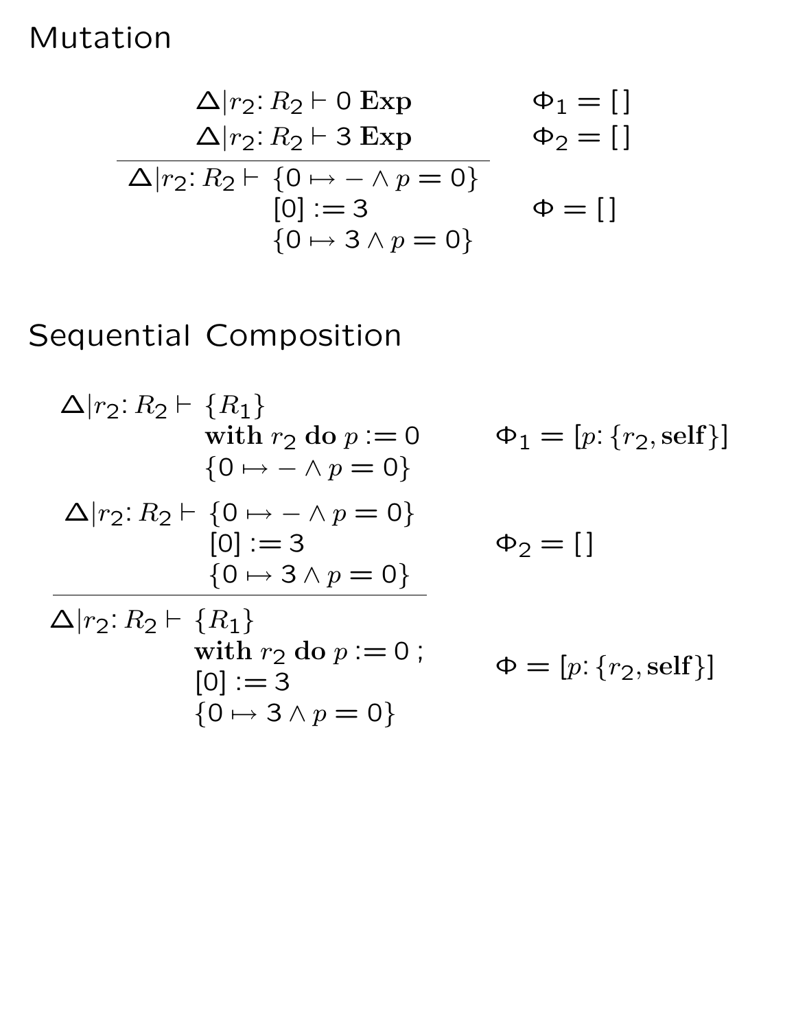# Mutation

$$
\frac{
\begin{array}{ll}
\Delta | r_2 \colon R_2 \vdash 0 \ \mathbf{Exp} & \qquad \Phi_1 = [\,] \\
\Delta | r_2 \colon R_2 \vdash 3 \ \mathbf{Exp} & \qquad \Phi_2 = [\,]
\end{array}
}{
\begin{array}{ll}
\Delta | r_2 \colon R_2 \vdash \begin{array}{l} \{0 \mapsto - \wedge p = 0\} \\ {[0]} := 3 \\ \{0 \mapsto 3 \wedge p = 0\} \end{array} & \qquad \Phi = [\,]
\end{array}
}
$$

# Sequential Composition

$$
\frac{
\begin{array}{ll}
\Delta | r_2 \colon R_2 \vdash \begin{array}{l} \{R_1\} \\ \mathbf{with}\ r_2\ \mathbf{do}\ p := 0 \\ \{0 \mapsto - \wedge p = 0\} \end{array} & \qquad \Phi_1 = [p \colon \{r_2, \mathbf{self}\}] \\
\Delta | r_2 \colon R_2 \vdash \begin{array}{l} \{0 \mapsto - \wedge p = 0\} \\ {[0]} := 3 \\ \{0 \mapsto 3 \wedge p = 0\} \end{array} & \qquad \Phi_2 = [\,]
\end{array}
}{
\begin{array}{ll}
\Delta | r_2 \colon R_2 \vdash \begin{array}{l} \{R_1\} \\ \mathbf{with}\ r_2\ \mathbf{do}\ p := 0\ ; \\ {[0]} := 3 \\ \{0 \mapsto 3 \wedge p = 0\} \end{array} & \qquad \Phi = [p \colon \{r_2, \mathbf{self}\}]
\end{array}
}
$$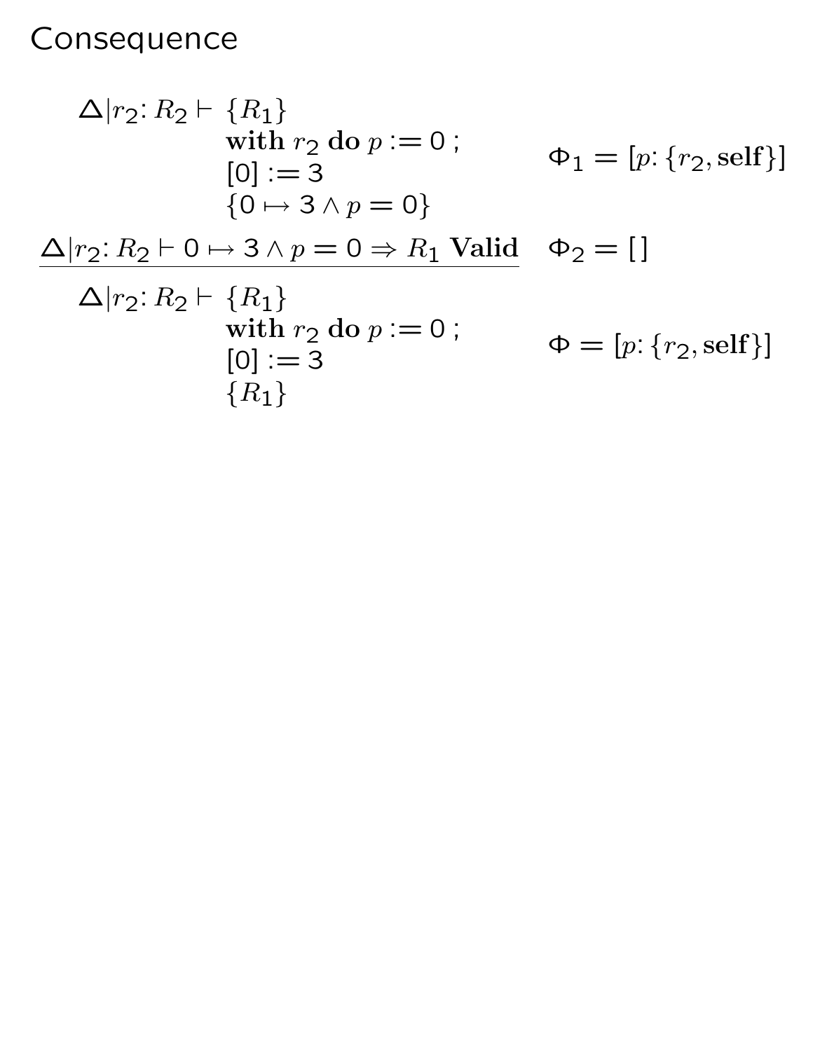# Consequence

$$\Delta | r_2 \colon R_2 \vdash \begin{array}{l} \{R_1\} \\ \textbf{with } r_2 \textbf{ do } p := 0 \,; \\ [0] := 3 \\ \{0 \mapsto 3 \wedge p = 0\} \end{array} \qquad \Phi_1 = [p \colon \{r_2, \textbf{self}\}]$$

$$\frac{\Delta | r_2 \colon R_2 \vdash 0 \mapsto 3 \wedge p = 0 \Rightarrow R_1 \textbf{ Valid} \qquad \Phi_2 = [\,]}{\Delta | r_2 \colon R_2 \vdash \begin{array}{l} \{R_1\} \\ \textbf{with } r_2 \textbf{ do } p := 0 \,; \\ [0] := 3 \\ \{R_1\} \end{array} \qquad \Phi = [p \colon \{r_2, \textbf{self}\}]}$$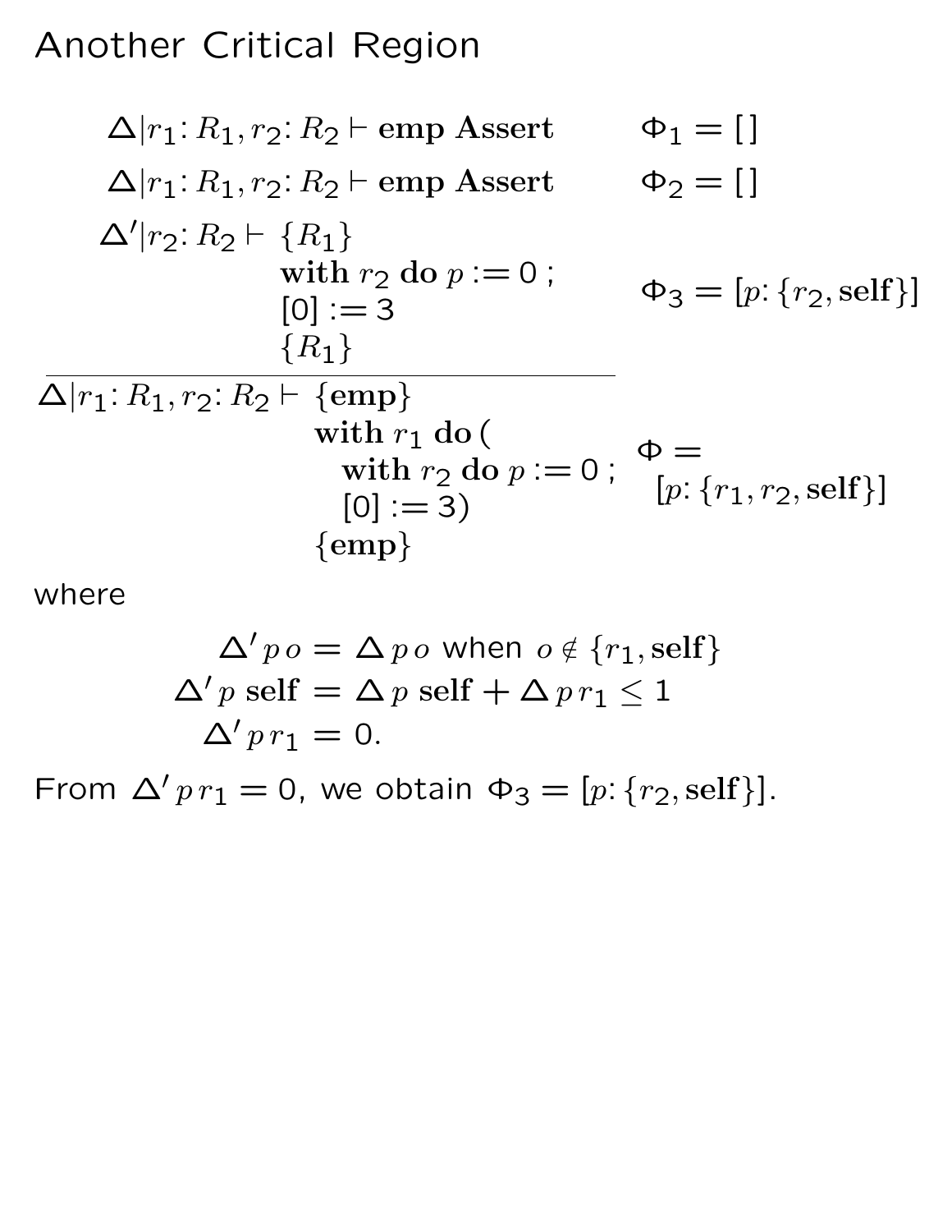# Another Critical Region

$$\Delta | r_1 \colon R_1, r_2 \colon R_2 \vdash \textbf{emp Assert} \qquad \Phi_1 = []$$

$$\Delta | r_1 \colon R_1, r_2 \colon R_2 \vdash \textbf{emp Assert} \qquad \Phi_2 = []$$

$$\Delta' | r_2 \colon R_2 \vdash \begin{array}{l} \{R_1\} \\ \textbf{with } r_2 \textbf{ do } p := 0 \,; \\ [0] := 3 \\ \{R_1\} \end{array} \qquad \Phi_3 = [p \colon \{r_2, \textbf{self}\}]$$

$$\overline{\Delta | r_1 \colon R_1, r_2 \colon R_2 \vdash \begin{array}{l} \{\textbf{emp}\} \\ \textbf{with } r_1 \textbf{ do} \,( \\ \quad \textbf{with } r_2 \textbf{ do } p := 0 \,; \\ \quad [0] := 3) \\ \{\textbf{emp}\} \end{array}} \qquad \begin{array}{l} \Phi = \\ \quad [p \colon \{r_1, r_2, \textbf{self}\}] \end{array}$$

where

$$\begin{aligned} \Delta' \, p \, o &= \Delta \, p \, o \text{ when } o \notin \{r_1, \textbf{self}\} \\ \Delta' \, p \, \textbf{self} &= \Delta \, p \, \textbf{self} + \Delta \, p \, r_1 \leq 1 \\ \Delta' \, p \, r_1 &= 0. \end{aligned}$$

From $\Delta' \, p \, r_1 = 0$, we obtain $\Phi_3 = [p \colon \{r_2, \textbf{self}\}]$.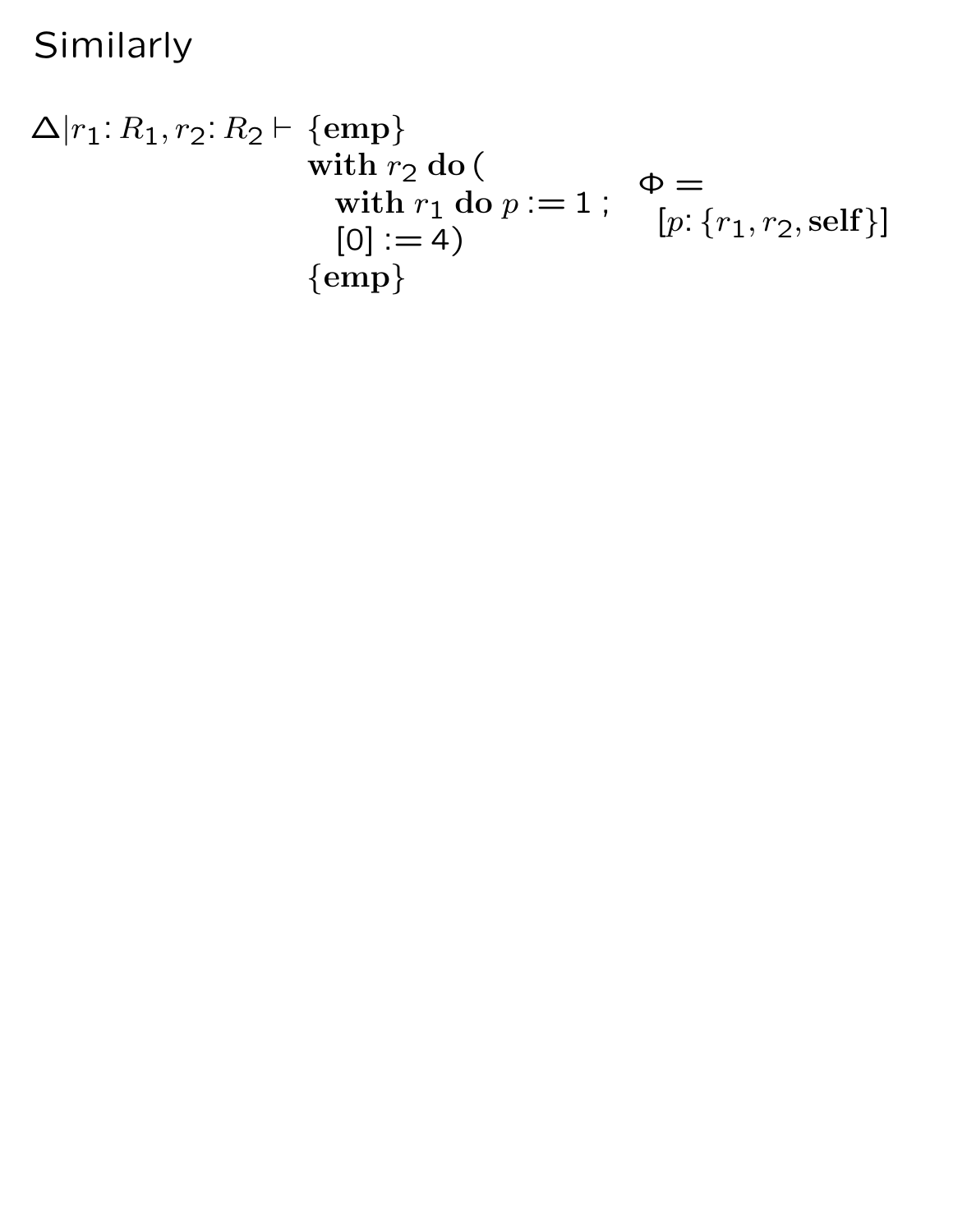# Similarly

$$\Delta | r_1 \colon R_1, r_2 \colon R_2 \vdash \begin{array}{l} \{\mathbf{emp}\} \\ \mathbf{with}\ r_2\ \mathbf{do}\ ( \\ \quad \mathbf{with}\ r_1\ \mathbf{do}\ p := 1\ ; \\ \quad [0] := 4) \\ \{\mathbf{emp}\} \end{array} \qquad \begin{array}{l} \Phi = \\ \quad [p \colon \{r_1, r_2, \mathbf{self}\}] \end{array}$$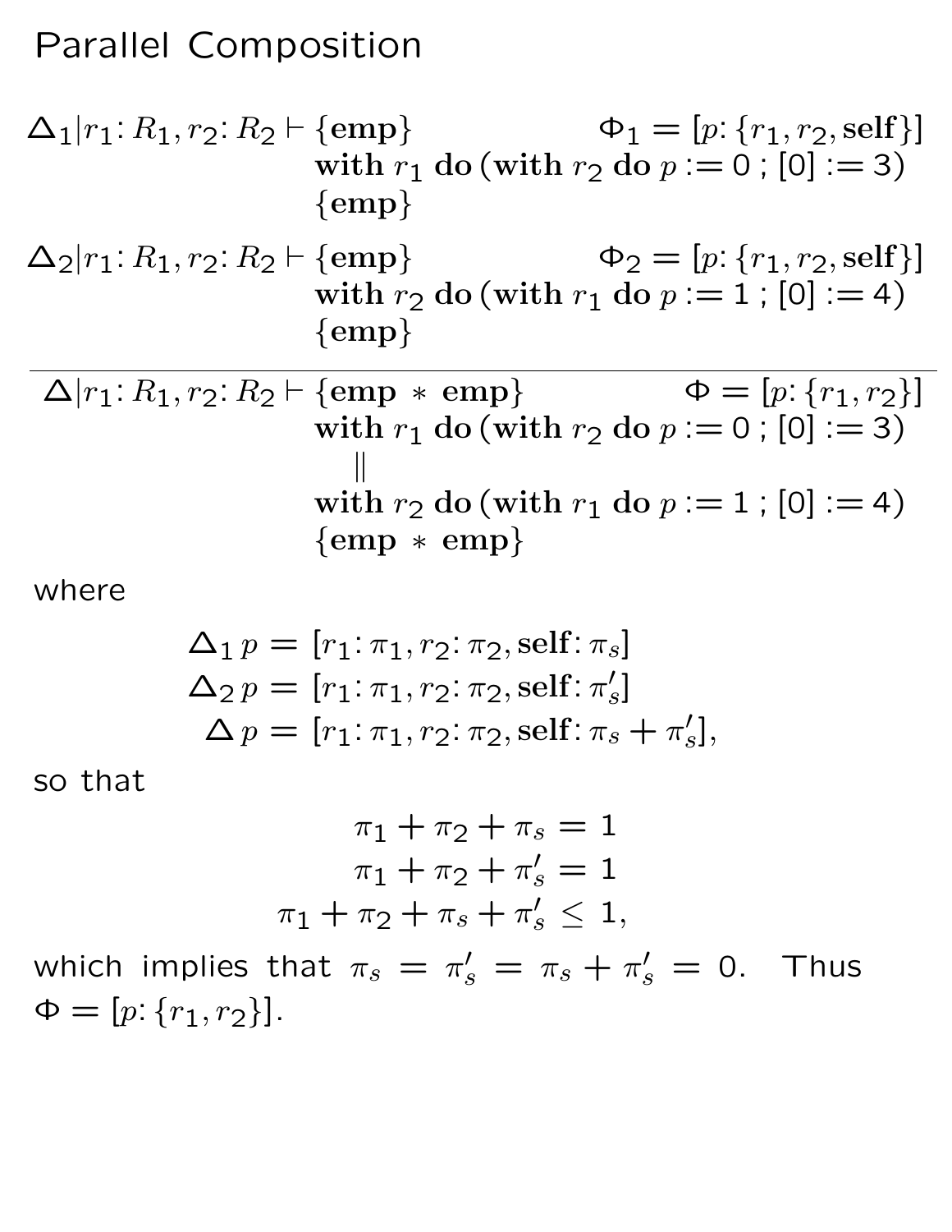# Parallel Composition

$$
\frac{
\begin{array}{ll}
\Delta_1 | r_1 \colon R_1, r_2 \colon R_2 \vdash \{\mathbf{emp}\} & \Phi_1 = [p \colon \{r_1, r_2, \mathbf{self}\}] \\
\quad \mathbf{with}\ r_1\ \mathbf{do}\,(\mathbf{with}\ r_2\ \mathbf{do}\ p := 0\ ;\ [0] := 3) & \\
\quad \{\mathbf{emp}\} & \\
\Delta_2 | r_1 \colon R_1, r_2 \colon R_2 \vdash \{\mathbf{emp}\} & \Phi_2 = [p \colon \{r_1, r_2, \mathbf{self}\}] \\
\quad \mathbf{with}\ r_2\ \mathbf{do}\,(\mathbf{with}\ r_1\ \mathbf{do}\ p := 1\ ;\ [0] := 4) & \\
\quad \{\mathbf{emp}\} &
\end{array}
}{
\begin{array}{ll}
\Delta | r_1 \colon R_1, r_2 \colon R_2 \vdash \{\mathbf{emp} * \mathbf{emp}\} & \Phi = [p \colon \{r_1, r_2\}] \\
\quad \mathbf{with}\ r_1\ \mathbf{do}\,(\mathbf{with}\ r_2\ \mathbf{do}\ p := 0\ ;\ [0] := 3) & \\
\quad \quad \| & \\
\quad \mathbf{with}\ r_2\ \mathbf{do}\,(\mathbf{with}\ r_1\ \mathbf{do}\ p := 1\ ;\ [0] := 4) & \\
\quad \{\mathbf{emp} * \mathbf{emp}\} &
\end{array}
}
$$

where

$$
\begin{aligned}
\Delta_1\, p &= [r_1 \colon \pi_1, r_2 \colon \pi_2, \mathbf{self} \colon \pi_s] \\
\Delta_2\, p &= [r_1 \colon \pi_1, r_2 \colon \pi_2, \mathbf{self} \colon \pi'_s] \\
\Delta\, p &= [r_1 \colon \pi_1, r_2 \colon \pi_2, \mathbf{self} \colon \pi_s + \pi'_s],
\end{aligned}
$$

so that

$$
\begin{aligned}
\pi_1 + \pi_2 + \pi_s &= 1 \\
\pi_1 + \pi_2 + \pi'_s &= 1 \\
\pi_1 + \pi_2 + \pi_s + \pi'_s &\leq 1,
\end{aligned}
$$

which implies that $\pi_s = \pi'_s = \pi_s + \pi'_s = 0$. Thus $\Phi = [p \colon \{r_1, r_2\}]$.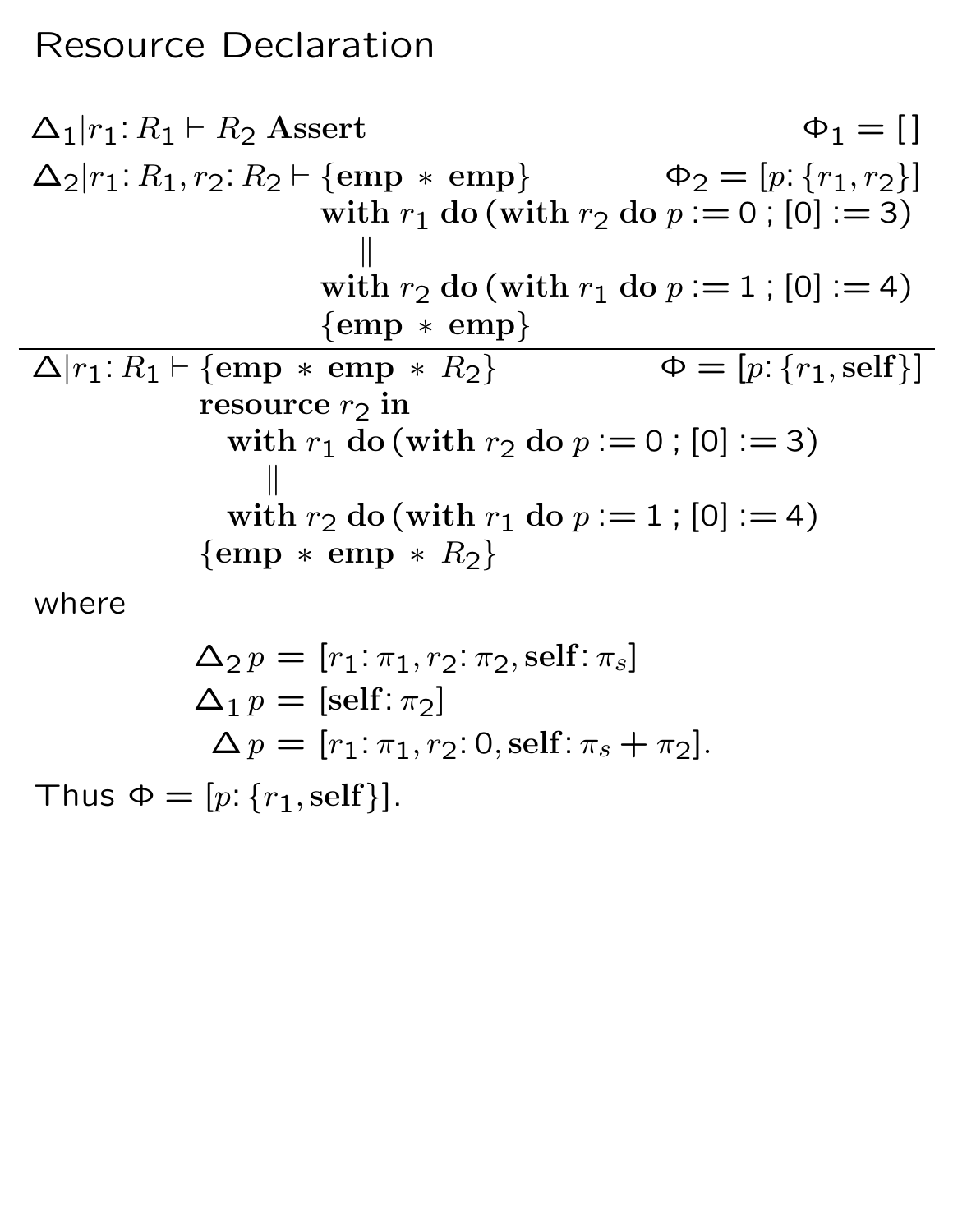# Resource Declaration

$$\dfrac{\begin{array}{ll} \Delta_1 | r_1 \colon R_1 \vdash R_2 \ \textbf{Assert} & \Phi_1 = [\,] \\ \Delta_2 | r_1 \colon R_1, r_2 \colon R_2 \vdash \{\textbf{emp} \ * \ \textbf{emp}\} & \Phi_2 = [p \colon \{r_1, r_2\}] \\ \qquad \textbf{with } r_1 \textbf{ do} (\textbf{with } r_2 \textbf{ do } p := 0 \ ; [0] := 3) & \\ \qquad \quad \| & \\ \qquad \textbf{with } r_2 \textbf{ do} (\textbf{with } r_1 \textbf{ do } p := 1 \ ; [0] := 4) & \\ \qquad \{\textbf{emp} \ * \ \textbf{emp}\} & \end{array}}{\begin{array}{ll} \Delta | r_1 \colon R_1 \vdash \{\textbf{emp} \ * \ \textbf{emp} \ * \ R_2\} & \Phi = [p \colon \{r_1, \textbf{self}\}] \\ \qquad \textbf{resource } r_2 \textbf{ in} & \\ \qquad \quad \textbf{with } r_1 \textbf{ do} (\textbf{with } r_2 \textbf{ do } p := 0 \ ; [0] := 3) & \\ \qquad \qquad \| & \\ \qquad \quad \textbf{with } r_2 \textbf{ do} (\textbf{with } r_1 \textbf{ do } p := 1 \ ; [0] := 4) & \\ \qquad \{\textbf{emp} \ * \ \textbf{emp} \ * \ R_2\} & \end{array}}$$

where

$$\begin{aligned} \Delta_2 \, p &= [r_1 \colon \pi_1, r_2 \colon \pi_2, \textbf{self} \colon \pi_s] \\ \Delta_1 \, p &= [\textbf{self} \colon \pi_2] \\ \Delta \, p &= [r_1 \colon \pi_1, r_2 \colon 0, \textbf{self} \colon \pi_s + \pi_2]. \end{aligned}$$

Thus $\Phi = [p \colon \{r_1, \textbf{self}\}]$.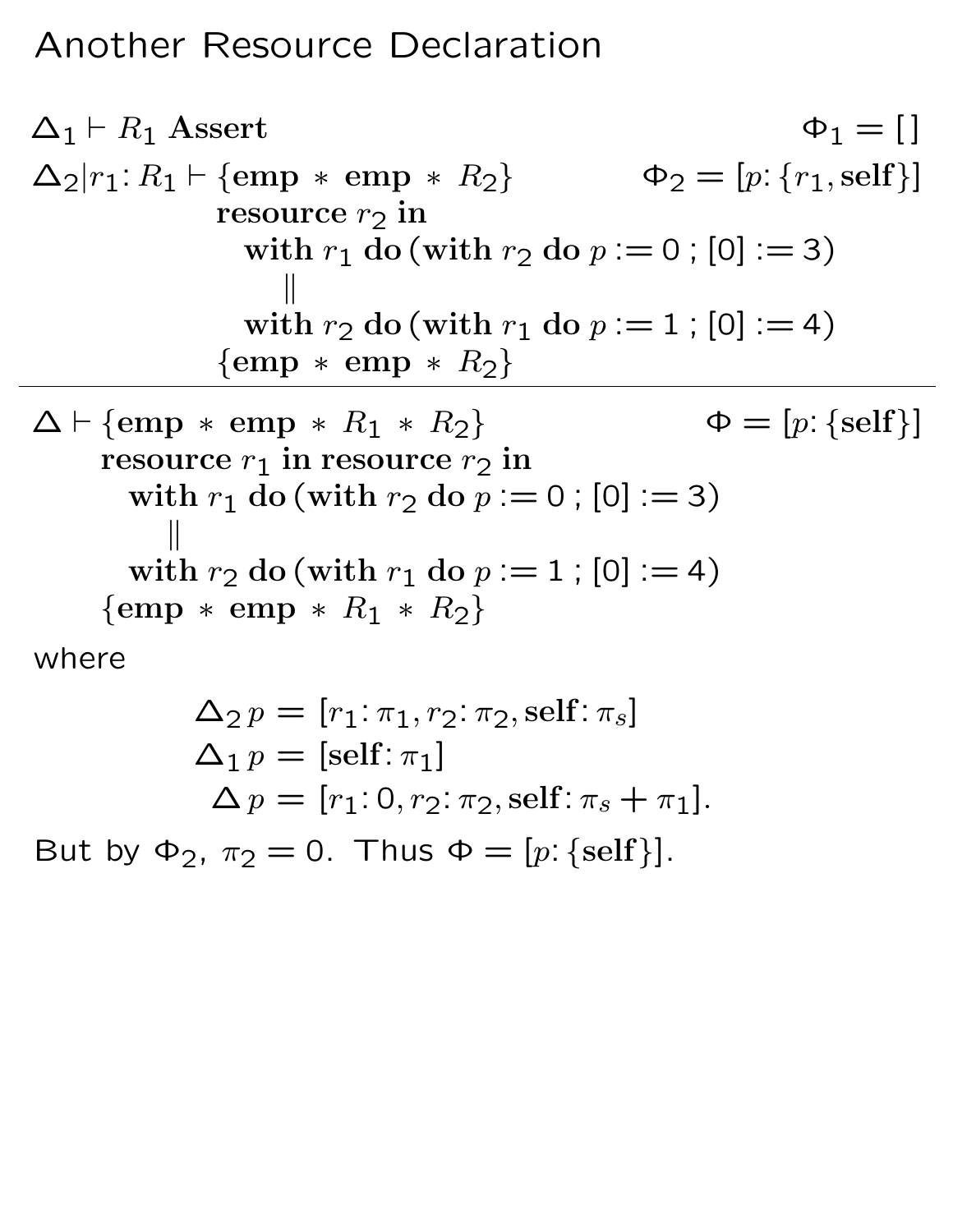# Another Resource Declaration

$$\Delta_1 \vdash R_1 \textbf{ Assert} \qquad\qquad \Phi_1 = [\,]$$

$$\begin{array}{ll}\Delta_2 | r_1 \colon R_1 \vdash \{\textbf{emp} * \textbf{emp} * R_2\} & \Phi_2 = [p \colon \{r_1, \textbf{self}\}] \\ \quad \textbf{resource } r_2 \textbf{ in} & \\ \quad\quad \textbf{with } r_1 \textbf{ do} (\textbf{with } r_2 \textbf{ do } p := 0 \,;\, [0] := 3) & \\ \quad\quad\quad \| & \\ \quad\quad \textbf{with } r_2 \textbf{ do} (\textbf{with } r_1 \textbf{ do } p := 1 \,;\, [0] := 4) & \\ \quad \{\textbf{emp} * \textbf{emp} * R_2\} & \end{array}$$

---

$$\begin{array}{ll}\Delta \vdash \{\textbf{emp} * \textbf{emp} * R_1 * R_2\} & \Phi = [p \colon \{\textbf{self}\}] \\ \quad \textbf{resource } r_1 \textbf{ in resource } r_2 \textbf{ in} & \\ \quad\quad \textbf{with } r_1 \textbf{ do} (\textbf{with } r_2 \textbf{ do } p := 0 \,;\, [0] := 3) & \\ \quad\quad\quad \| & \\ \quad\quad \textbf{with } r_2 \textbf{ do} (\textbf{with } r_1 \textbf{ do } p := 1 \,;\, [0] := 4) & \\ \quad \{\textbf{emp} * \textbf{emp} * R_1 * R_2\} & \end{array}$$

where

$$\begin{aligned} \Delta_2\, p &= [r_1 \colon \pi_1, r_2 \colon \pi_2, \textbf{self} \colon \pi_s] \\ \Delta_1\, p &= [\textbf{self} \colon \pi_1] \\ \Delta\, p &= [r_1 \colon 0, r_2 \colon \pi_2, \textbf{self} \colon \pi_s + \pi_1]. \end{aligned}$$

But by $\Phi_2$, $\pi_2 = 0$. Thus $\Phi = [p \colon \{\textbf{self}\}]$.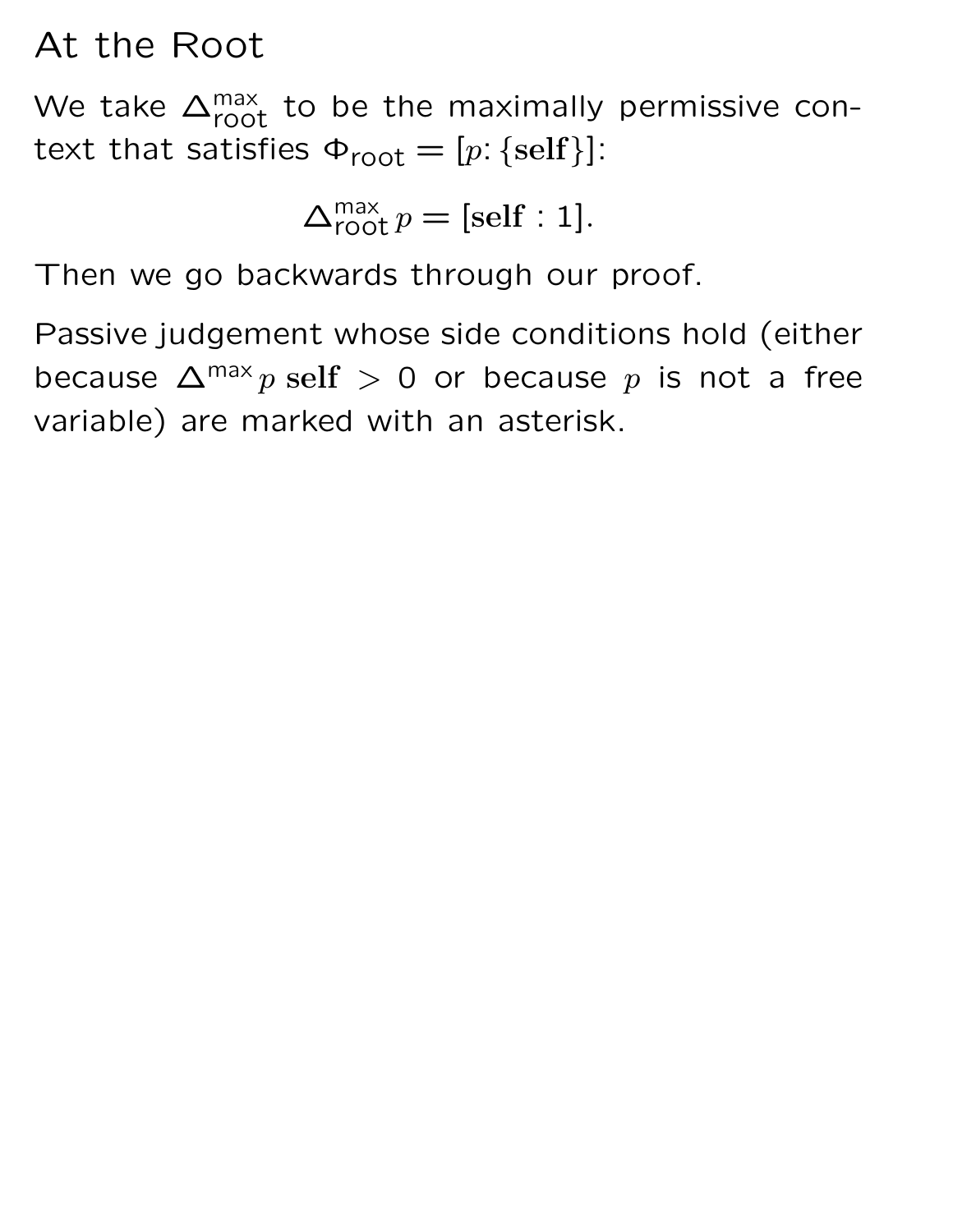# At the Root

We take $\Delta^{\text{max}}_{\text{root}}$ to be the maximally permissive context that satisfies $\Phi_{\text{root}} = [p\colon \{\mathbf{self}\}]$:

$$\Delta^{\text{max}}_{\text{root}}\, p = [\mathbf{self} : 1].$$

Then we go backwards through our proof.

Passive judgement whose side conditions hold (either because $\Delta^{\text{max}}\, p\, \mathbf{self} > 0$ or because $p$ is not a free variable) are marked with an asterisk.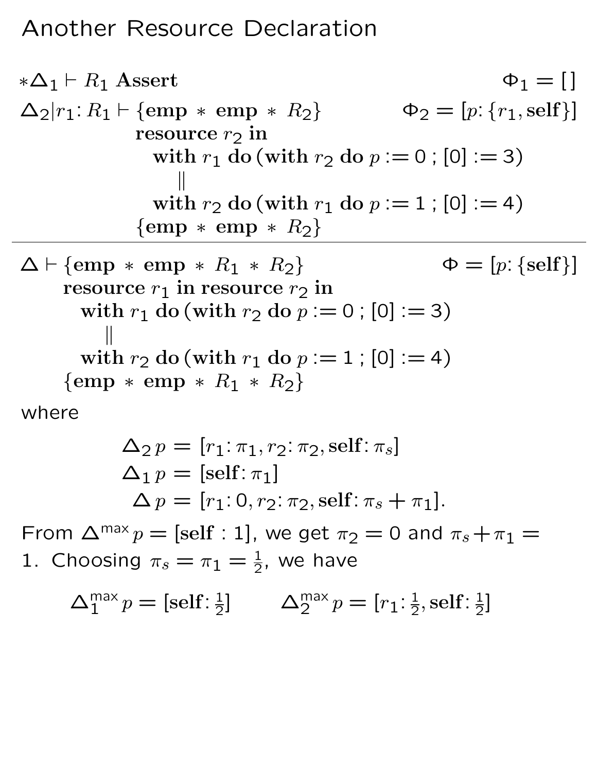# Another Resource Declaration

$$
\frac{
\begin{array}{ll}
*\Delta_1 \vdash R_1 \ \textbf{Assert} & \Phi_1 = [\,] \\
\Delta_2 | r_1 \colon R_1 \vdash \{\textbf{emp} \, * \, \textbf{emp} \, * \, R_2\} & \Phi_2 = [p \colon \{r_1, \textbf{self}\}] \\
\quad \textbf{resource } r_2 \textbf{ in} & \\
\quad\quad \textbf{with } r_1 \textbf{ do} (\textbf{with } r_2 \textbf{ do } p := 0 \, ; [0] := 3) & \\
\quad\quad\quad \| & \\
\quad\quad \textbf{with } r_2 \textbf{ do} (\textbf{with } r_1 \textbf{ do } p := 1 \, ; [0] := 4) & \\
\quad \{\textbf{emp} \, * \, \textbf{emp} \, * \, R_2\} &
\end{array}
}{
\begin{array}{ll}
\Delta \vdash \{\textbf{emp} \, * \, \textbf{emp} \, * \, R_1 \, * \, R_2\} & \Phi = [p \colon \{\textbf{self}\}] \\
\quad \textbf{resource } r_1 \textbf{ in resource } r_2 \textbf{ in} & \\
\quad\quad \textbf{with } r_1 \textbf{ do} (\textbf{with } r_2 \textbf{ do } p := 0 \, ; [0] := 3) & \\
\quad\quad\quad \| & \\
\quad\quad \textbf{with } r_2 \textbf{ do} (\textbf{with } r_1 \textbf{ do } p := 1 \, ; [0] := 4) & \\
\quad \{\textbf{emp} \, * \, \textbf{emp} \, * \, R_1 \, * \, R_2\} &
\end{array}
}
$$

where

$$
\begin{aligned}
\Delta_2 \, p &= [r_1 \colon \pi_1, r_2 \colon \pi_2, \textbf{self} \colon \pi_s] \\
\Delta_1 \, p &= [\textbf{self} \colon \pi_1] \\
\Delta \, p &= [r_1 \colon 0, r_2 \colon \pi_2, \textbf{self} \colon \pi_s + \pi_1].
\end{aligned}
$$

From $\Delta^{\max} p = [\textbf{self} : 1]$, we get $\pi_2 = 0$ and $\pi_s + \pi_1 = 1$. Choosing $\pi_s = \pi_1 = \frac{1}{2}$, we have

$$
\Delta_1^{\max} p = [\textbf{self} \colon \tfrac{1}{2}] \qquad \Delta_2^{\max} p = [r_1 \colon \tfrac{1}{2}, \textbf{self} \colon \tfrac{1}{2}]
$$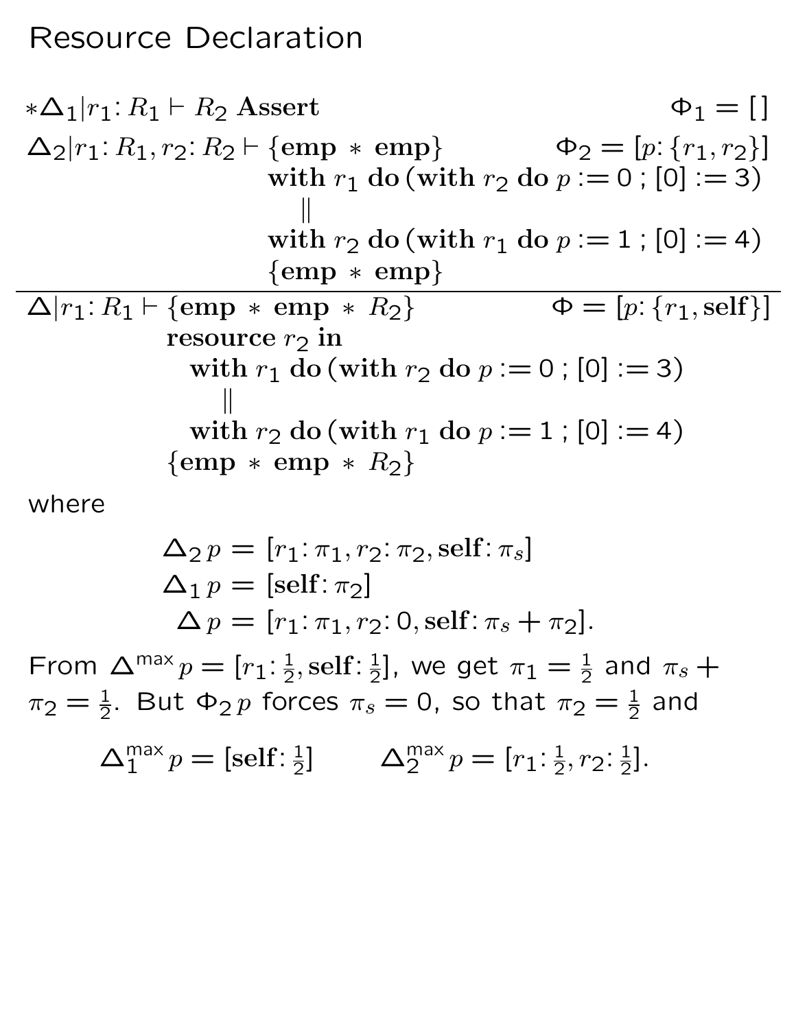# Resource Declaration

$$
\dfrac{
\begin{array}{ll}
*\Delta_1 | r_1 \colon R_1 \vdash R_2 \ \textbf{Assert} & \Phi_1 = [\,] \\
\Delta_2 | r_1 \colon R_1, r_2 \colon R_2 \vdash \{\textbf{emp} * \textbf{emp}\} & \Phi_2 = [p \colon \{r_1, r_2\}] \\
\quad \textbf{with } r_1 \textbf{ do} (\textbf{with } r_2 \textbf{ do } p := 0 \,;\, [0] := 3) & \\
\quad \quad \| & \\
\quad \textbf{with } r_2 \textbf{ do} (\textbf{with } r_1 \textbf{ do } p := 1 \,;\, [0] := 4) & \\
\quad \{\textbf{emp} * \textbf{emp}\} &
\end{array}
}{
\begin{array}{ll}
\Delta | r_1 \colon R_1 \vdash \{\textbf{emp} * \textbf{emp} * R_2\} & \Phi = [p \colon \{r_1, \textbf{self}\}] \\
\quad \textbf{resource } r_2 \textbf{ in} & \\
\quad \quad \textbf{with } r_1 \textbf{ do} (\textbf{with } r_2 \textbf{ do } p := 0 \,;\, [0] := 3) & \\
\quad \quad \quad \| & \\
\quad \quad \textbf{with } r_2 \textbf{ do} (\textbf{with } r_1 \textbf{ do } p := 1 \,;\, [0] := 4) & \\
\quad \{\textbf{emp} * \textbf{emp} * R_2\} &
\end{array}
}
$$

where

$$
\begin{aligned}
\Delta_2\, p &= [r_1 \colon \pi_1, r_2 \colon \pi_2, \textbf{self} \colon \pi_s] \\
\Delta_1\, p &= [\textbf{self} \colon \pi_2] \\
\Delta\, p &= [r_1 \colon \pi_1, r_2 \colon 0, \textbf{self} \colon \pi_s + \pi_2].
\end{aligned}
$$

From $\Delta^{\mathsf{max}}\, p = [r_1 \colon \frac{1}{2}, \textbf{self} \colon \frac{1}{2}]$, we get $\pi_1 = \frac{1}{2}$ and $\pi_s + \pi_2 = \frac{1}{2}$. But $\Phi_2\, p$ forces $\pi_s = 0$, so that $\pi_2 = \frac{1}{2}$ and

$$
\Delta_1^{\mathsf{max}}\, p = [\textbf{self} \colon \tfrac{1}{2}] \qquad \Delta_2^{\mathsf{max}}\, p = [r_1 \colon \tfrac{1}{2}, r_2 \colon \tfrac{1}{2}].
$$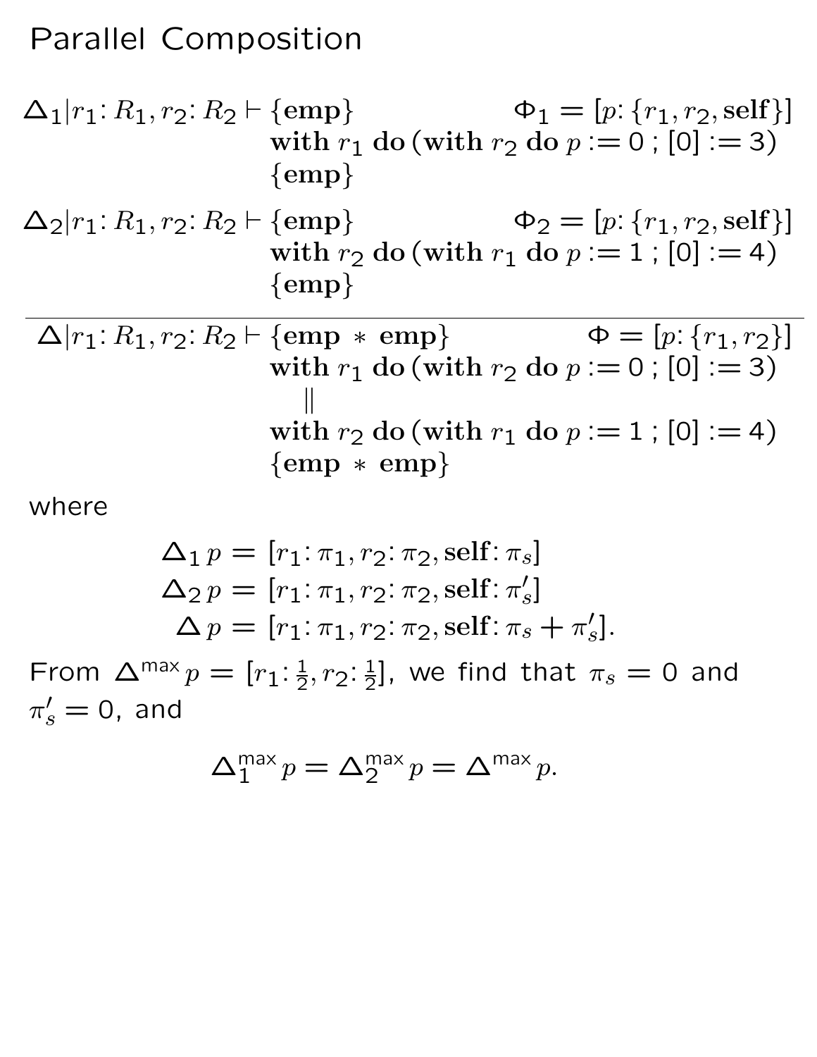# Parallel Composition

$$\Delta_1 | r_1 \colon R_1, r_2 \colon R_2 \vdash \{\mathbf{emp}\} \qquad \Phi_1 = [p \colon \{r_1, r_2, \mathbf{self}\}]$$
$$\mathbf{with}\ r_1\ \mathbf{do}\,(\mathbf{with}\ r_2\ \mathbf{do}\ p := 0\ ;\ [0] := 3)$$
$$\{\mathbf{emp}\}$$

$$\Delta_2 | r_1 \colon R_1, r_2 \colon R_2 \vdash \{\mathbf{emp}\} \qquad \Phi_2 = [p \colon \{r_1, r_2, \mathbf{self}\}]$$
$$\mathbf{with}\ r_2\ \mathbf{do}\,(\mathbf{with}\ r_1\ \mathbf{do}\ p := 1\ ;\ [0] := 4)$$
$$\{\mathbf{emp}\}$$

---

$$\Delta | r_1 \colon R_1, r_2 \colon R_2 \vdash \{\mathbf{emp}\ *\ \mathbf{emp}\} \qquad \Phi = [p \colon \{r_1, r_2\}]$$
$$\mathbf{with}\ r_1\ \mathbf{do}\,(\mathbf{with}\ r_2\ \mathbf{do}\ p := 0\ ;\ [0] := 3)$$
$$\|$$
$$\mathbf{with}\ r_2\ \mathbf{do}\,(\mathbf{with}\ r_1\ \mathbf{do}\ p := 1\ ;\ [0] := 4)$$
$$\{\mathbf{emp}\ *\ \mathbf{emp}\}$$

where

$$\begin{aligned}
\Delta_1\, p &= [r_1 \colon \pi_1, r_2 \colon \pi_2, \mathbf{self} \colon \pi_s] \\
\Delta_2\, p &= [r_1 \colon \pi_1, r_2 \colon \pi_2, \mathbf{self} \colon \pi_s'] \\
\Delta\, p &= [r_1 \colon \pi_1, r_2 \colon \pi_2, \mathbf{self} \colon \pi_s + \pi_s'].
\end{aligned}$$

From $\Delta^{\mathsf{max}}\, p = [r_1 \colon \frac{1}{2}, r_2 \colon \frac{1}{2}]$, we find that $\pi_s = 0$ and $\pi_s' = 0$, and

$$\Delta_1^{\mathsf{max}}\, p = \Delta_2^{\mathsf{max}}\, p = \Delta^{\mathsf{max}}\, p.$$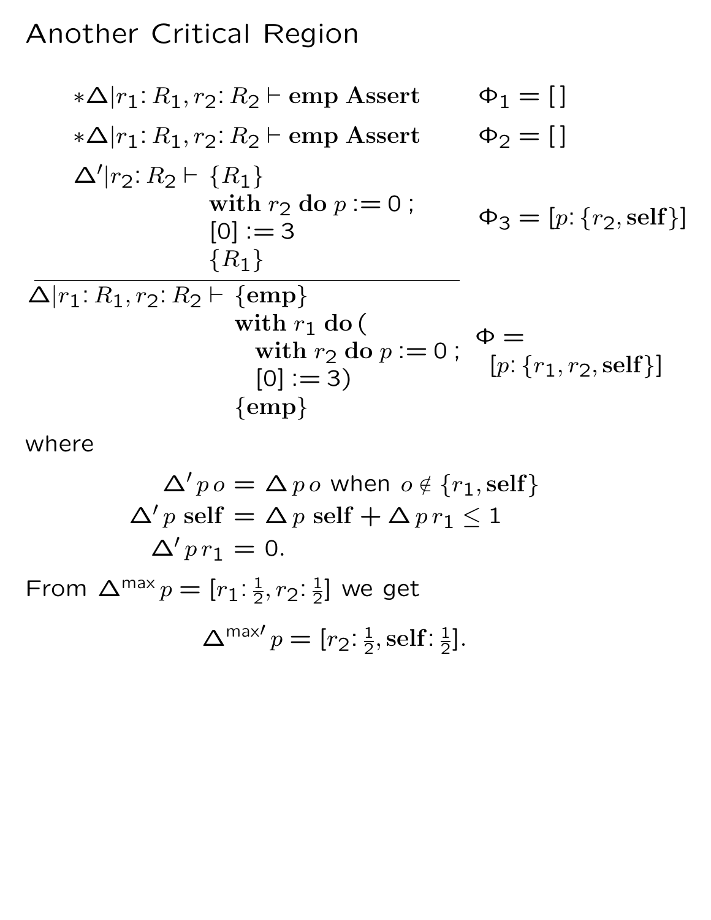# Another Critical Region

$$*\Delta | r_1 : R_1, r_2 : R_2 \vdash \textbf{emp Assert} \qquad \Phi_1 = [\,]$$

$$*\Delta | r_1 : R_1, r_2 : R_2 \vdash \textbf{emp Assert} \qquad \Phi_2 = [\,]$$

$$\Delta' | r_2 : R_2 \vdash \begin{array}{l} \{R_1\} \\ \textbf{with } r_2 \textbf{ do } p := 0 \,; \\ [0] := 3 \\ \{R_1\} \end{array} \qquad \Phi_3 = [p\colon \{r_2, \textbf{self}\}]$$

$$\overline{\Delta | r_1 : R_1, r_2 : R_2 \vdash \begin{array}{l} \{\textbf{emp}\} \\ \textbf{with } r_1 \textbf{ do} \,( \\ \quad \textbf{with } r_2 \textbf{ do } p := 0 \,; \\ \quad [0] := 3) \\ \{\textbf{emp}\} \end{array}} \qquad \begin{array}{l} \Phi = \\ \;\; [p\colon \{r_1, r_2, \textbf{self}\}] \end{array}$$

where

$$\begin{aligned} \Delta' \, p \, o &= \Delta \, p \, o \text{ when } o \notin \{r_1, \textbf{self}\} \\ \Delta' \, p \, \textbf{self} &= \Delta \, p \, \textbf{self} + \Delta \, p \, r_1 \leq 1 \\ \Delta' \, p \, r_1 &= 0. \end{aligned}$$

From $\Delta^{\max} p = [r_1 \colon \frac{1}{2}, r_2 \colon \frac{1}{2}]$ we get

$$\Delta^{\max\prime} p = [r_2 \colon \tfrac{1}{2}, \textbf{self} \colon \tfrac{1}{2}].$$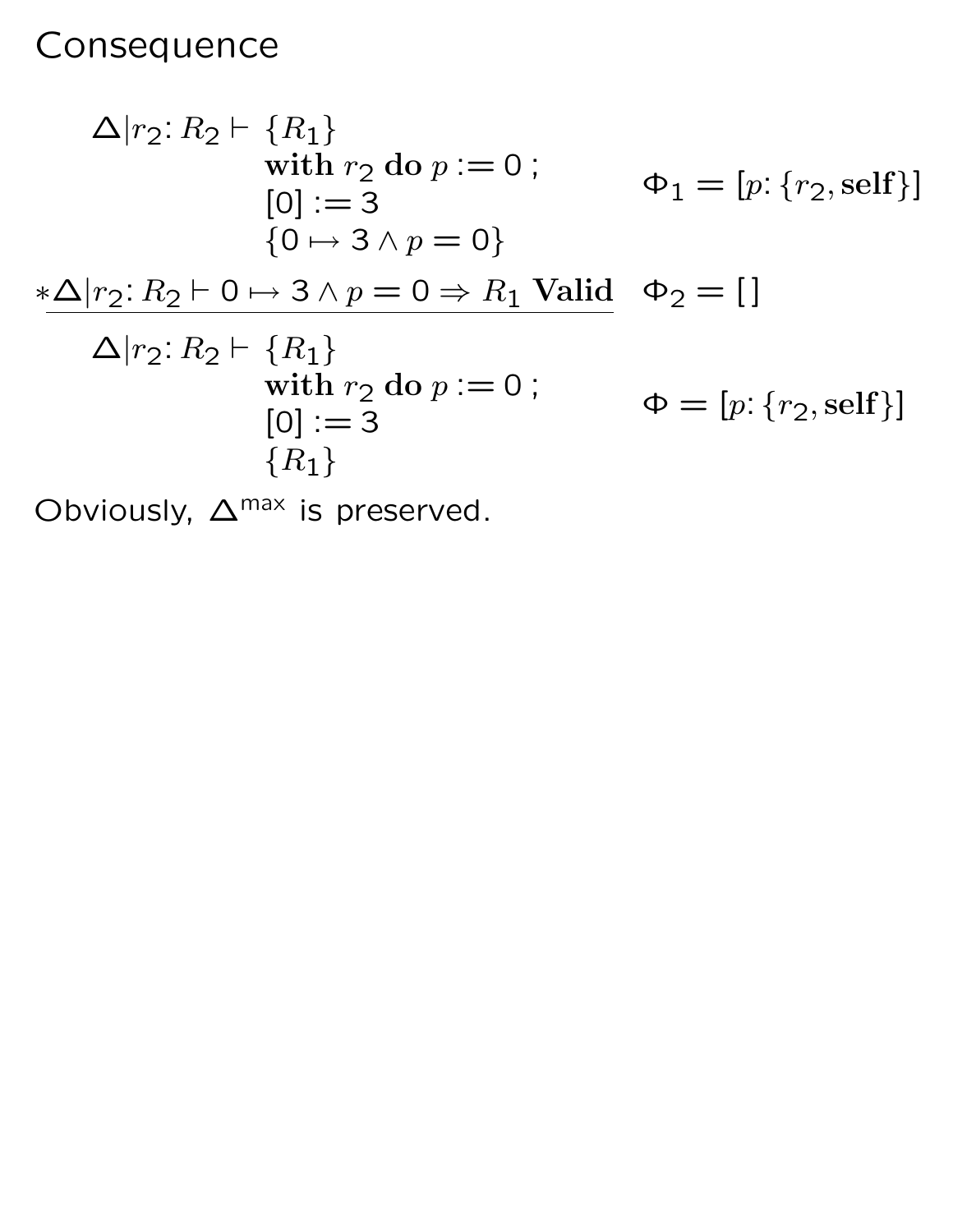# Consequence

$$
\begin{array}{lll}
\Delta | r_2 \colon R_2 \vdash & \{R_1\} & \\
& \textbf{with } r_2 \textbf{ do } p := 0\ ; & \Phi_1 = [p \colon \{r_2, \textbf{self}\}] \\
& [0] := 3 & \\
& \{0 \mapsto 3 \wedge p = 0\} &
\end{array}
$$

$$
\frac{* \Delta | r_2 \colon R_2 \vdash 0 \mapsto 3 \wedge p = 0 \Rightarrow R_1 \textbf{ Valid} \qquad \Phi_2 = [\,]}{}
$$

$$
\begin{array}{lll}
\Delta | r_2 \colon R_2 \vdash & \{R_1\} & \\
& \textbf{with } r_2 \textbf{ do } p := 0\ ; & \Phi = [p \colon \{r_2, \textbf{self}\}] \\
& [0] := 3 & \\
& \{R_1\} &
\end{array}
$$

Obviously, $\Delta^{\max}$ is preserved.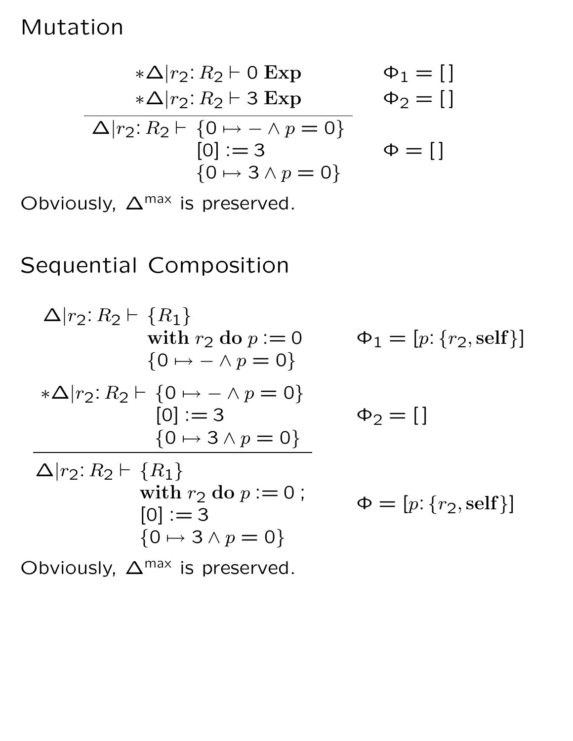# Mutation

$$
\frac{\begin{array}{ll} *\Delta|r_2{:}\, R_2 \vdash 0\ \mathbf{Exp} & \Phi_1 = [\,] \\ *\Delta|r_2{:}\, R_2 \vdash 3\ \mathbf{Exp} & \Phi_2 = [\,] \end{array}}{\Delta|r_2{:}\, R_2 \vdash \begin{array}{l}\{0 \mapsto - \wedge p = 0\} \\ {[0]} := 3 \\ \{0 \mapsto 3 \wedge p = 0\}\end{array}} \qquad \Phi = [\,]
$$

Obviously, $\Delta^{\mathsf{max}}$ is preserved.

# Sequential Composition

$$
\frac{\begin{array}{ll} \Delta|r_2{:}\, R_2 \vdash \begin{array}{l}\{R_1\} \\ \mathbf{with}\ r_2\ \mathbf{do}\ p := 0 \\ \{0 \mapsto - \wedge p = 0\}\end{array} & \Phi_1 = [p{:}\, \{r_2, \mathbf{self}\}] \\ *\Delta|r_2{:}\, R_2 \vdash \begin{array}{l}\{0 \mapsto - \wedge p = 0\} \\ {[0]} := 3 \\ \{0 \mapsto 3 \wedge p = 0\}\end{array} & \Phi_2 = [\,] \end{array}}{\Delta|r_2{:}\, R_2 \vdash \begin{array}{l}\{R_1\} \\ \mathbf{with}\ r_2\ \mathbf{do}\ p := 0\ ; \\ {[0]} := 3 \\ \{0 \mapsto 3 \wedge p = 0\}\end{array}} \qquad \Phi = [p{:}\, \{r_2, \mathbf{self}\}]
$$

Obviously, $\Delta^{\mathsf{max}}$ is preserved.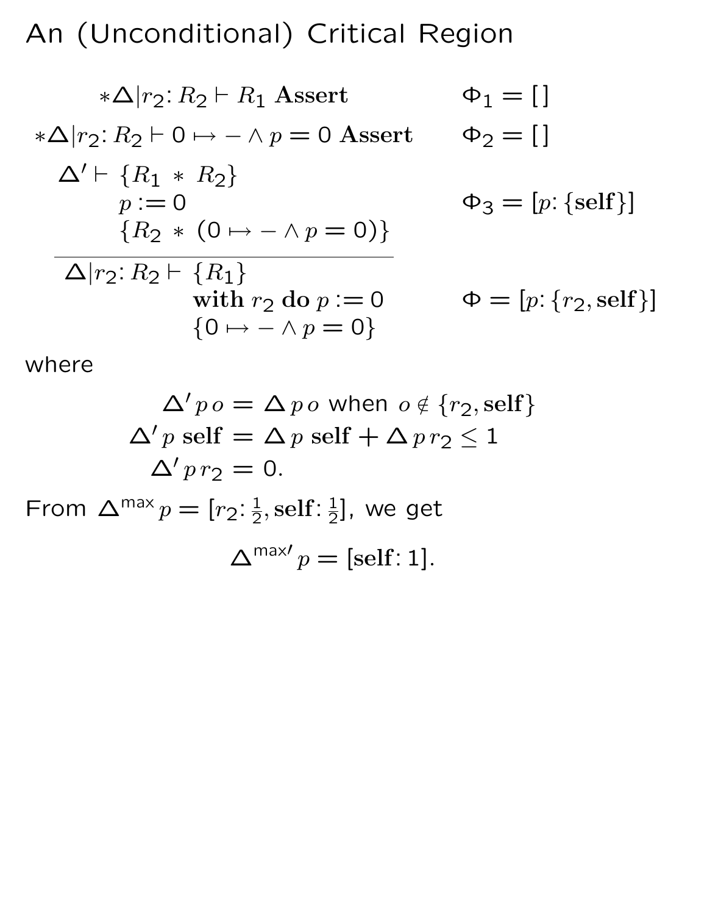# An (Unconditional) Critical Region

$$*\Delta | r_2\colon R_2 \vdash R_1 \textbf{ Assert} \qquad \Phi_1 = [\,]$$

$$*\Delta | r_2\colon R_2 \vdash 0 \mapsto - \wedge p = 0 \textbf{ Assert} \qquad \Phi_2 = [\,]$$

$$\Delta' \vdash \{R_1 * R_2\}\ p := 0\ \{R_2 * (0 \mapsto - \wedge p = 0)\} \qquad \Phi_3 = [p\colon \{\textbf{self}\}]$$

$$\overline{\Delta | r_2\colon R_2 \vdash \{R_1\}\ \textbf{with } r_2 \textbf{ do } p := 0\ \{0 \mapsto - \wedge p = 0\}} \qquad \Phi = [p\colon \{r_2, \textbf{self}\}]$$

where

$$\Delta'\, p\, o = \Delta\, p\, o \text{ when } o \notin \{r_2, \textbf{self}\}$$

$$\Delta'\, p\, \textbf{self} = \Delta\, p\, \textbf{self} + \Delta\, p\, r_2 \leq 1$$

$$\Delta'\, p\, r_2 = 0.$$

From $\Delta^{\mathsf{max}}\, p = [r_2\colon \frac{1}{2}, \textbf{self}\colon \frac{1}{2}]$, we get

$$\Delta^{\mathsf{max}\prime}\, p = [\textbf{self}\colon 1].$$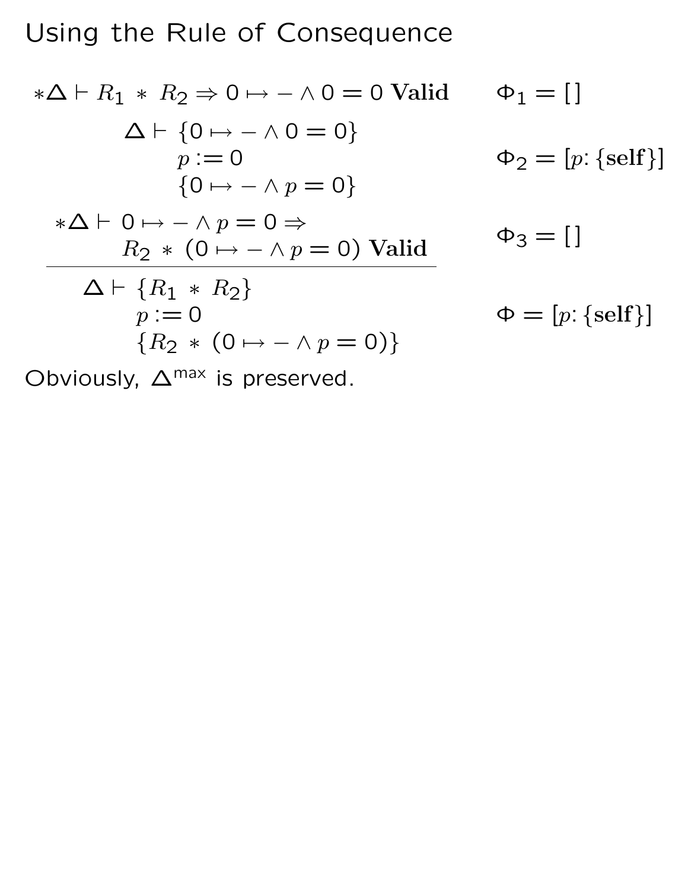# Using the Rule of Consequence

$$*\Delta \vdash R_1 \; * \; R_2 \Rightarrow 0 \mapsto - \wedge 0 = 0 \textbf{ Valid} \qquad \Phi_1 = [\,]$$

$$\Delta \vdash \{0 \mapsto - \wedge 0 = 0\} \; p := 0 \; \{0 \mapsto - \wedge p = 0\} \qquad \Phi_2 = [p\colon \{\textbf{self}\}]$$

$$*\Delta \vdash 0 \mapsto - \wedge p = 0 \Rightarrow R_2 \; * \; (0 \mapsto - \wedge p = 0) \textbf{ Valid} \qquad \Phi_3 = [\,]$$

$$\overline{\Delta \vdash \{R_1 \; * \; R_2\} \; p := 0 \; \{R_2 \; * \; (0 \mapsto - \wedge p = 0)\}} \qquad \Phi = [p\colon \{\textbf{self}\}]$$

Obviously, $\Delta^{\mathsf{max}}$ is preserved.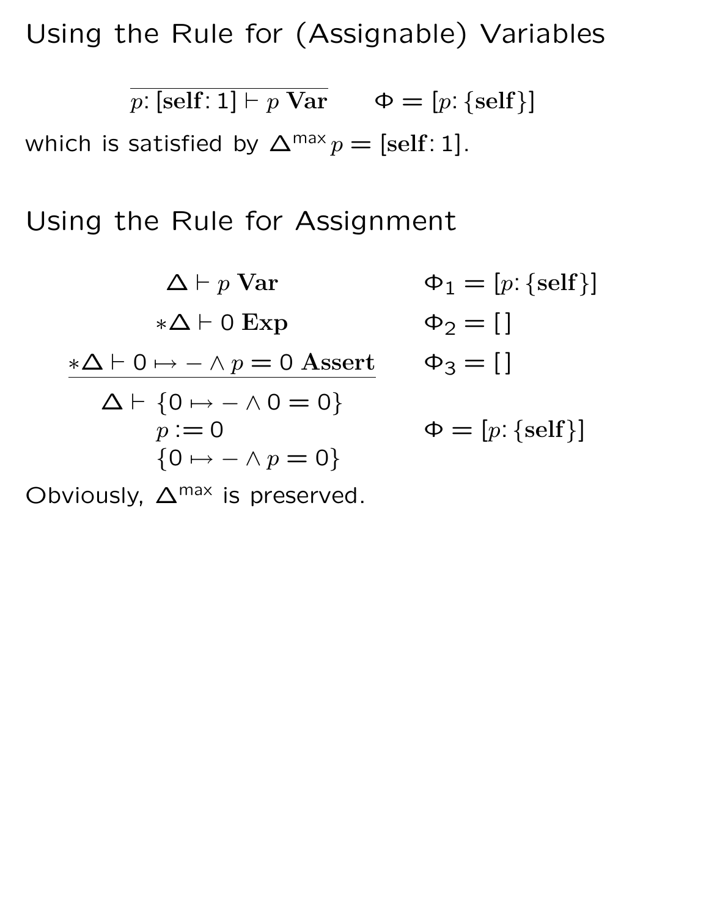# Using the Rule for (Assignable) Variables

$$\frac{}{p\colon [\mathbf{self}\colon 1] \vdash p\ \mathbf{Var}} \qquad \Phi = [p\colon \{\mathbf{self}\}]$$

which is satisfied by $\Delta^{\mathsf{max}} p = [\mathbf{self}\colon 1]$.

# Using the Rule for Assignment

$$\frac{\begin{array}{ll} \Delta \vdash p\ \mathbf{Var} & \Phi_1 = [p\colon \{\mathbf{self}\}] \\ *\Delta \vdash 0\ \mathbf{Exp} & \Phi_2 = [\,] \\ *\Delta \vdash 0 \mapsto - \wedge p = 0\ \mathbf{Assert} & \Phi_3 = [\,] \end{array}}{\begin{array}{l} \Delta \vdash \{0 \mapsto - \wedge 0 = 0\} \\ \quad p := 0 \\ \quad \{0 \mapsto - \wedge p = 0\} \end{array}} \qquad \Phi = [p\colon \{\mathbf{self}\}]$$

Obviously, $\Delta^{\mathsf{max}}$ is preserved.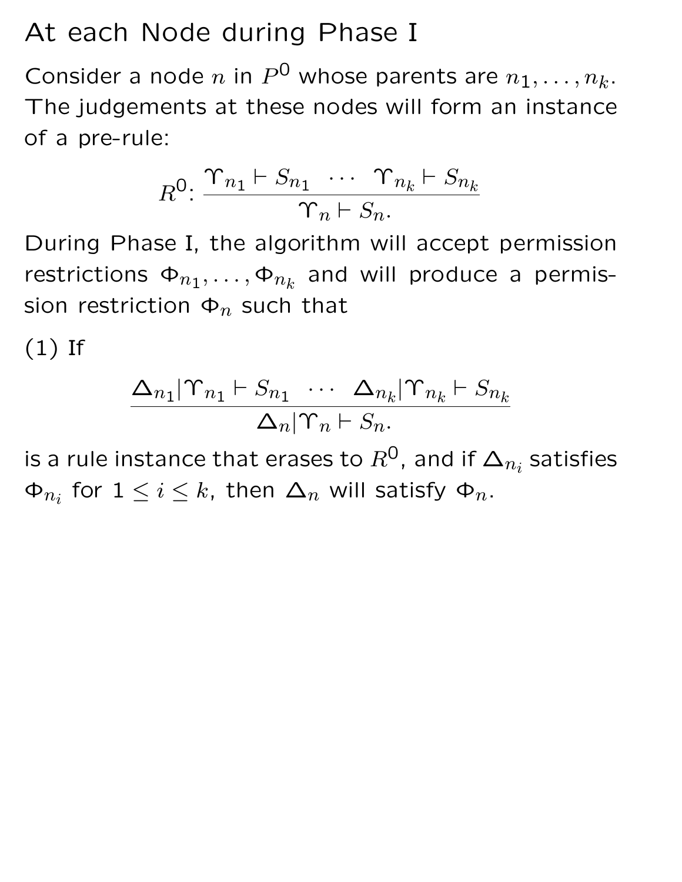# At each Node during Phase I

Consider a node $n$ in $P^0$ whose parents are $n_1, \ldots, n_k$. The judgements at these nodes will form an instance of a pre-rule:

$$R^0\text{:}\ \frac{\Upsilon_{n_1} \vdash S_{n_1} \quad \cdots \quad \Upsilon_{n_k} \vdash S_{n_k}}{\Upsilon_n \vdash S_n.}$$

During Phase I, the algorithm will accept permission restrictions $\Phi_{n_1}, \ldots, \Phi_{n_k}$ and will produce a permission restriction $\Phi_n$ such that

(1) If

$$\frac{\Delta_{n_1} | \Upsilon_{n_1} \vdash S_{n_1} \quad \cdots \quad \Delta_{n_k} | \Upsilon_{n_k} \vdash S_{n_k}}{\Delta_n | \Upsilon_n \vdash S_n.}$$

is a rule instance that erases to $R^0$, and if $\Delta_{n_i}$ satisfies $\Phi_{n_i}$ for $1 \leq i \leq k$, then $\Delta_n$ will satisfy $\Phi_n$.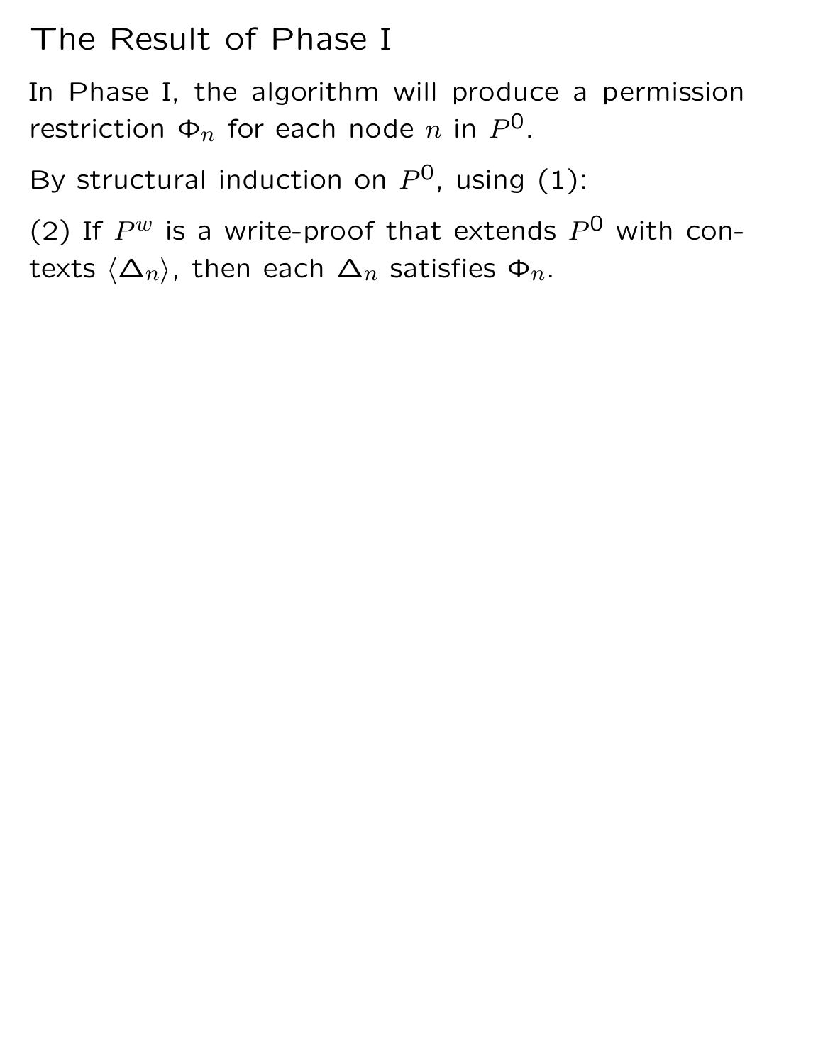# The Result of Phase I

In Phase I, the algorithm will produce a permission restriction $\Phi_n$ for each node $n$ in $P^0$.

By structural induction on $P^0$, using (1):

(2) If $P^w$ is a write-proof that extends $P^0$ with contexts $\langle \Delta_n \rangle$, then each $\Delta_n$ satisfies $\Phi_n$.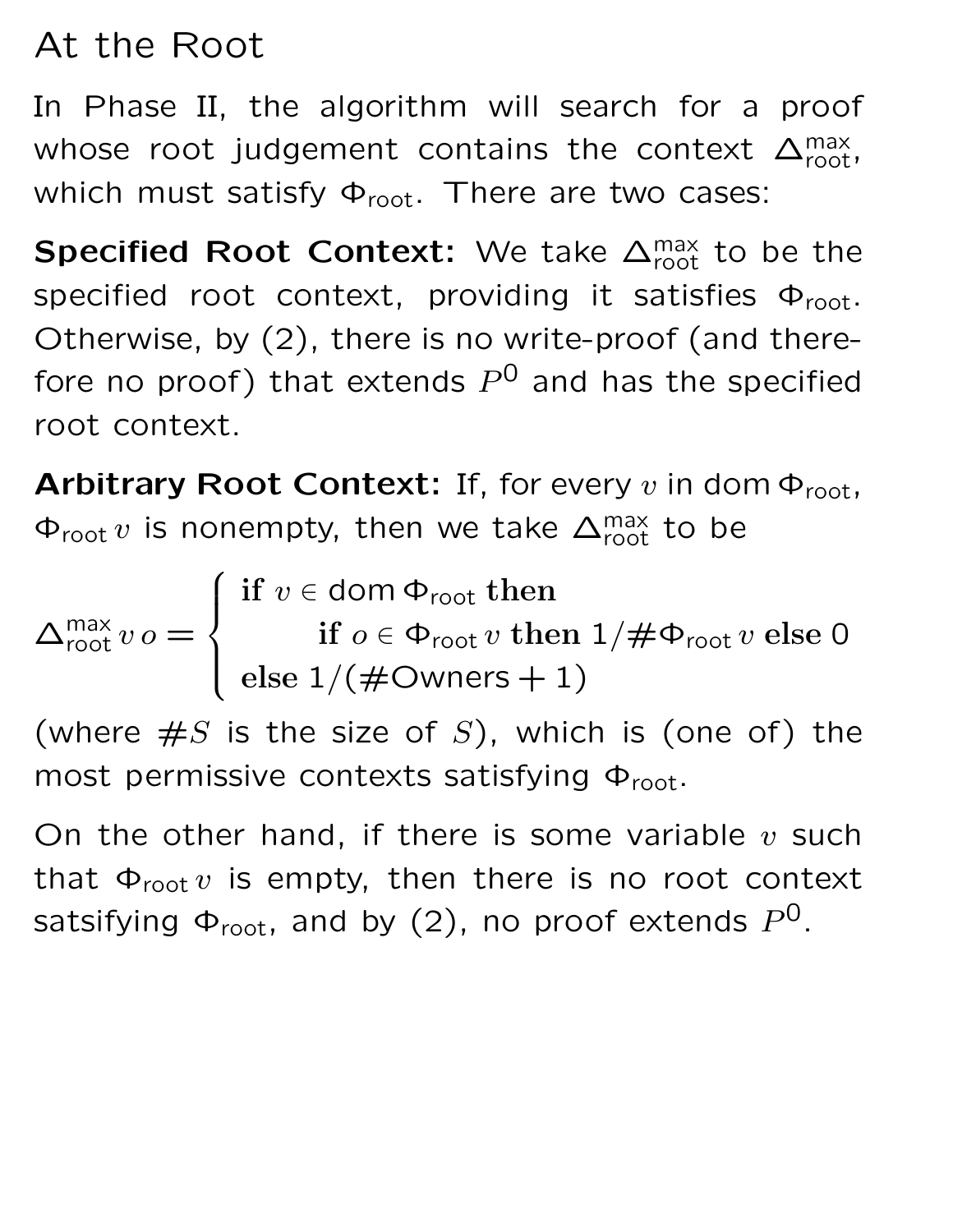# At the Root

In Phase II, the algorithm will search for a proof whose root judgement contains the context $\Delta^{\mathsf{max}}_{\mathsf{root}}$, which must satisfy $\Phi_{\mathsf{root}}$. There are two cases:

**Specified Root Context:** We take $\Delta^{\mathsf{max}}_{\mathsf{root}}$ to be the specified root context, providing it satisfies $\Phi_{\mathsf{root}}$. Otherwise, by (2), there is no write-proof (and therefore no proof) that extends $P^0$ and has the specified root context.

**Arbitrary Root Context:** If, for every $v$ in $\mathsf{dom}\,\Phi_{\mathsf{root}}$, $\Phi_{\mathsf{root}}\,v$ is nonempty, then we take $\Delta^{\mathsf{max}}_{\mathsf{root}}$ to be

$$\Delta^{\mathsf{max}}_{\mathsf{root}}\,v\,o = \begin{cases} \textbf{if } v \in \mathsf{dom}\,\Phi_{\mathsf{root}} \textbf{ then} \\ \qquad \textbf{if } o \in \Phi_{\mathsf{root}}\,v \textbf{ then } 1/\#\Phi_{\mathsf{root}}\,v \textbf{ else } 0 \\ \textbf{else } 1/(\#\mathsf{Owners} + 1) \end{cases}$$

(where $\#S$ is the size of $S$), which is (one of) the most permissive contexts satisfying $\Phi_{\mathsf{root}}$.

On the other hand, if there is some variable $v$ such that $\Phi_{\mathsf{root}}\,v$ is empty, then there is no root context satsifying $\Phi_{\mathsf{root}}$, and by (2), no proof extends $P^0$.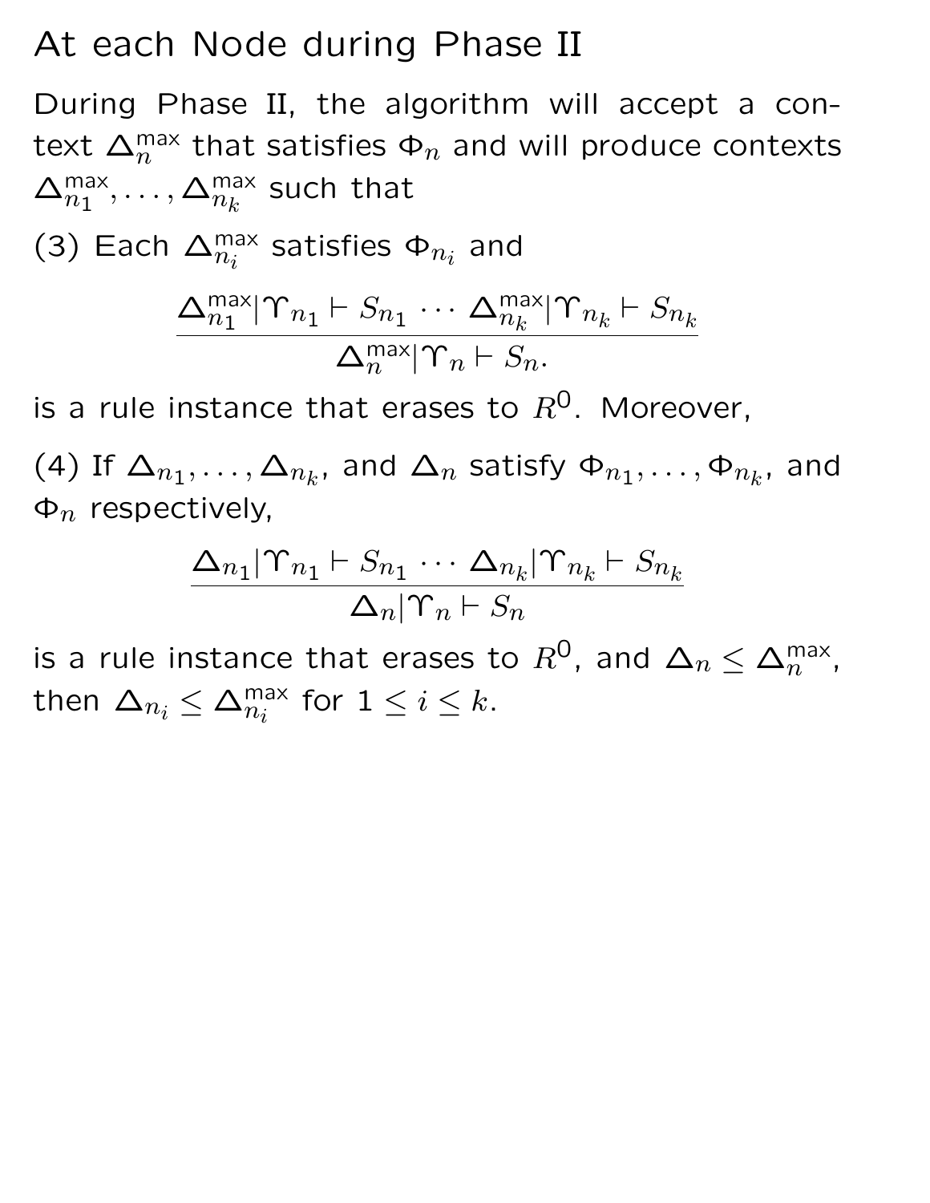# At each Node during Phase II

During Phase II, the algorithm will accept a context $\Delta_n^{\mathsf{max}}$ that satisfies $\Phi_n$ and will produce contexts $\Delta_{n_1}^{\mathsf{max}}, \ldots, \Delta_{n_k}^{\mathsf{max}}$ such that

(3) Each $\Delta_{n_i}^{\mathsf{max}}$ satisfies $\Phi_{n_i}$ and

$$\frac{\Delta_{n_1}^{\mathsf{max}} | \Upsilon_{n_1} \vdash S_{n_1} \;\cdots\; \Delta_{n_k}^{\mathsf{max}} | \Upsilon_{n_k} \vdash S_{n_k}}{\Delta_n^{\mathsf{max}} | \Upsilon_n \vdash S_n.}$$

is a rule instance that erases to $R^0$. Moreover,

(4) If $\Delta_{n_1}, \ldots, \Delta_{n_k}$, and $\Delta_n$ satisfy $\Phi_{n_1}, \ldots, \Phi_{n_k}$, and $\Phi_n$ respectively,

$$\frac{\Delta_{n_1} | \Upsilon_{n_1} \vdash S_{n_1} \;\cdots\; \Delta_{n_k} | \Upsilon_{n_k} \vdash S_{n_k}}{\Delta_n | \Upsilon_n \vdash S_n}$$

is a rule instance that erases to $R^0$, and $\Delta_n \leq \Delta_n^{\mathsf{max}}$, then $\Delta_{n_i} \leq \Delta_{n_i}^{\mathsf{max}}$ for $1 \leq i \leq k$.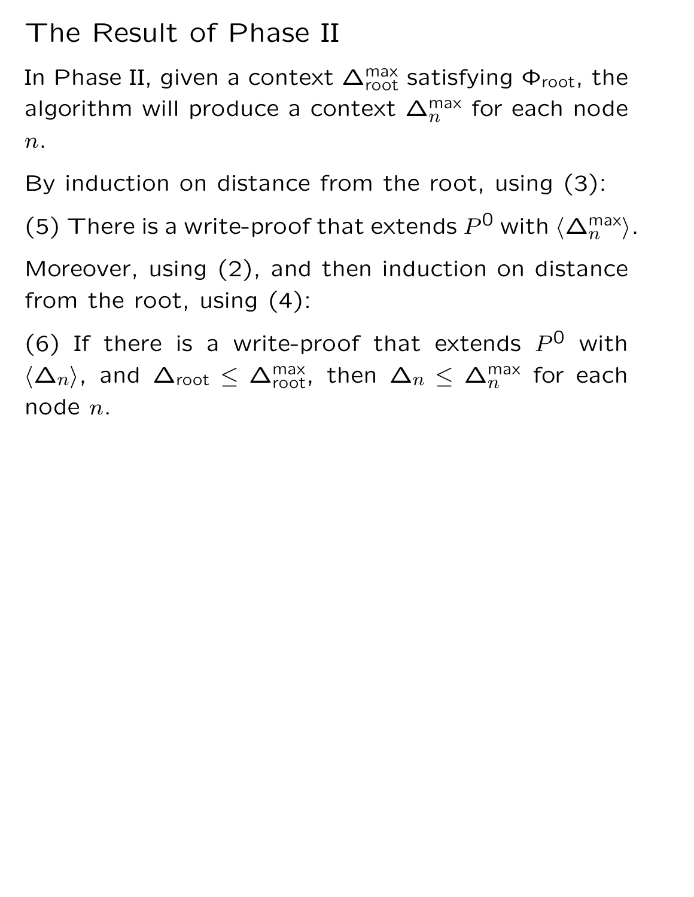# The Result of Phase II

In Phase II, given a context $\Delta^{\mathsf{max}}_{\mathsf{root}}$ satisfying $\Phi_{\mathsf{root}}$, the algorithm will produce a context $\Delta^{\mathsf{max}}_{n}$ for each node $n$.

By induction on distance from the root, using (3):

(5) There is a write-proof that extends $P^0$ with $\langle \Delta^{\mathsf{max}}_{n} \rangle$.

Moreover, using (2), and then induction on distance from the root, using (4):

(6) If there is a write-proof that extends $P^0$ with $\langle \Delta_n \rangle$, and $\Delta_{\mathsf{root}} \leq \Delta^{\mathsf{max}}_{\mathsf{root}}$, then $\Delta_n \leq \Delta^{\mathsf{max}}_{n}$ for each node $n$.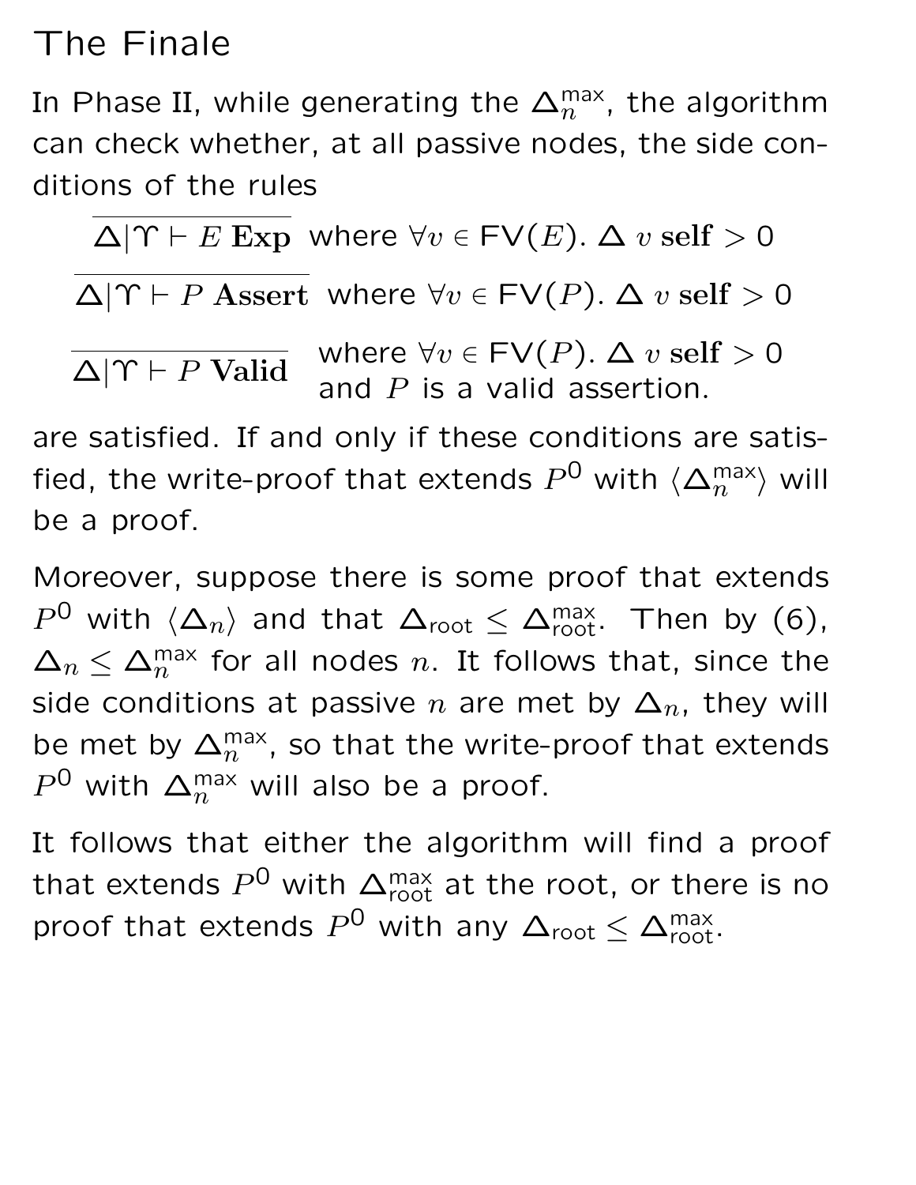# The Finale

In Phase II, while generating the $\Delta_n^{\mathsf{max}}$, the algorithm can check whether, at all passive nodes, the side conditions of the rules

$$\frac{}{\Delta|\Upsilon \vdash E\ \mathbf{Exp}} \text{ where } \forall v \in \mathsf{FV}(E).\ \Delta\ v\ \mathbf{self} > 0$$

$$\frac{}{\Delta|\Upsilon \vdash P\ \mathbf{Assert}} \text{ where } \forall v \in \mathsf{FV}(P).\ \Delta\ v\ \mathbf{self} > 0$$

$$\frac{}{\Delta|\Upsilon \vdash P\ \mathbf{Valid}} \text{ where } \forall v \in \mathsf{FV}(P).\ \Delta\ v\ \mathbf{self} > 0 \text{ and } P \text{ is a valid assertion.}$$

are satisfied. If and only if these conditions are satisfied, the write-proof that extends $P^0$ with $\langle \Delta_n^{\mathsf{max}} \rangle$ will be a proof.

Moreover, suppose there is some proof that extends $P^0$ with $\langle \Delta_n \rangle$ and that $\Delta_{\mathsf{root}} \leq \Delta_{\mathsf{root}}^{\mathsf{max}}$. Then by (6), $\Delta_n \leq \Delta_n^{\mathsf{max}}$ for all nodes $n$. It follows that, since the side conditions at passive $n$ are met by $\Delta_n$, they will be met by $\Delta_n^{\mathsf{max}}$, so that the write-proof that extends $P^0$ with $\Delta_n^{\mathsf{max}}$ will also be a proof.

It follows that either the algorithm will find a proof that extends $P^0$ with $\Delta_{\mathsf{root}}^{\mathsf{max}}$ at the root, or there is no proof that extends $P^0$ with any $\Delta_{\mathsf{root}} \leq \Delta_{\mathsf{root}}^{\mathsf{max}}$.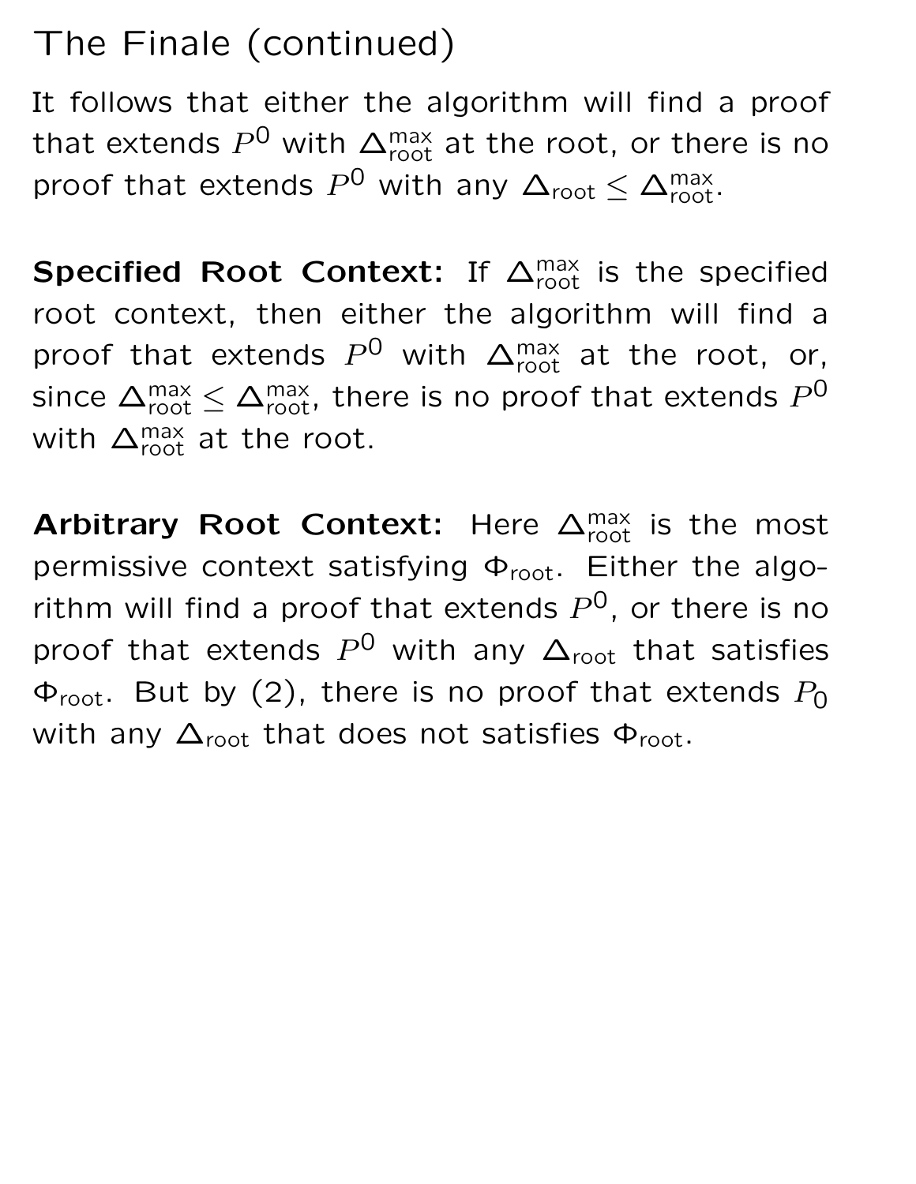# The Finale (continued)

It follows that either the algorithm will find a proof that extends $P^0$ with $\Delta_{\text{root}}^{\text{max}}$ at the root, or there is no proof that extends $P^0$ with any $\Delta_{\text{root}} \leq \Delta_{\text{root}}^{\text{max}}$.

**Specified Root Context:** If $\Delta_{\text{root}}^{\text{max}}$ is the specified root context, then either the algorithm will find a proof that extends $P^0$ with $\Delta_{\text{root}}^{\text{max}}$ at the root, or, since $\Delta_{\text{root}}^{\text{max}} \leq \Delta_{\text{root}}^{\text{max}}$, there is no proof that extends $P^0$ with $\Delta_{\text{root}}^{\text{max}}$ at the root.

**Arbitrary Root Context:** Here $\Delta_{\text{root}}^{\text{max}}$ is the most permissive context satisfying $\Phi_{\text{root}}$. Either the algorithm will find a proof that extends $P^0$, or there is no proof that extends $P^0$ with any $\Delta_{\text{root}}$ that satisfies $\Phi_{\text{root}}$. But by (2), there is no proof that extends $P_0$ with any $\Delta_{\text{root}}$ that does not satisfies $\Phi_{\text{root}}$.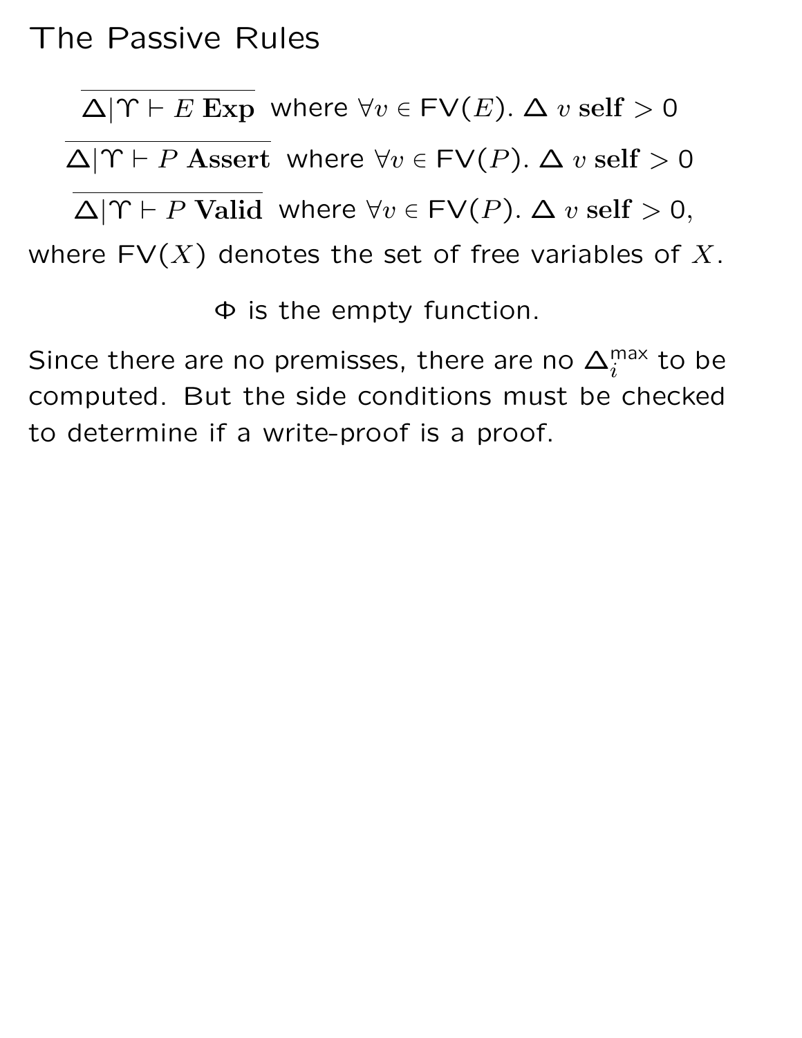# The Passive Rules

$$\overline{\Delta|\Upsilon \vdash E\ \mathbf{Exp}} \text{ where } \forall v \in \mathsf{FV}(E).\ \Delta\ v\ \mathbf{self} > 0$$

$$\overline{\Delta|\Upsilon \vdash P\ \mathbf{Assert}} \text{ where } \forall v \in \mathsf{FV}(P).\ \Delta\ v\ \mathbf{self} > 0$$

$$\overline{\Delta|\Upsilon \vdash P\ \mathbf{Valid}} \text{ where } \forall v \in \mathsf{FV}(P).\ \Delta\ v\ \mathbf{self} > 0,$$

where $\mathsf{FV}(X)$ denotes the set of free variables of $X$.

$\Phi$ is the empty function.

Since there are no premisses, there are no $\Delta_i^{\mathsf{max}}$ to be computed. But the side conditions must be checked to determine if a write-proof is a proof.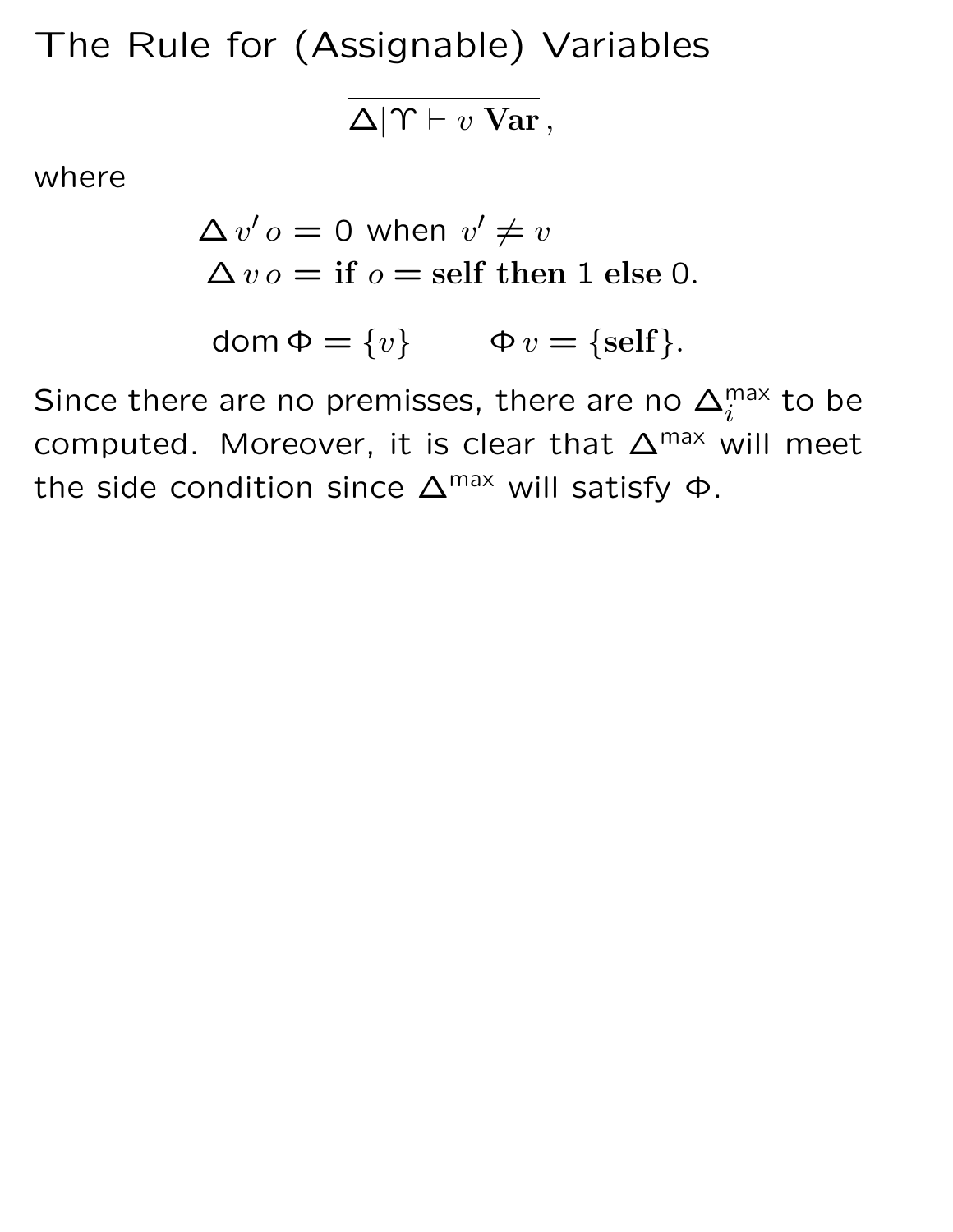# The Rule for (Assignable) Variables

$$\overline{\Delta | \Upsilon \vdash v\ \mathbf{Var}}\,,$$

where

$$\Delta\, v'\, o = 0 \text{ when } v' \neq v$$
$$\Delta\, v\, o = \mathbf{if}\ o = \mathbf{self}\ \mathbf{then}\ 1\ \mathbf{else}\ 0.$$

$$\operatorname{dom} \Phi = \{v\} \qquad \Phi\, v = \{\mathbf{self}\}.$$

Since there are no premisses, there are no $\Delta_i^{\text{max}}$ to be computed. Moreover, it is clear that $\Delta^{\text{max}}$ will meet the side condition since $\Delta^{\text{max}}$ will satisfy $\Phi$.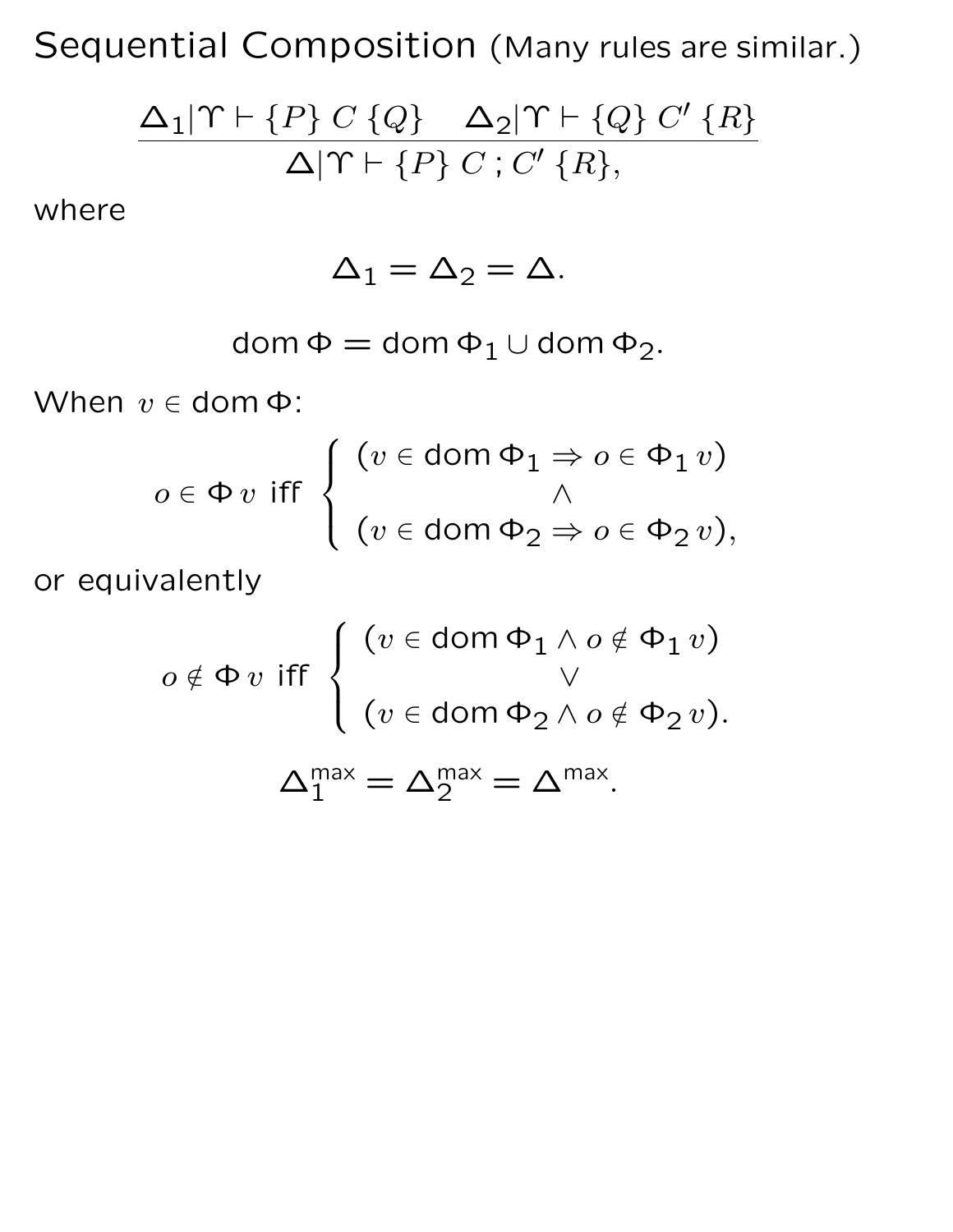# Sequential Composition (Many rules are similar.)

$$\frac{\Delta_1|\Upsilon \vdash \{P\}\ C\ \{Q\} \quad \Delta_2|\Upsilon \vdash \{Q\}\ C'\ \{R\}}{\Delta|\Upsilon \vdash \{P\}\ C\ ;C'\ \{R\},}$$

where

$$\Delta_1 = \Delta_2 = \Delta.$$

$$\mathsf{dom}\,\Phi = \mathsf{dom}\,\Phi_1 \cup \mathsf{dom}\,\Phi_2.$$

When $v \in \mathsf{dom}\,\Phi$:

$$o \in \Phi\, v \text{ iff } \begin{cases} (v \in \mathsf{dom}\,\Phi_1 \Rightarrow o \in \Phi_1\, v) \\ \wedge \\ (v \in \mathsf{dom}\,\Phi_2 \Rightarrow o \in \Phi_2\, v), \end{cases}$$

or equivalently

$$o \notin \Phi\, v \text{ iff } \begin{cases} (v \in \mathsf{dom}\,\Phi_1 \wedge o \notin \Phi_1\, v) \\ \vee \\ (v \in \mathsf{dom}\,\Phi_2 \wedge o \notin \Phi_2\, v). \end{cases}$$

$$\Delta_1^{\mathsf{max}} = \Delta_2^{\mathsf{max}} = \Delta^{\mathsf{max}}.$$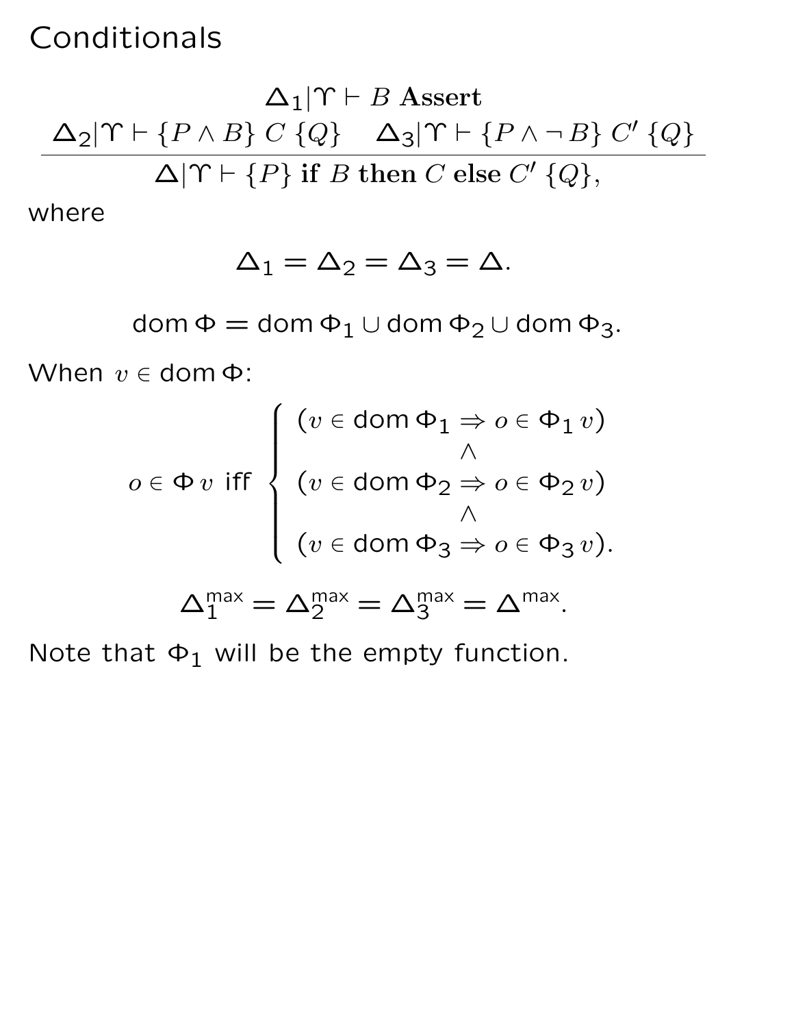# Conditionals

$$\frac{\Delta_1|\Upsilon \vdash B \ \textbf{Assert} \qquad \Delta_2|\Upsilon \vdash \{P \wedge B\}\ C\ \{Q\} \quad \Delta_3|\Upsilon \vdash \{P \wedge \neg B\}\ C'\ \{Q\}}{\Delta|\Upsilon \vdash \{P\}\ \textbf{if}\ B\ \textbf{then}\ C\ \textbf{else}\ C'\ \{Q\},}$$

where

$$\Delta_1 = \Delta_2 = \Delta_3 = \Delta.$$

$$\mathsf{dom}\,\Phi = \mathsf{dom}\,\Phi_1 \cup \mathsf{dom}\,\Phi_2 \cup \mathsf{dom}\,\Phi_3.$$

When $v \in \mathsf{dom}\,\Phi$:

$$o \in \Phi\,v \ \text{ iff } \begin{cases} (v \in \mathsf{dom}\,\Phi_1 \Rightarrow o \in \Phi_1\,v) \\ \qquad\qquad \wedge \\ (v \in \mathsf{dom}\,\Phi_2 \Rightarrow o \in \Phi_2\,v) \\ \qquad\qquad \wedge \\ (v \in \mathsf{dom}\,\Phi_3 \Rightarrow o \in \Phi_3\,v). \end{cases}$$

$$\Delta_1^{\mathsf{max}} = \Delta_2^{\mathsf{max}} = \Delta_3^{\mathsf{max}} = \Delta^{\mathsf{max}}.$$

Note that $\Phi_1$ will be the empty function.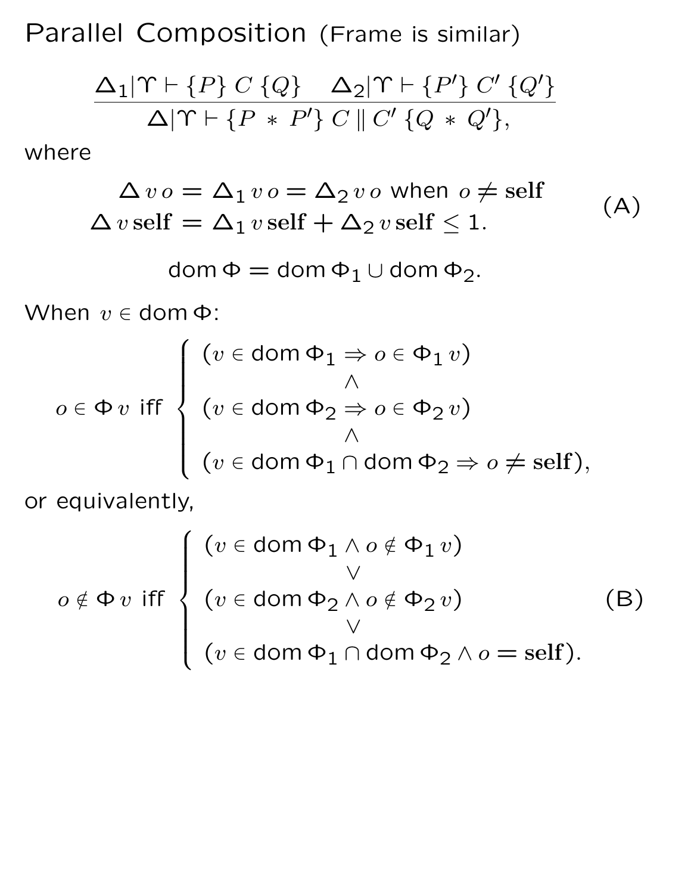# Parallel Composition (Frame is similar)

$$\frac{\Delta_1|\Upsilon \vdash \{P\}\ C\ \{Q\} \quad \Delta_2|\Upsilon \vdash \{P'\}\ C'\ \{Q'\}}{\Delta|\Upsilon \vdash \{P\ *\ P'\}\ C \,\|\, C'\ \{Q\ *\ Q'\},}$$

where

$$\begin{aligned} \Delta\, v\, o = \Delta_1\, v\, o = \Delta_2\, v\, o \text{ when } o \neq \mathbf{self} \\ \Delta\, v\, \mathbf{self} = \Delta_1\, v\, \mathbf{self} + \Delta_2\, v\, \mathbf{self} \leq 1. \end{aligned} \tag{A}$$

$$\mathsf{dom}\,\Phi = \mathsf{dom}\,\Phi_1 \cup \mathsf{dom}\,\Phi_2.$$

When $v \in \mathsf{dom}\,\Phi$:

$$o \in \Phi\, v \text{ iff } \begin{cases} (v \in \mathsf{dom}\,\Phi_1 \Rightarrow o \in \Phi_1\, v) \\ \qquad\qquad \wedge \\ (v \in \mathsf{dom}\,\Phi_2 \Rightarrow o \in \Phi_2\, v) \\ \qquad\qquad \wedge \\ (v \in \mathsf{dom}\,\Phi_1 \cap \mathsf{dom}\,\Phi_2 \Rightarrow o \neq \mathbf{self}), \end{cases}$$

or equivalently,

$$o \notin \Phi\, v \text{ iff } \begin{cases} (v \in \mathsf{dom}\,\Phi_1 \wedge o \notin \Phi_1\, v) \\ \qquad\qquad \vee \\ (v \in \mathsf{dom}\,\Phi_2 \wedge o \notin \Phi_2\, v) \\ \qquad\qquad \vee \\ (v \in \mathsf{dom}\,\Phi_1 \cap \mathsf{dom}\,\Phi_2 \wedge o = \mathbf{self}). \end{cases} \tag{B}$$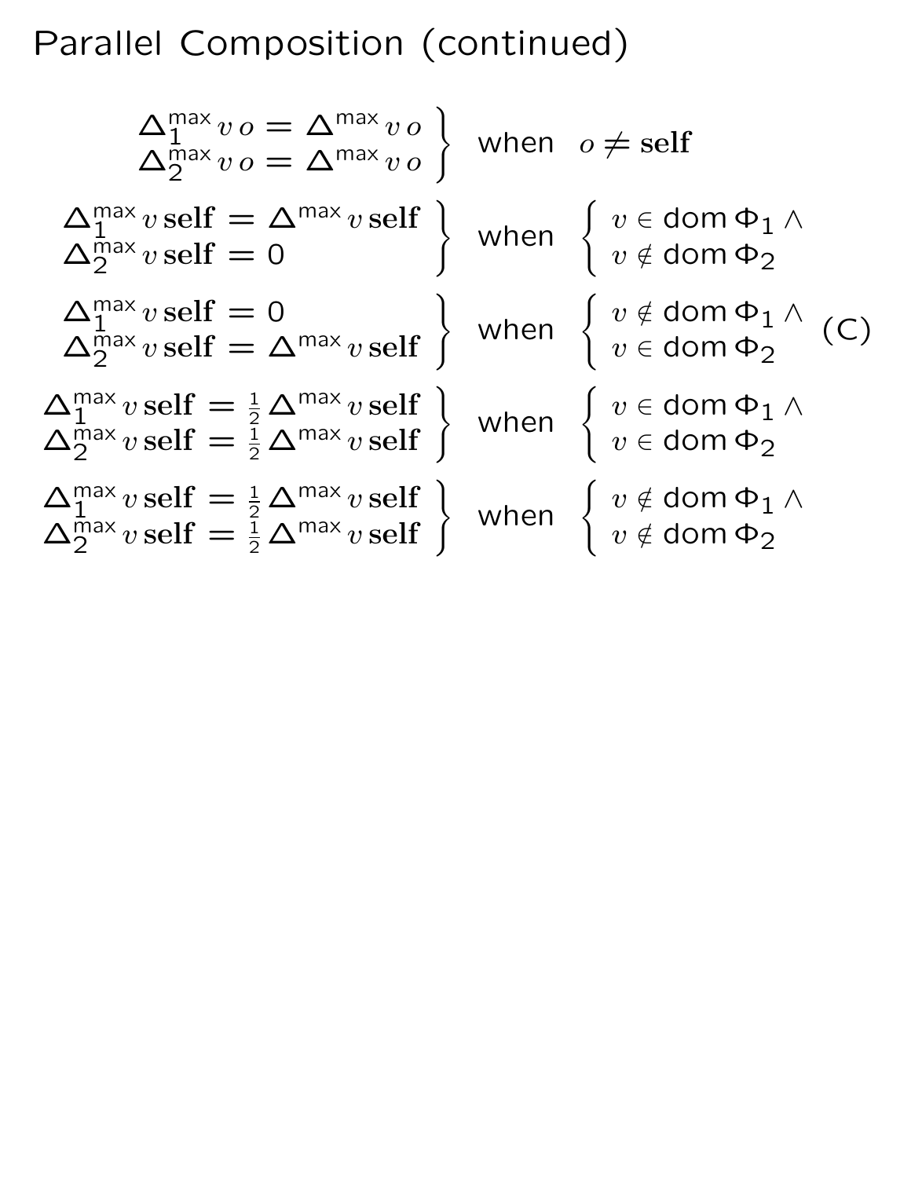# Parallel Composition (continued)

$$
\left.\begin{aligned}
\Delta_1^{\mathsf{max}}\, v\, o &= \Delta^{\mathsf{max}}\, v\, o \\
\Delta_2^{\mathsf{max}}\, v\, o &= \Delta^{\mathsf{max}}\, v\, o
\end{aligned}\right\} \quad \text{when} \quad o \neq \mathbf{self}
$$

$$
\left.\begin{aligned}
\Delta_1^{\mathsf{max}}\, v\, \mathbf{self} &= \Delta^{\mathsf{max}}\, v\, \mathbf{self} \\
\Delta_2^{\mathsf{max}}\, v\, \mathbf{self} &= 0
\end{aligned}\right\} \quad \text{when} \quad \left\{\begin{array}{l}
v \in \operatorname{dom} \Phi_1 \wedge \\
v \notin \operatorname{dom} \Phi_2
\end{array}\right.
$$

$$
\left.\begin{aligned}
\Delta_1^{\mathsf{max}}\, v\, \mathbf{self} &= 0 \\
\Delta_2^{\mathsf{max}}\, v\, \mathbf{self} &= \Delta^{\mathsf{max}}\, v\, \mathbf{self}
\end{aligned}\right\} \quad \text{when} \quad \left\{\begin{array}{l}
v \notin \operatorname{dom} \Phi_1 \wedge \\
v \in \operatorname{dom} \Phi_2
\end{array}\right. \quad \text{(C)}
$$

$$
\left.\begin{aligned}
\Delta_1^{\mathsf{max}}\, v\, \mathbf{self} &= \tfrac{1}{2}\, \Delta^{\mathsf{max}}\, v\, \mathbf{self} \\
\Delta_2^{\mathsf{max}}\, v\, \mathbf{self} &= \tfrac{1}{2}\, \Delta^{\mathsf{max}}\, v\, \mathbf{self}
\end{aligned}\right\} \quad \text{when} \quad \left\{\begin{array}{l}
v \in \operatorname{dom} \Phi_1 \wedge \\
v \in \operatorname{dom} \Phi_2
\end{array}\right.
$$

$$
\left.\begin{aligned}
\Delta_1^{\mathsf{max}}\, v\, \mathbf{self} &= \tfrac{1}{2}\, \Delta^{\mathsf{max}}\, v\, \mathbf{self} \\
\Delta_2^{\mathsf{max}}\, v\, \mathbf{self} &= \tfrac{1}{2}\, \Delta^{\mathsf{max}}\, v\, \mathbf{self}
\end{aligned}\right\} \quad \text{when} \quad \left\{\begin{array}{l}
v \notin \operatorname{dom} \Phi_1 \wedge \\
v \notin \operatorname{dom} \Phi_2
\end{array}\right.
$$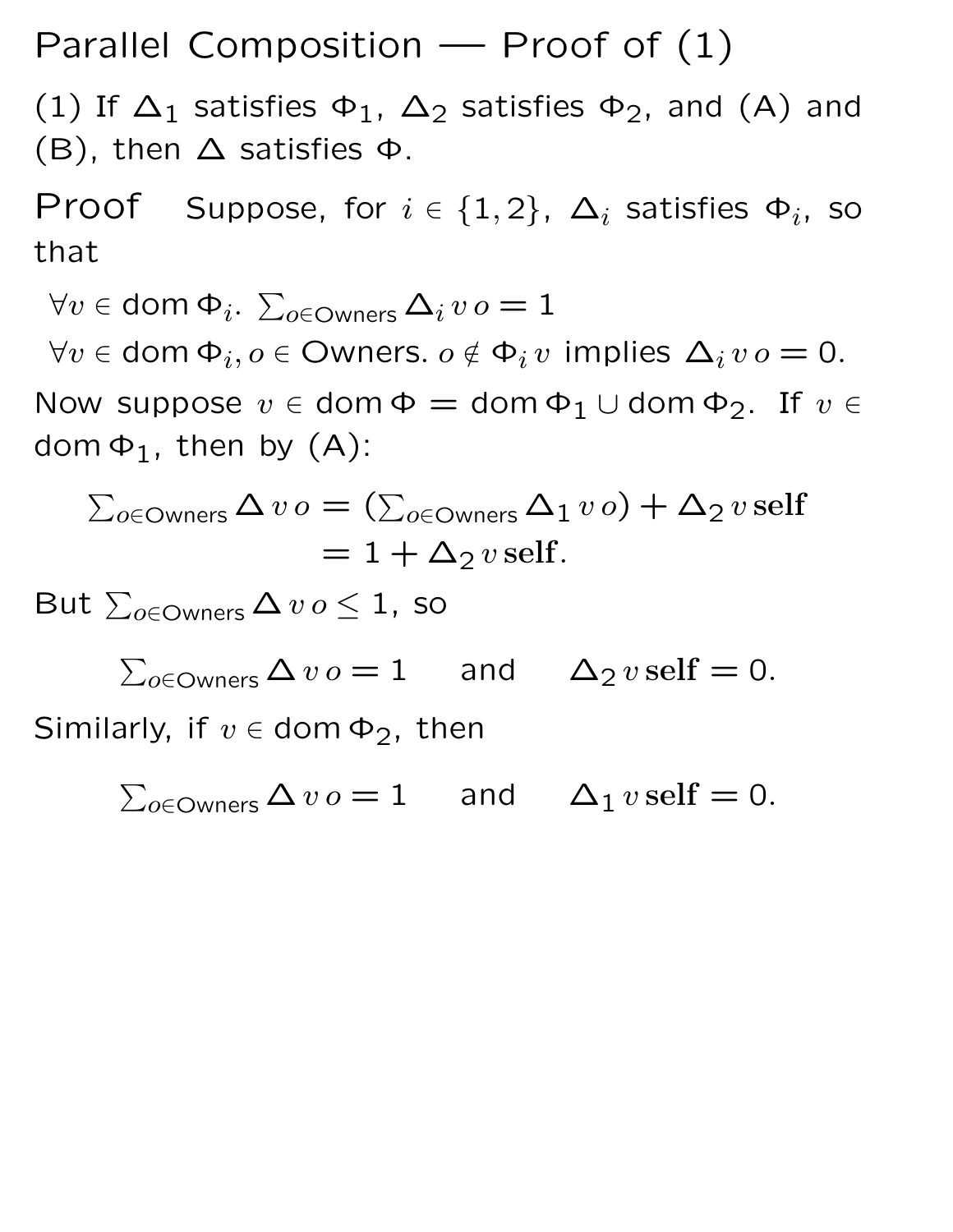# Parallel Composition — Proof of (1)

(1) If $\Delta_1$ satisfies $\Phi_1$, $\Delta_2$ satisfies $\Phi_2$, and (A) and (B), then $\Delta$ satisfies $\Phi$.

**Proof** Suppose, for $i \in \{1, 2\}$, $\Delta_i$ satisfies $\Phi_i$, so that

$\forall v \in \mathsf{dom}\,\Phi_i.\ \sum_{o \in \mathsf{Owners}} \Delta_i\, v\, o = 1$

$\forall v \in \mathsf{dom}\,\Phi_i, o \in \mathsf{Owners}.\ o \notin \Phi_i\, v$ implies $\Delta_i\, v\, o = 0$.

Now suppose $v \in \mathsf{dom}\,\Phi = \mathsf{dom}\,\Phi_1 \cup \mathsf{dom}\,\Phi_2$. If $v \in \mathsf{dom}\,\Phi_1$, then by (A):

$$\begin{aligned}\textstyle\sum_{o \in \mathsf{Owners}} \Delta\, v\, o &= (\textstyle\sum_{o \in \mathsf{Owners}} \Delta_1\, v\, o) + \Delta_2\, v\, \mathbf{self} \\ &= 1 + \Delta_2\, v\, \mathbf{self}.\end{aligned}$$

But $\sum_{o \in \mathsf{Owners}} \Delta\, v\, o \leq 1$, so

$$\textstyle\sum_{o \in \mathsf{Owners}} \Delta\, v\, o = 1 \quad \text{and} \quad \Delta_2\, v\, \mathbf{self} = 0.$$

Similarly, if $v \in \mathsf{dom}\,\Phi_2$, then

$$\textstyle\sum_{o \in \mathsf{Owners}} \Delta\, v\, o = 1 \quad \text{and} \quad \Delta_1\, v\, \mathbf{self} = 0.$$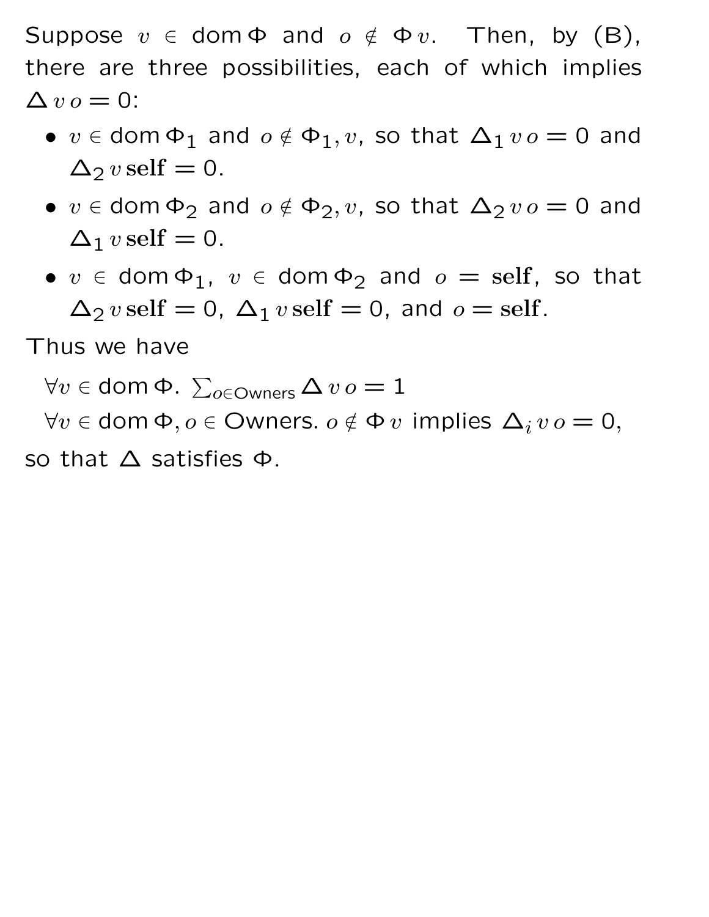Suppose $v \in \mathsf{dom}\,\Phi$ and $o \notin \Phi\,v$. Then, by (B), there are three possibilities, each of which implies $\Delta\,v\,o = 0$:

- $v \in \mathsf{dom}\,\Phi_1$ and $o \notin \Phi_1, v$, so that $\Delta_1\,v\,o = 0$ and $\Delta_2\,v\,\mathbf{self} = 0$.
- $v \in \mathsf{dom}\,\Phi_2$ and $o \notin \Phi_2, v$, so that $\Delta_2\,v\,o = 0$ and $\Delta_1\,v\,\mathbf{self} = 0$.
- $v \in \mathsf{dom}\,\Phi_1$, $v \in \mathsf{dom}\,\Phi_2$ and $o = \mathbf{self}$, so that $\Delta_2\,v\,\mathbf{self} = 0$, $\Delta_1\,v\,\mathbf{self} = 0$, and $o = \mathbf{self}$.

Thus we have

$\forall v \in \mathsf{dom}\,\Phi.\ \sum_{o \in \mathsf{Owners}} \Delta\,v\,o = 1$

$\forall v \in \mathsf{dom}\,\Phi, o \in \mathsf{Owners}.\ o \notin \Phi\,v$ implies $\Delta_i\,v\,o = 0$,

so that $\Delta$ satisfies $\Phi$.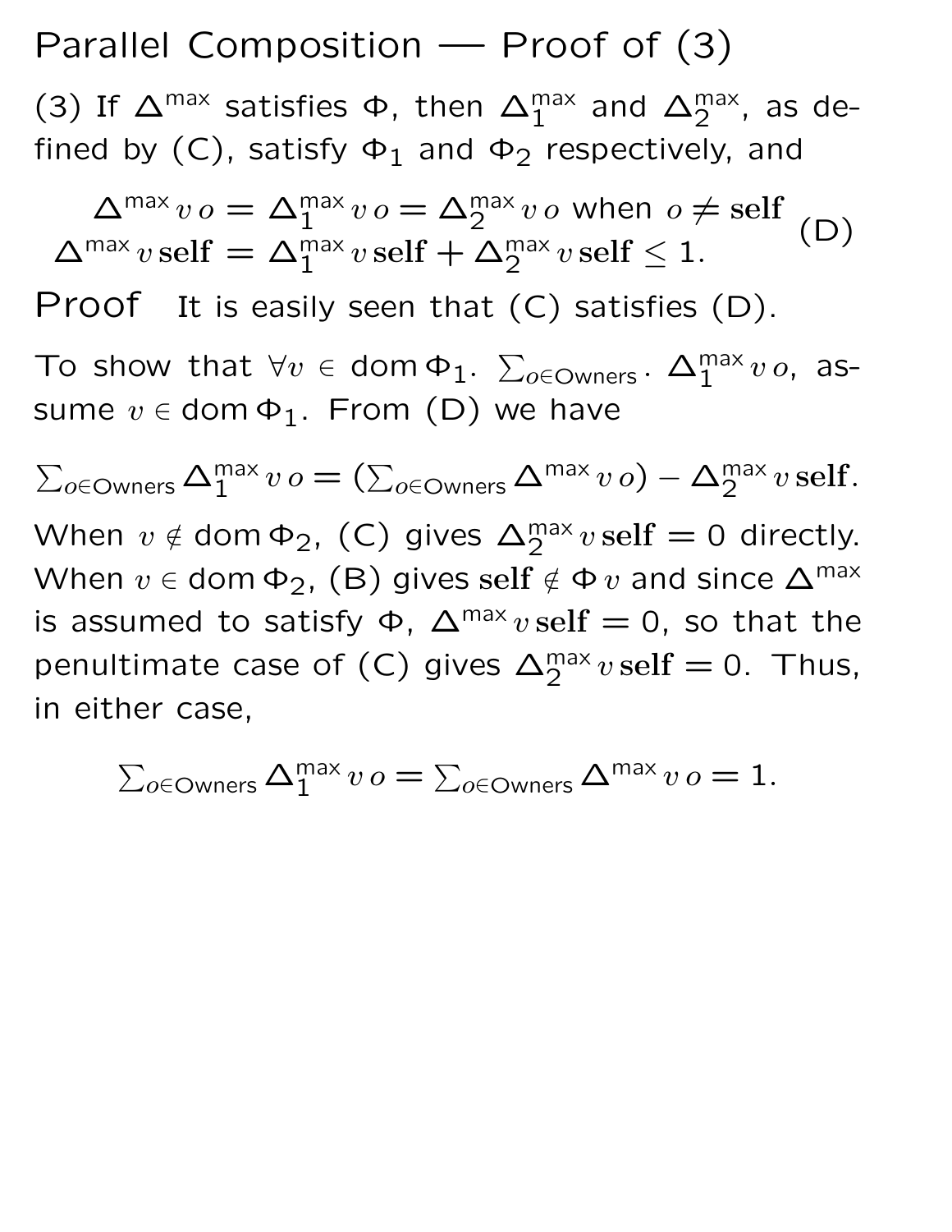# Parallel Composition — Proof of (3)

(3) If $\Delta^{\max}$ satisfies $\Phi$, then $\Delta_1^{\max}$ and $\Delta_2^{\max}$, as defined by (C), satisfy $\Phi_1$ and $\Phi_2$ respectively, and

$$\begin{array}{r} \Delta^{\max}\, v\, o = \Delta_1^{\max}\, v\, o = \Delta_2^{\max}\, v\, o \text{ when } o \neq \mathbf{self} \\ \Delta^{\max}\, v\, \mathbf{self} = \Delta_1^{\max}\, v\, \mathbf{self} + \Delta_2^{\max}\, v\, \mathbf{self} \leq 1. \end{array} \quad \text{(D)}$$

**Proof** It is easily seen that (C) satisfies (D).

To show that $\forall v \in \mathsf{dom}\,\Phi_1.\ \sum_{o \in \mathsf{Owners}}.\ \Delta_1^{\max}\, v\, o$, assume $v \in \mathsf{dom}\,\Phi_1$. From (D) we have

$$\textstyle\sum_{o \in \mathsf{Owners}} \Delta_1^{\max}\, v\, o = (\sum_{o \in \mathsf{Owners}} \Delta^{\max}\, v\, o) - \Delta_2^{\max}\, v\, \mathbf{self}.$$

When $v \notin \mathsf{dom}\,\Phi_2$, (C) gives $\Delta_2^{\max}\, v\, \mathbf{self} = 0$ directly. When $v \in \mathsf{dom}\,\Phi_2$, (B) gives $\mathbf{self} \notin \Phi\, v$ and since $\Delta^{\max}$ is assumed to satisfy $\Phi$, $\Delta^{\max}\, v\, \mathbf{self} = 0$, so that the penultimate case of (C) gives $\Delta_2^{\max}\, v\, \mathbf{self} = 0$. Thus, in either case,

$$\textstyle\sum_{o \in \mathsf{Owners}} \Delta_1^{\max}\, v\, o = \sum_{o \in \mathsf{Owners}} \Delta^{\max}\, v\, o = 1.$$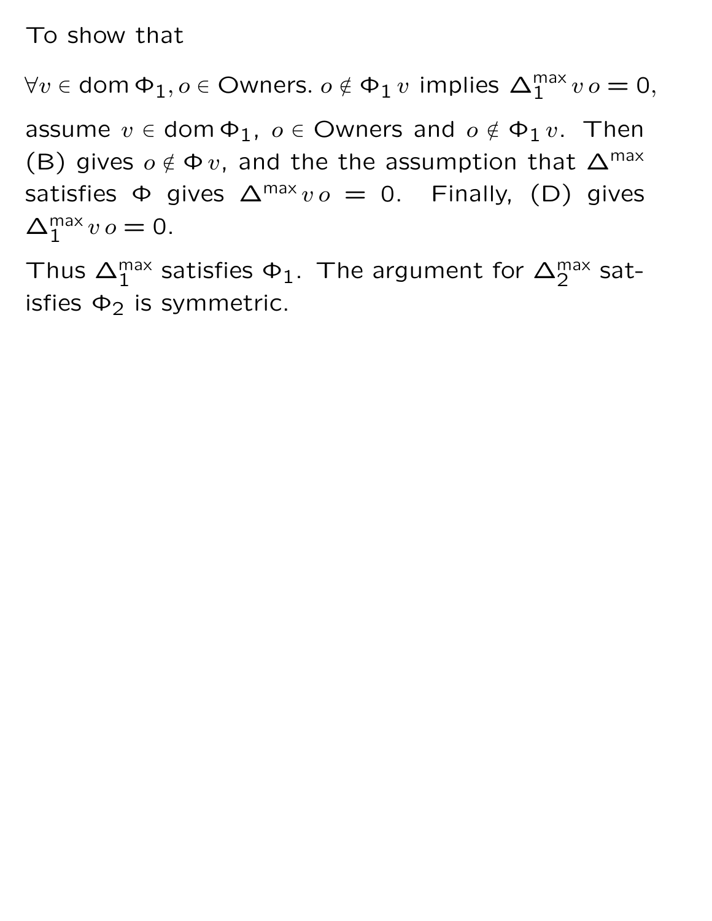To show that

$$\forall v \in \mathsf{dom}\, \Phi_1, o \in \mathsf{Owners}.\ o \notin \Phi_1\, v \text{ implies } \Delta_1^{\mathsf{max}}\, v\, o = 0,$$

assume $v \in \mathsf{dom}\, \Phi_1$, $o \in \mathsf{Owners}$ and $o \notin \Phi_1\, v$. Then (B) gives $o \notin \Phi\, v$, and the the assumption that $\Delta^{\mathsf{max}}$ satisfies $\Phi$ gives $\Delta^{\mathsf{max}}\, v\, o = 0$. Finally, (D) gives $\Delta_1^{\mathsf{max}}\, v\, o = 0$.

Thus $\Delta_1^{\mathsf{max}}$ satisfies $\Phi_1$. The argument for $\Delta_2^{\mathsf{max}}$ satisfies $\Phi_2$ is symmetric.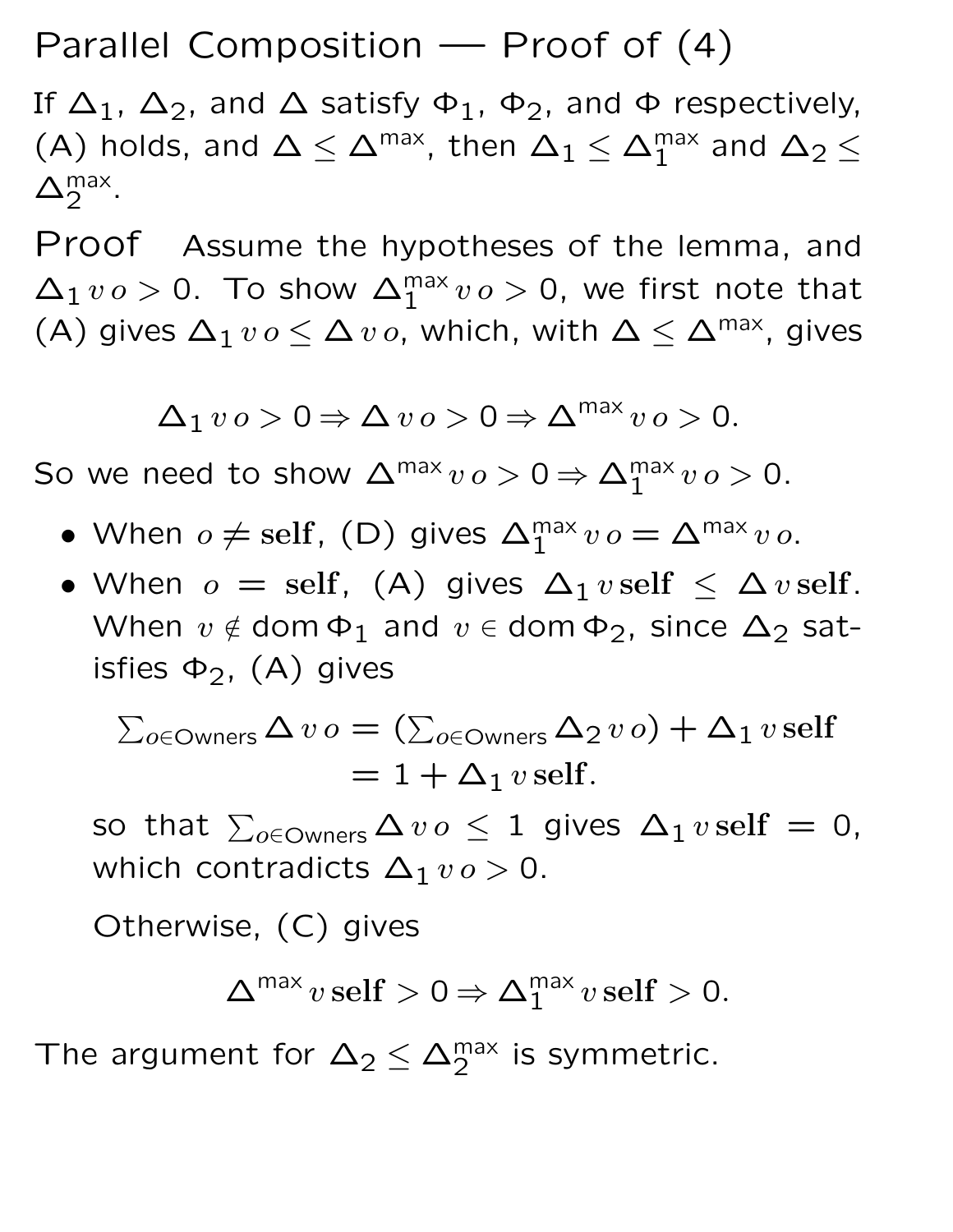# Parallel Composition — Proof of (4)

If $\Delta_1$, $\Delta_2$, and $\Delta$ satisfy $\Phi_1$, $\Phi_2$, and $\Phi$ respectively, (A) holds, and $\Delta \leq \Delta^{\mathsf{max}}$, then $\Delta_1 \leq \Delta_1^{\mathsf{max}}$ and $\Delta_2 \leq \Delta_2^{\mathsf{max}}$.

**Proof** Assume the hypotheses of the lemma, and $\Delta_1\, v\, o > 0$. To show $\Delta_1^{\mathsf{max}}\, v\, o > 0$, we first note that (A) gives $\Delta_1\, v\, o \leq \Delta\, v\, o$, which, with $\Delta \leq \Delta^{\mathsf{max}}$, gives

$$\Delta_1\, v\, o > 0 \Rightarrow \Delta\, v\, o > 0 \Rightarrow \Delta^{\mathsf{max}}\, v\, o > 0.$$

So we need to show $\Delta^{\mathsf{max}}\, v\, o > 0 \Rightarrow \Delta_1^{\mathsf{max}}\, v\, o > 0$.

- When $o \neq \mathbf{self}$, (D) gives $\Delta_1^{\mathsf{max}}\, v\, o = \Delta^{\mathsf{max}}\, v\, o$.
- When $o = \mathbf{self}$, (A) gives $\Delta_1\, v\, \mathbf{self} \leq \Delta\, v\, \mathbf{self}$. When $v \notin \mathsf{dom}\, \Phi_1$ and $v \in \mathsf{dom}\, \Phi_2$, since $\Delta_2$ satisfies $\Phi_2$, (A) gives

  $$\begin{aligned}\textstyle\sum_{o \in \mathsf{Owners}} \Delta\, v\, o &= (\textstyle\sum_{o \in \mathsf{Owners}} \Delta_2\, v\, o) + \Delta_1\, v\, \mathbf{self} \\ &= 1 + \Delta_1\, v\, \mathbf{self}.\end{aligned}$$

  so that $\sum_{o \in \mathsf{Owners}} \Delta\, v\, o \leq 1$ gives $\Delta_1\, v\, \mathbf{self} = 0$, which contradicts $\Delta_1\, v\, o > 0$.

  Otherwise, (C) gives

  $$\Delta^{\mathsf{max}}\, v\, \mathbf{self} > 0 \Rightarrow \Delta_1^{\mathsf{max}}\, v\, \mathbf{self} > 0.$$

The argument for $\Delta_2 \leq \Delta_2^{\mathsf{max}}$ is symmetric.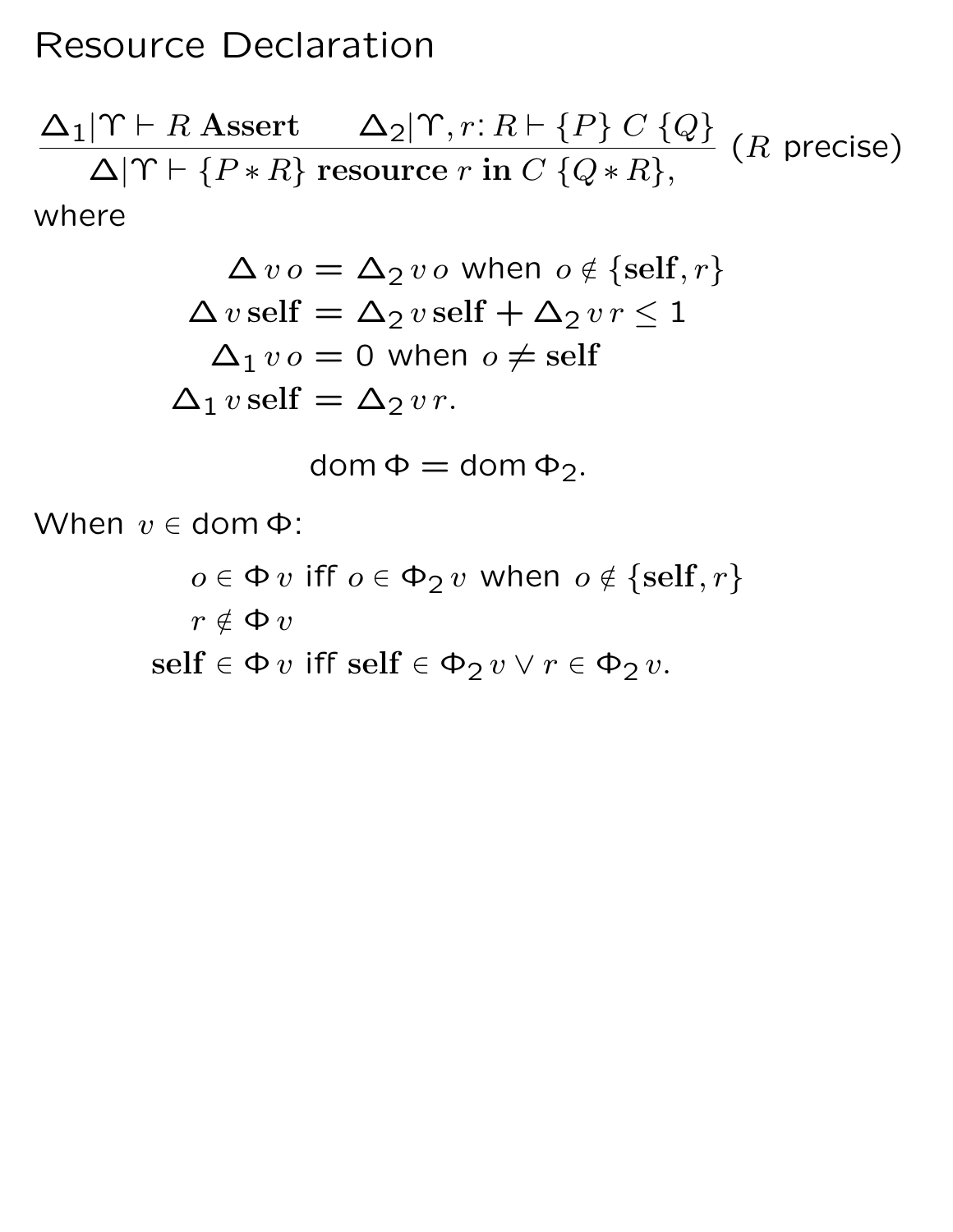# Resource Declaration

$$\frac{\Delta_1|\Upsilon \vdash R\ \mathbf{Assert} \qquad \Delta_2|\Upsilon, r{:}\, R \vdash \{P\}\ C\ \{Q\}}{\Delta|\Upsilon \vdash \{P * R\}\ \mathbf{resource}\ r\ \mathbf{in}\ C\ \{Q * R\},}\ (R \text{ precise})$$

where

$$\begin{aligned}
\Delta\, v\, o &= \Delta_2\, v\, o \text{ when } o \notin \{\mathbf{self}, r\} \\
\Delta\, v\, \mathbf{self} &= \Delta_2\, v\, \mathbf{self} + \Delta_2\, v\, r \leq 1 \\
\Delta_1\, v\, o &= 0 \text{ when } o \neq \mathbf{self} \\
\Delta_1\, v\, \mathbf{self} &= \Delta_2\, v\, r.
\end{aligned}$$

$$\operatorname{dom} \Phi = \operatorname{dom} \Phi_2.$$

When $v \in \operatorname{dom} \Phi$:

$$\begin{aligned}
&o \in \Phi\, v \text{ iff } o \in \Phi_2\, v \text{ when } o \notin \{\mathbf{self}, r\} \\
&r \notin \Phi\, v \\
&\mathbf{self} \in \Phi\, v \text{ iff } \mathbf{self} \in \Phi_2\, v \vee r \in \Phi_2\, v.
\end{aligned}$$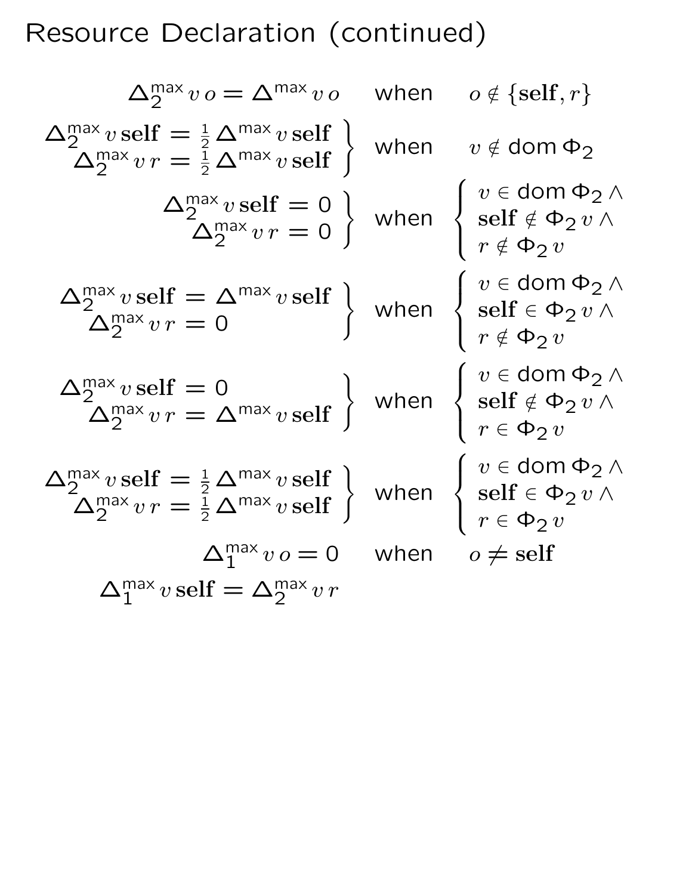# Resource Declaration (continued)

$$\Delta_2^{\mathsf{max}}\, v\, o = \Delta^{\mathsf{max}}\, v\, o \quad \text{when} \quad o \notin \{\mathbf{self}, r\}$$

$$\left.\begin{array}{r} \Delta_2^{\mathsf{max}}\, v\, \mathbf{self} = \frac{1}{2}\, \Delta^{\mathsf{max}}\, v\, \mathbf{self} \\ \Delta_2^{\mathsf{max}}\, v\, r = \frac{1}{2}\, \Delta^{\mathsf{max}}\, v\, \mathbf{self} \end{array}\right\} \quad \text{when} \quad v \notin \mathsf{dom}\, \Phi_2$$

$$\left.\begin{array}{r} \Delta_2^{\mathsf{max}}\, v\, \mathbf{self} = 0 \\ \Delta_2^{\mathsf{max}}\, v\, r = 0 \end{array}\right\} \quad \text{when} \quad \left\{\begin{array}{l} v \in \mathsf{dom}\, \Phi_2 \wedge \\ \mathbf{self} \notin \Phi_2\, v \wedge \\ r \notin \Phi_2\, v \end{array}\right.$$

$$\left.\begin{array}{r} \Delta_2^{\mathsf{max}}\, v\, \mathbf{self} = \Delta^{\mathsf{max}}\, v\, \mathbf{self} \\ \Delta_2^{\mathsf{max}}\, v\, r = 0 \end{array}\right\} \quad \text{when} \quad \left\{\begin{array}{l} v \in \mathsf{dom}\, \Phi_2 \wedge \\ \mathbf{self} \in \Phi_2\, v \wedge \\ r \notin \Phi_2\, v \end{array}\right.$$

$$\left.\begin{array}{r} \Delta_2^{\mathsf{max}}\, v\, \mathbf{self} = 0 \\ \Delta_2^{\mathsf{max}}\, v\, r = \Delta^{\mathsf{max}}\, v\, \mathbf{self} \end{array}\right\} \quad \text{when} \quad \left\{\begin{array}{l} v \in \mathsf{dom}\, \Phi_2 \wedge \\ \mathbf{self} \notin \Phi_2\, v \wedge \\ r \in \Phi_2\, v \end{array}\right.$$

$$\left.\begin{array}{r} \Delta_2^{\mathsf{max}}\, v\, \mathbf{self} = \frac{1}{2}\, \Delta^{\mathsf{max}}\, v\, \mathbf{self} \\ \Delta_2^{\mathsf{max}}\, v\, r = \frac{1}{2}\, \Delta^{\mathsf{max}}\, v\, \mathbf{self} \end{array}\right\} \quad \text{when} \quad \left\{\begin{array}{l} v \in \mathsf{dom}\, \Phi_2 \wedge \\ \mathbf{self} \in \Phi_2\, v \wedge \\ r \in \Phi_2\, v \end{array}\right.$$

$$\Delta_1^{\mathsf{max}}\, v\, o = 0 \quad \text{when} \quad o \neq \mathbf{self}$$

$$\Delta_1^{\mathsf{max}}\, v\, \mathbf{self} = \Delta_2^{\mathsf{max}}\, v\, r$$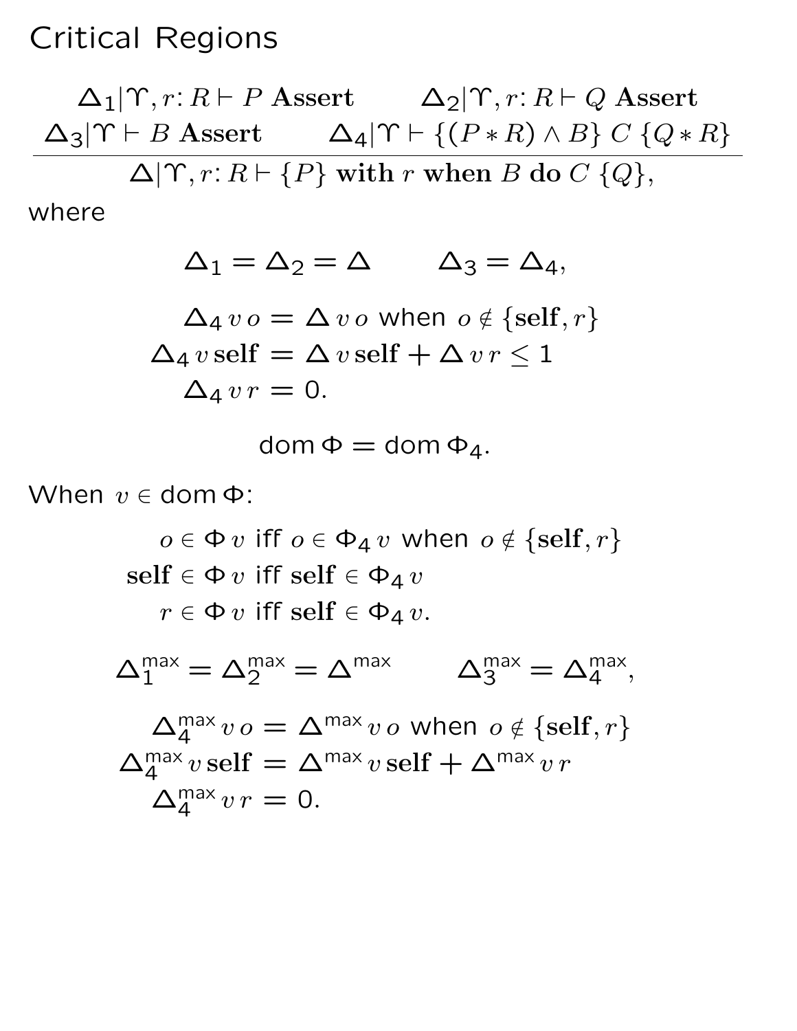# Critical Regions

$$\frac{\Delta_1|\Upsilon, r\!: R \vdash P\ \textbf{Assert} \qquad \Delta_2|\Upsilon, r\!: R \vdash Q\ \textbf{Assert} \qquad \Delta_3|\Upsilon \vdash B\ \textbf{Assert} \qquad \Delta_4|\Upsilon \vdash \{(P * R) \wedge B\}\ C\ \{Q * R\}}{\Delta|\Upsilon, r\!: R \vdash \{P\}\ \textbf{with}\ r\ \textbf{when}\ B\ \textbf{do}\ C\ \{Q\},}$$

where

$$\Delta_1 = \Delta_2 = \Delta \qquad \Delta_3 = \Delta_4,$$

$$\begin{aligned}
\Delta_4\, v\, o &= \Delta\, v\, o \text{ when } o \notin \{\textbf{self}, r\} \\
\Delta_4\, v\, \textbf{self} &= \Delta\, v\, \textbf{self} + \Delta\, v\, r \leq 1 \\
\Delta_4\, v\, r &= 0.
\end{aligned}$$

$$\mathsf{dom}\,\Phi = \mathsf{dom}\,\Phi_4.$$

When $v \in \mathsf{dom}\,\Phi$:

$$\begin{aligned}
o \in \Phi\, v &\text{ iff } o \in \Phi_4\, v \text{ when } o \notin \{\textbf{self}, r\} \\
\textbf{self} \in \Phi\, v &\text{ iff } \textbf{self} \in \Phi_4\, v \\
r \in \Phi\, v &\text{ iff } \textbf{self} \in \Phi_4\, v.
\end{aligned}$$

$$\Delta_1^{\mathsf{max}} = \Delta_2^{\mathsf{max}} = \Delta^{\mathsf{max}} \qquad \Delta_3^{\mathsf{max}} = \Delta_4^{\mathsf{max}},$$

$$\begin{aligned}
\Delta_4^{\mathsf{max}}\, v\, o &= \Delta^{\mathsf{max}}\, v\, o \text{ when } o \notin \{\textbf{self}, r\} \\
\Delta_4^{\mathsf{max}}\, v\, \textbf{self} &= \Delta^{\mathsf{max}}\, v\, \textbf{self} + \Delta^{\mathsf{max}}\, v\, r \\
\Delta_4^{\mathsf{max}}\, v\, r &= 0.
\end{aligned}$$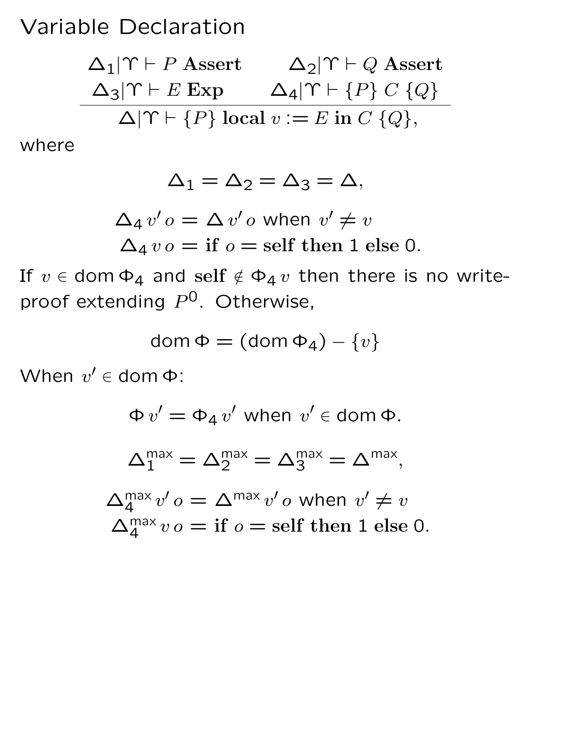# Variable Declaration

$$
\frac{\Delta_1|\Upsilon \vdash P\ \mathbf{Assert} \qquad \Delta_2|\Upsilon \vdash Q\ \mathbf{Assert} \qquad \Delta_3|\Upsilon \vdash E\ \mathbf{Exp} \qquad \Delta_4|\Upsilon \vdash \{P\}\ C\ \{Q\}}{\Delta|\Upsilon \vdash \{P\}\ \mathbf{local}\ v := E\ \mathbf{in}\ C\ \{Q\},}
$$

where

$$
\Delta_1 = \Delta_2 = \Delta_3 = \Delta,
$$

$$
\begin{aligned}
\Delta_4\, v'\, o &= \Delta\, v'\, o \text{ when } v' \neq v \\
\Delta_4\, v\, o &= \mathbf{if}\ o = \mathbf{self}\ \mathbf{then}\ 1\ \mathbf{else}\ 0.
\end{aligned}
$$

If $v \in \operatorname{dom} \Phi_4$ and $\mathbf{self} \notin \Phi_4\, v$ then there is no write-proof extending $P^0$. Otherwise,

$$
\operatorname{dom} \Phi = (\operatorname{dom} \Phi_4) - \{v\}
$$

When $v' \in \operatorname{dom} \Phi$:

$$
\Phi\, v' = \Phi_4\, v' \text{ when } v' \in \operatorname{dom} \Phi.
$$

$$
\Delta_1^{\mathsf{max}} = \Delta_2^{\mathsf{max}} = \Delta_3^{\mathsf{max}} = \Delta^{\mathsf{max}},
$$

$$
\begin{aligned}
\Delta_4^{\mathsf{max}}\, v'\, o &= \Delta^{\mathsf{max}}\, v'\, o \text{ when } v' \neq v \\
\Delta_4^{\mathsf{max}}\, v\, o &= \mathbf{if}\ o = \mathbf{self}\ \mathbf{then}\ 1\ \mathbf{else}\ 0.
\end{aligned}
$$